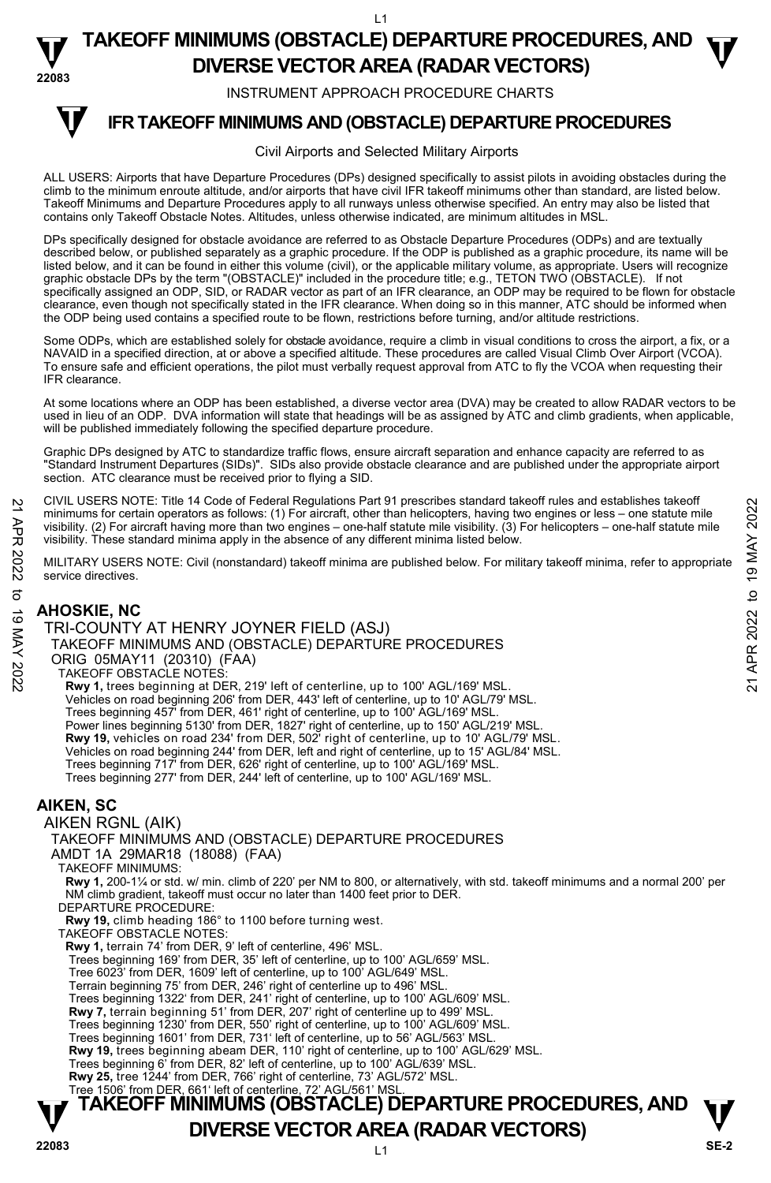# TAKEOFF MINIMUMS (OBSTACLE) DEPARTURE PROCEDURES, AND DIVERSE VECTOR AREA (RADAR VECTORS)

INSTRUMENT APPROACH PROCEDURE CHARTS

## IFR TAKEOFF MINIMUMS AND (OBSTACLE) DEPARTURE PROCEDURES

Civil Airports and Selected Military Airports

ALL USERS: Airports that have Departure Procedures (DPs) designed specifically to assist pilots in avoiding obstacles during the climb to the minimum enroute altitude, and/or airports that have civil IFR takeoff minimums other than standard, are listed below. Takeoff Minimums and Departure Procedures apply to all runways unless otherwise specified. An entry may also be listed that contains only Takeoff Obstacle Notes. Altitudes, unless otherwise indicated, are minimum altitudes in MSL.

DPs specifically designed for obstacle avoidance are referred to as Obstacle Departure Procedures (ODPs) and are textually described below, or published separately as a graphic procedure. If the ODP is published as a graphic procedure, its name will be listed below, and it can be found in either this volume (civil), or the applicable military volume, as appropriate. Users will recognize graphic obstacle DPs by the term "(OBSTACLE)" included in the procedure title; e.g., TETON TWO (OBSTACLE). If not specifically assigned an ODP, SID, or RADAR vector as part of an IFR clearance, an ODP may be required to be flown for obstacle clearance, even though not specifically stated in the IFR clearance. When doing so in this manner, ATC should be informed when the ODP being used contains a specified route to be flown, restrictions before turning, and/or altitude restrictions.

Some ODPs, which are established solely for obstacle avoidance, require a climb in visual conditions to cross the airport, a fix, or a NAVAID in a specified direction, at or above a specified altitude. These procedures are called Visual Climb Over Airport (VCOA). To ensure safe and efficient operations, the pilot must verbally request approval from ATC to fly the VCOA when requesting their IFR clearance.

At some locations where an ODP has been established, a diverse vector area (DVA) may be created to allow RADAR vectors to be used in lieu of an ODP. DVA information will state that headings will be as assigned by ATC and climb gradients, when applicable, will be published immediately following the specified departure procedure.

Graphic DPs designed by ATC to standardize traffic flows, ensure aircraft separation and enhance capacity are referred to as "Standard Instrument Departures (SIDs)". SIDs also provide obstacle clearance and are published under the appropriate airport section. ATC clearance must be received prior to flying a SID.

CIVIL USERS NOTE: Title 14 Code of Federal Regulations Part 91 prescribes standard takeoff rules and establishes takeoff minimums for certain operators as follows: (1) For aircraft, other than helicopters, having two engines or less – one statute mile visibility. (2) For aircraft having more than two engines – one-half statute mile visibility. (3) For helicopters – one-half statute mile visibility. These standard minima apply in the absence of any different minima listed below.

MILITARY USERS NOTE: Civil (nonstandard) takeoff minima are published below. For military takeoff minima, refer to appropriate service directives.

### AHOSKIE, NC

TRI-COUNTY AT HENRY JOYNER FIELD (ASJ)
TAKEOFF MINIMUMS AND (OBSTACLE) DEPARTURE PROCEDURES
ORIG 05MAY11 (20310) (FAA)
TAKEOFF OBSTACLE NOTES:
**Rwy 1,** trees beginning at DER, 219' left of centerline, up to 100' AGL/169' MSL.
Vehicles on road beginning 206' from DER, 443' left of centerline, up to 10' AGL/79' MSL.
Trees beginning 457' from DER, 461' right of centerline, up to 100' AGL/169' MSL.
Power lines beginning 5130' from DER, 1827' right of centerline, up to 150' AGL/219' MSL.
**Rwy 19,** vehicles on road 234' from DER, 502' right of centerline, up to 10' AGL/79' MSL.
Vehicles on road beginning 244' from DER, left and right of centerline, up to 15' AGL/84' MSL.
Trees beginning 717' from DER, 626' right of centerline, up to 100' AGL/169' MSL.
Trees beginning 277' from DER, 244' left of centerline, up to 100' AGL/169' MSL.

### AIKEN, SC

AIKEN RGNL (AIK)
TAKEOFF MINIMUMS AND (OBSTACLE) DEPARTURE PROCEDURES
AMDT 1A 29MAR18 (18088) (FAA)
TAKEOFF MINIMUMS:
**Rwy 1,** 200-1¼ or std. w/ min. climb of 220' per NM to 800, or alternatively, with std. takeoff minimums and a normal 200' per NM climb gradient, takeoff must occur no later than 1400 feet prior to DER.
DEPARTURE PROCEDURE:
**Rwy 19,** climb heading 186° to 1100 before turning west.
TAKEOFF OBSTACLE NOTES:
**Rwy 1,** terrain 74' from DER, 9' left of centerline, 496' MSL.
Trees beginning 169' from DER, 35' left of centerline, up to 100' AGL/659' MSL.
Tree 6023' from DER, 1609' left of centerline, up to 100' AGL/649' MSL.
Terrain beginning 75' from DER, 246' right of centerline up to 496' MSL.
Trees beginning 1322' from DER, 241' right of centerline, up to 100' AGL/609' MSL.
**Rwy 7,** terrain beginning 51' from DER, 207' right of centerline up to 499' MSL.
Trees beginning 1230' from DER, 550' right of centerline, up to 100' AGL/609' MSL.
Trees beginning 1601' from DER, 731' left of centerline, up to 56' AGL/563' MSL.
**Rwy 19,** trees beginning abeam DER, 110' right of centerline, up to 100' AGL/629' MSL.
Trees beginning 6' from DER, 82' left of centerline, up to 100' AGL/639' MSL.
**Rwy 25,** tree 1244' from DER, 766' right of centerline, 73' AGL/572' MSL.
Tree 1506' from DER, 661' left of centerline, 72' AGL/561' MSL.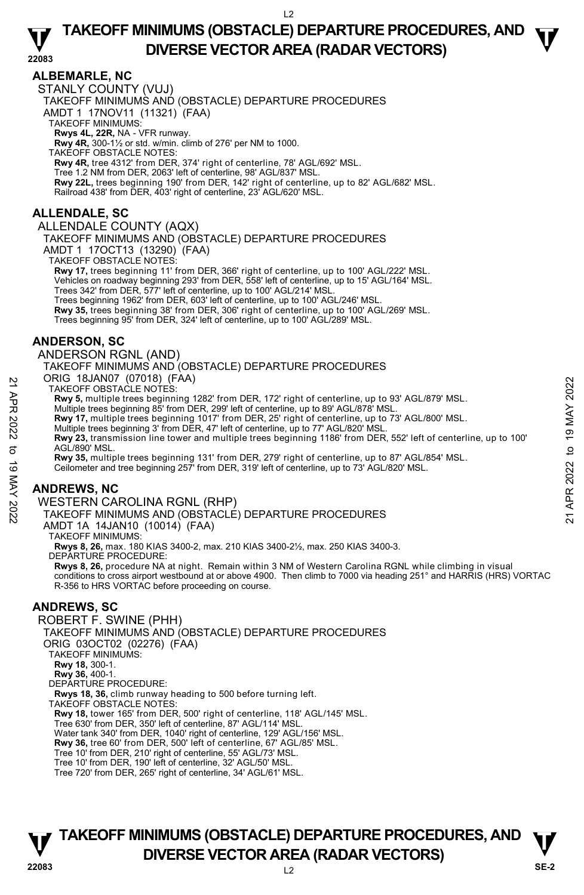## ALBEMARLE, NC

STANLY COUNTY (VUJ)

TAKEOFF MINIMUMS AND (OBSTACLE) DEPARTURE PROCEDURES

AMDT 1 17NOV11 (11321) (FAA)

TAKEOFF MINIMUMS:

**Rwys 4L, 22R,** NA - VFR runway.

**Rwy 4R,** 300-1½ or std. w/min. climb of 276' per NM to 1000.

TAKEOFF OBSTACLE NOTES:

**Rwy 4R,** tree 4312' from DER, 374' right of centerline, 78' AGL/692' MSL.

Tree 1.2 NM from DER, 2063' left of centerline, 98' AGL/837' MSL.

**Rwy 22L,** trees beginning 190' from DER, 142' right of centerline, up to 82' AGL/682' MSL.

Railroad 438' from DER, 403' right of centerline, 23' AGL/620' MSL.

## ALLENDALE, SC

ALLENDALE COUNTY (AQX)

TAKEOFF MINIMUMS AND (OBSTACLE) DEPARTURE PROCEDURES

AMDT 1 17OCT13 (13290) (FAA)

TAKEOFF OBSTACLE NOTES:

**Rwy 17,** trees beginning 11' from DER, 366' right of centerline, up to 100' AGL/222' MSL.

Vehicles on roadway beginning 293' from DER, 558' left of centerline, up to 15' AGL/164' MSL.

Trees 342' from DER, 577' left of centerline, up to 100' AGL/214' MSL.

Trees beginning 1962' from DER, 603' left of centerline, up to 100' AGL/246' MSL.

**Rwy 35,** trees beginning 38' from DER, 306' right of centerline, up to 100' AGL/269' MSL.

Trees beginning 95' from DER, 324' left of centerline, up to 100' AGL/289' MSL.

## ANDERSON, SC

ANDERSON RGNL (AND)

TAKEOFF MINIMUMS AND (OBSTACLE) DEPARTURE PROCEDURES

ORIG 18JAN07 (07018) (FAA)

TAKEOFF OBSTACLE NOTES:

**Rwy 5,** multiple trees beginning 1282' from DER, 172' right of centerline, up to 93' AGL/879' MSL.

Multiple trees beginning 85' from DER, 299' left of centerline, up to 89' AGL/878' MSL.

**Rwy 17,** multiple trees beginning 1017' from DER, 25' right of centerline, up to 73' AGL/800' MSL.

Multiple trees beginning 3' from DER, 47' left of centerline, up to 77' AGL/820' MSL.

**Rwy 23,** transmission line tower and multiple trees beginning 1186' from DER, 552' left of centerline, up to 100' AGL/890' MSL.

**Rwy 35,** multiple trees beginning 131' from DER, 279' right of centerline, up to 87' AGL/854' MSL.

Ceilometer and tree beginning 257' from DER, 319' left of centerline, up to 73' AGL/820' MSL.

## ANDREWS, NC

WESTERN CAROLINA RGNL (RHP)

TAKEOFF MINIMUMS AND (OBSTACLE) DEPARTURE PROCEDURES

AMDT 1A 14JAN10 (10014) (FAA)

TAKEOFF MINIMUMS:

**Rwys 8, 26,** max. 180 KIAS 3400-2, max. 210 KIAS 3400-2½, max. 250 KIAS 3400-3.

DEPARTURE PROCEDURE:

**Rwys 8, 26,** procedure NA at night. Remain within 3 NM of Western Carolina RGNL while climbing in visual conditions to cross airport westbound at or above 4900. Then climb to 7000 via heading 251° and HARRIS (HRS) VORTAC R-356 to HRS VORTAC before proceeding on course.

## ANDREWS, SC

ROBERT F. SWINE (PHH)

TAKEOFF MINIMUMS AND (OBSTACLE) DEPARTURE PROCEDURES

ORIG 03OCT02 (02276) (FAA)

TAKEOFF MINIMUMS:

**Rwy 18,** 300-1.

**Rwy 36,** 400-1.

DEPARTURE PROCEDURE:

**Rwys 18, 36,** climb runway heading to 500 before turning left.

TAKEOFF OBSTACLE NOTES:

**Rwy 18,** tower 165' from DER, 500' right of centerline, 118' AGL/145' MSL.

Tree 630' from DER, 350' left of centerline, 87' AGL/114' MSL.

Water tank 340' from DER, 1040' right of centerline, 129' AGL/156' MSL.

**Rwy 36,** tree 60' from DER, 500' left of centerline, 67' AGL/85' MSL.

Tree 10' from DER, 210' right of centerline, 55' AGL/73' MSL.

Tree 10' from DER, 190' left of centerline, 32' AGL/50' MSL.

Tree 720' from DER, 265' right of centerline, 34' AGL/61' MSL.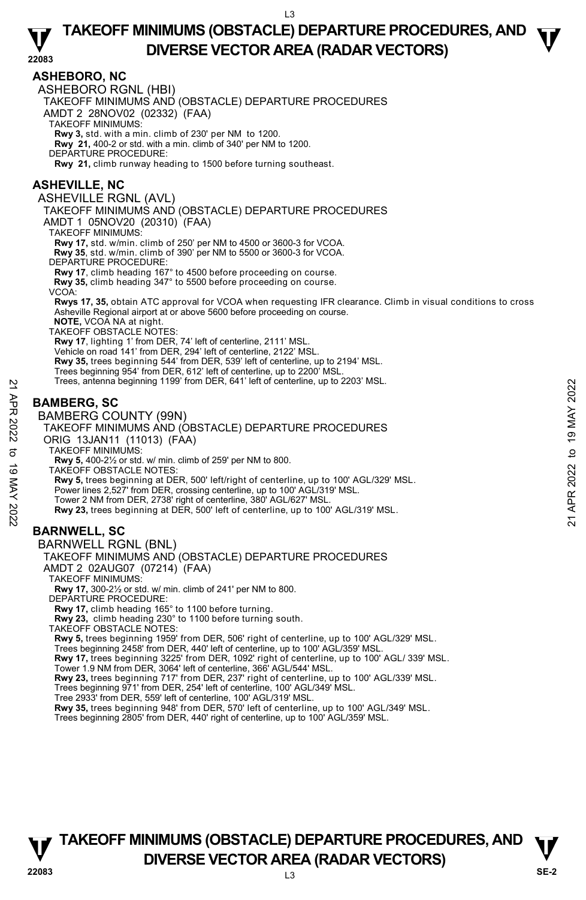## ASHEBORO, NC

ASHEBORO RGNL (HBI)

TAKEOFF MINIMUMS AND (OBSTACLE) DEPARTURE PROCEDURES

AMDT 2 28NOV02 (02332) (FAA)

TAKEOFF MINIMUMS:

**Rwy 3,** std. with a min. climb of 230' per NM to 1200.

**Rwy 21,** 400-2 or std. with a min. climb of 340' per NM to 1200.

DEPARTURE PROCEDURE:

**Rwy 21,** climb runway heading to 1500 before turning southeast.

## ASHEVILLE, NC

ASHEVILLE RGNL (AVL)

TAKEOFF MINIMUMS AND (OBSTACLE) DEPARTURE PROCEDURES

AMDT 1 05NOV20 (20310) (FAA)

TAKEOFF MINIMUMS:

**Rwy 17,** std. w/min. climb of 250' per NM to 4500 or 3600-3 for VCOA.

**Rwy 35**, std. w/min. climb of 390' per NM to 5500 or 3600-3 for VCOA.

DEPARTURE PROCEDURE:

**Rwy 17**, climb heading 167° to 4500 before proceeding on course.

**Rwy 35,** climb heading 347° to 5500 before proceeding on course.

VCOA:

**Rwys 17, 35,** obtain ATC approval for VCOA when requesting IFR clearance. Climb in visual conditions to cross Asheville Regional airport at or above 5600 before proceeding on course.

**NOTE,** VCOA NA at night.

TAKEOFF OBSTACLE NOTES:

**Rwy 17**, lighting 1' from DER, 74' left of centerline, 2111' MSL.

Vehicle on road 141' from DER, 294' left of centerline, 2122' MSL.

**Rwy 35,** trees beginning 544' from DER, 539' left of centerline, up to 2194' MSL.

Trees beginning 954' from DER, 612' left of centerline, up to 2200' MSL.

Trees, antenna beginning 1199' from DER, 641' left of centerline, up to 2203' MSL.

## BAMBERG, SC

BAMBERG COUNTY (99N)

TAKEOFF MINIMUMS AND (OBSTACLE) DEPARTURE PROCEDURES

ORIG 13JAN11 (11013) (FAA)

TAKEOFF MINIMUMS:

**Rwy 5,** 400-2½ or std. w/ min. climb of 259' per NM to 800.

TAKEOFF OBSTACLE NOTES:

**Rwy 5,** trees beginning at DER, 500' left/right of centerline, up to 100' AGL/329' MSL.

Power lines 2,527' from DER, crossing centerline, up to 100' AGL/319' MSL.

Tower 2 NM from DER, 2738' right of centerline, 380' AGL/627' MSL.

**Rwy 23,** trees beginning at DER, 500' left of centerline, up to 100' AGL/319' MSL.

## BARNWELL, SC

BARNWELL RGNL (BNL)

TAKEOFF MINIMUMS AND (OBSTACLE) DEPARTURE PROCEDURES

AMDT 2 02AUG07 (07214) (FAA)

TAKEOFF MINIMUMS:

**Rwy 17,** 300-2½ or std. w/ min. climb of 241' per NM to 800.

DEPARTURE PROCEDURE:

**Rwy 17,** climb heading 165° to 1100 before turning.

**Rwy 23,** climb heading 230° to 1100 before turning south.

TAKEOFF OBSTACLE NOTES:

**Rwy 5,** trees beginning 1959' from DER, 506' right of centerline, up to 100' AGL/329' MSL.

Trees beginning 2458' from DER, 440' left of centerline, up to 100' AGL/359' MSL.

**Rwy 17,** trees beginning 3225' from DER, 1092' right of centerline, up to 100' AGL/ 339' MSL.

Tower 1.9 NM from DER, 3064' left of centerline, 366' AGL/544' MSL.

**Rwy 23,** trees beginning 717' from DER, 237' right of centerline, up to 100' AGL/339' MSL.

Trees beginning 971' from DER, 254' left of centerline, 100' AGL/349' MSL.

Tree 2933' from DER, 559' left of centerline, 100' AGL/319' MSL.

**Rwy 35,** trees beginning 948' from DER, 570' left of centerline, up to 100' AGL/349' MSL.

Trees beginning 2805' from DER, 440' right of centerline, up to 100' AGL/359' MSL.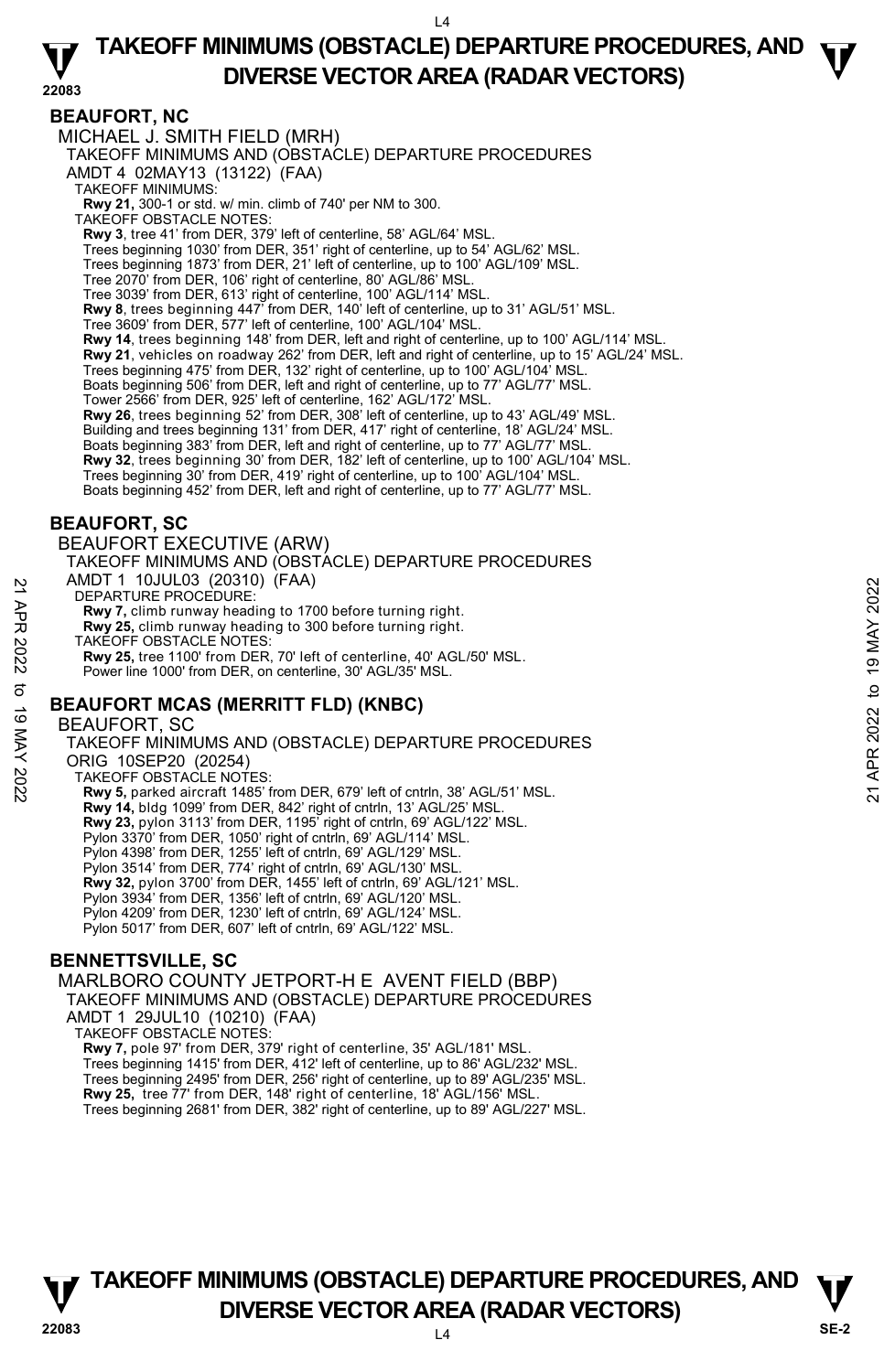## BEAUFORT, NC

MICHAEL J. SMITH FIELD (MRH)
TAKEOFF MINIMUMS AND (OBSTACLE) DEPARTURE PROCEDURES
AMDT 4 02MAY13 (13122) (FAA)

TAKEOFF MINIMUMS:
**Rwy 21,** 300-1 or std. w/ min. climb of 740' per NM to 300.

TAKEOFF OBSTACLE NOTES:
**Rwy 3**, tree 41' from DER, 379' left of centerline, 58' AGL/64' MSL.
Trees beginning 1030' from DER, 351' right of centerline, up to 54' AGL/62' MSL.
Trees beginning 1873' from DER, 21' left of centerline, up to 100' AGL/109' MSL.
Tree 2070' from DER, 106' right of centerline, 80' AGL/86' MSL.
Tree 3039' from DER, 613' right of centerline, 100' AGL/114' MSL.
**Rwy 8**, trees beginning 447' from DER, 140' left of centerline, up to 31' AGL/51' MSL.
Tree 3609' from DER, 577' left of centerline, 100' AGL/104' MSL.
**Rwy 14**, trees beginning 148' from DER, left and right of centerline, up to 100' AGL/114' MSL.
**Rwy 21**, vehicles on roadway 262' from DER, left and right of centerline, up to 15' AGL/24' MSL.
Trees beginning 475' from DER, 132' right of centerline, up to 100' AGL/104' MSL.
Boats beginning 506' from DER, left and right of centerline, up to 77' AGL/77' MSL.
Tower 2566' from DER, 925' left of centerline, 162' AGL/172' MSL.
**Rwy 26**, trees beginning 52' from DER, 308' left of centerline, up to 43' AGL/49' MSL.
Building and trees beginning 131' from DER, 417' right of centerline, 18' AGL/24' MSL.
Boats beginning 383' from DER, left and right of centerline, up to 77' AGL/77' MSL.
**Rwy 32**, trees beginning 30' from DER, 182' left of centerline, up to 100' AGL/104' MSL.
Trees beginning 30' from DER, 419' right of centerline, up to 100' AGL/104' MSL.
Boats beginning 452' from DER, left and right of centerline, up to 77' AGL/77' MSL.

## BEAUFORT, SC

BEAUFORT EXECUTIVE (ARW)
TAKEOFF MINIMUMS AND (OBSTACLE) DEPARTURE PROCEDURES
AMDT 1 10JUL03 (20310) (FAA)

DEPARTURE PROCEDURE:
**Rwy 7,** climb runway heading to 1700 before turning right.
**Rwy 25,** climb runway heading to 300 before turning right.

TAKEOFF OBSTACLE NOTES:
**Rwy 25,** tree 1100' from DER, 70' left of centerline, 40' AGL/50' MSL.
Power line 1000' from DER, on centerline, 30' AGL/35' MSL.

## BEAUFORT MCAS (MERRITT FLD) (KNBC)

BEAUFORT, SC
TAKEOFF MINIMUMS AND (OBSTACLE) DEPARTURE PROCEDURES
ORIG 10SEP20 (20254)

TAKEOFF OBSTACLE NOTES:
**Rwy 5,** parked aircraft 1485' from DER, 679' left of cntrln, 38' AGL/51' MSL.
**Rwy 14,** bldg 1099' from DER, 842' right of cntrln, 13' AGL/25' MSL.
**Rwy 23,** pylon 3113' from DER, 1195' right of cntrln, 69' AGL/122' MSL.
Pylon 3370' from DER, 1050' right of cntrln, 69' AGL/114' MSL.
Pylon 4398' from DER, 1255' left of cntrln, 69' AGL/129' MSL.
Pylon 3514' from DER, 774' right of cntrln, 69' AGL/130' MSL.
**Rwy 32,** pylon 3700' from DER, 1455' left of cntrln, 69' AGL/121' MSL.
Pylon 3934' from DER, 1356' left of cntrln, 69' AGL/120' MSL.
Pylon 4209' from DER, 1230' left of cntrln, 69' AGL/124' MSL.
Pylon 5017' from DER, 607' left of cntrln, 69' AGL/122' MSL.

## BENNETTSVILLE, SC

MARLBORO COUNTY JETPORT-H E AVENT FIELD (BBP)
TAKEOFF MINIMUMS AND (OBSTACLE) DEPARTURE PROCEDURES
AMDT 1 29JUL10 (10210) (FAA)

TAKEOFF OBSTACLE NOTES:
**Rwy 7,** pole 97' from DER, 379' right of centerline, 35' AGL/181' MSL.
Trees beginning 1415' from DER, 412' left of centerline, up to 86' AGL/232' MSL.
Trees beginning 2495' from DER, 256' right of centerline, up to 89' AGL/235' MSL.
**Rwy 25,** tree 77' from DER, 148' right of centerline, 18' AGL/156' MSL.
Trees beginning 2681' from DER, 382' right of centerline, up to 89' AGL/227' MSL.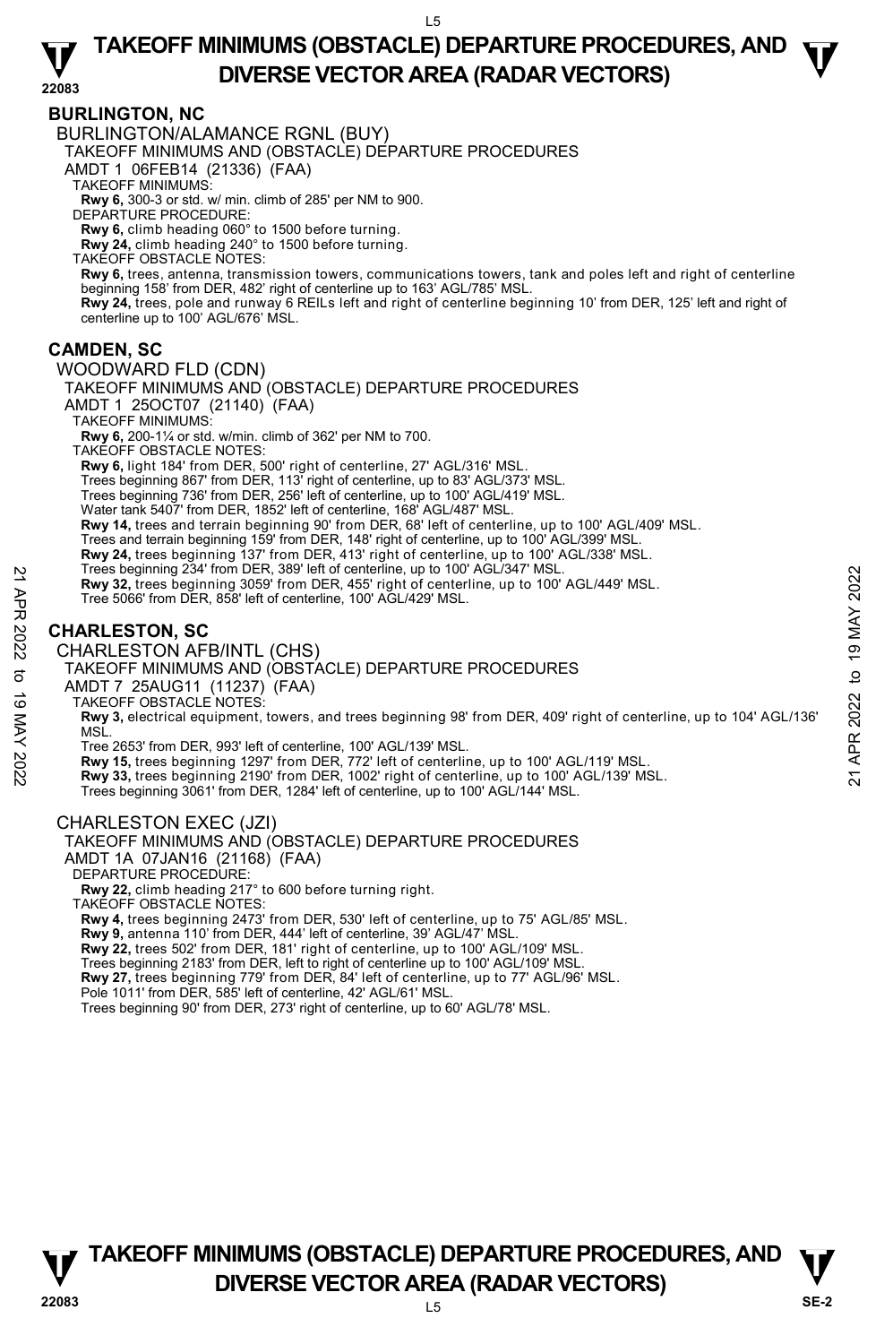## BURLINGTON, NC

BURLINGTON/ALAMANCE RGNL (BUY)

TAKEOFF MINIMUMS AND (OBSTACLE) DEPARTURE PROCEDURES

AMDT 1 06FEB14 (21336) (FAA)

TAKEOFF MINIMUMS:

**Rwy 6,** 300-3 or std. w/ min. climb of 285' per NM to 900.

DEPARTURE PROCEDURE:

**Rwy 6,** climb heading 060° to 1500 before turning.

**Rwy 24,** climb heading 240° to 1500 before turning.

TAKEOFF OBSTACLE NOTES:

**Rwy 6,** trees, antenna, transmission towers, communications towers, tank and poles left and right of centerline beginning 158' from DER, 482' right of centerline up to 163' AGL/785' MSL.

**Rwy 24,** trees, pole and runway 6 REILs left and right of centerline beginning 10' from DER, 125' left and right of centerline up to 100' AGL/676' MSL.

## CAMDEN, SC

WOODWARD FLD (CDN)

TAKEOFF MINIMUMS AND (OBSTACLE) DEPARTURE PROCEDURES

AMDT 1 25OCT07 (21140) (FAA)

TAKEOFF MINIMUMS:

**Rwy 6,** 200-1¼ or std. w/min. climb of 362' per NM to 700.

TAKEOFF OBSTACLE NOTES:

**Rwy 6,** light 184' from DER, 500' right of centerline, 27' AGL/316' MSL.
Trees beginning 867' from DER, 113' right of centerline, up to 83' AGL/373' MSL.
Trees beginning 736' from DER, 256' left of centerline, up to 100' AGL/419' MSL.
Water tank 5407' from DER, 1852' left of centerline, 168' AGL/487' MSL.

**Rwy 14,** trees and terrain beginning 90' from DER, 68' left of centerline, up to 100' AGL/409' MSL.
Trees and terrain beginning 159' from DER, 148' right of centerline, up to 100' AGL/399' MSL.

**Rwy 24,** trees beginning 137' from DER, 413' right of centerline, up to 100' AGL/338' MSL.
Trees beginning 234' from DER, 389' left of centerline, up to 100' AGL/347' MSL.

**Rwy 32,** trees beginning 3059' from DER, 455' right of centerline, up to 100' AGL/449' MSL.
Tree 5066' from DER, 858' left of centerline, 100' AGL/429' MSL.

## CHARLESTON, SC

CHARLESTON AFB/INTL (CHS)

TAKEOFF MINIMUMS AND (OBSTACLE) DEPARTURE PROCEDURES

AMDT 7 25AUG11 (11237) (FAA)

TAKEOFF OBSTACLE NOTES:

**Rwy 3,** electrical equipment, towers, and trees beginning 98' from DER, 409' right of centerline, up to 104' AGL/136' MSL.
Tree 2653' from DER, 993' left of centerline, 100' AGL/139' MSL.

**Rwy 15,** trees beginning 1297' from DER, 772' left of centerline, up to 100' AGL/119' MSL.

**Rwy 33,** trees beginning 2190' from DER, 1002' right of centerline, up to 100' AGL/139' MSL.
Trees beginning 3061' from DER, 1284' left of centerline, up to 100' AGL/144' MSL.

CHARLESTON EXEC (JZI)

TAKEOFF MINIMUMS AND (OBSTACLE) DEPARTURE PROCEDURES

AMDT 1A 07JAN16 (21168) (FAA)

DEPARTURE PROCEDURE:

**Rwy 22,** climb heading 217° to 600 before turning right.

TAKEOFF OBSTACLE NOTES:

**Rwy 4,** trees beginning 2473' from DER, 530' left of centerline, up to 75' AGL/85' MSL.

**Rwy 9,** antenna 110' from DER, 444' left of centerline, 39' AGL/47' MSL.

**Rwy 22,** trees 502' from DER, 181' right of centerline, up to 100' AGL/109' MSL.
Trees beginning 2183' from DER, left to right of centerline up to 100' AGL/109' MSL.

**Rwy 27,** trees beginning 779' from DER, 84' left of centerline, up to 77' AGL/96' MSL.
Pole 1011' from DER, 585' left of centerline, 42' AGL/61' MSL.
Trees beginning 90' from DER, 273' right of centerline, up to 60' AGL/78' MSL.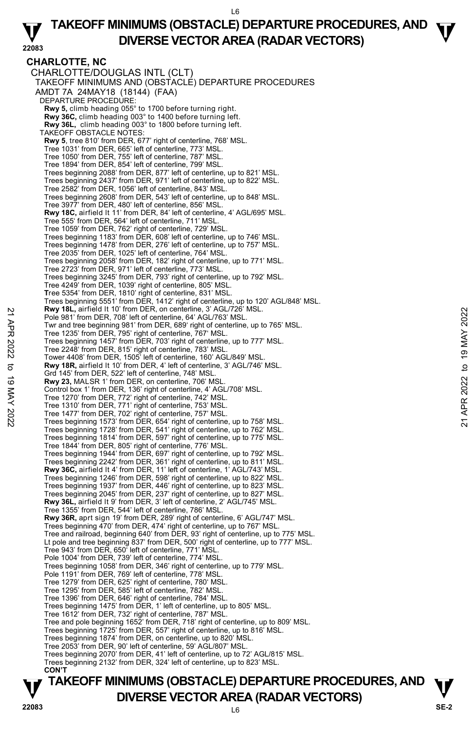**CHARLOTTE, NC**

CHARLOTTE/DOUGLAS INTL (CLT)

TAKEOFF MINIMUMS AND (OBSTACLE) DEPARTURE PROCEDURES

AMDT 7A 24MAY18 (18144) (FAA)

DEPARTURE PROCEDURE:

**Rwy 5,** climb heading 055° to 1700 before turning right.
**Rwy 36C,** climb heading 003° to 1400 before turning left.
**Rwy 36L,** climb heading 003° to 1800 before turning left.

TAKEOFF OBSTACLE NOTES:

**Rwy 5**, tree 810' from DER, 677' right of centerline, 768' MSL.
Tree 1031' from DER, 665' left of centerline, 773' MSL.
Tree 1050' from DER, 755' left of centerline, 787' MSL.
Tree 1894' from DER, 854' left of centerline, 799' MSL.
Trees beginning 2088' from DER, 877' left of centerline, up to 821' MSL.
Trees beginning 2437' from DER, 971' left of centerline, up to 822' MSL.
Tree 2582' from DER, 1056' left of centerline, 843' MSL.
Trees beginning 2608' from DER, 543' left of centerline, up to 848' MSL.
Tree 3977' from DER, 480' left of centerline, 856' MSL.
**Rwy 18C,** airfield lt 11' from DER, 84' left of centerline, 4' AGL/695' MSL.
Tree 555' from DER, 564' left of centerline, 711' MSL.
Tree 1059' from DER, 762' right of centerline, 729' MSL.
Trees beginning 1183' from DER, 608' left of centerline, up to 746' MSL.
Trees beginning 1478' from DER, 276' left of centerline, up to 757' MSL.
Tree 2035' from DER, 1025' left of centerline, 764' MSL.
Trees beginning 2058' from DER, 182' right of centerline, up to 771' MSL.
Tree 2723' from DER, 971' left of centerline, 773' MSL.
Trees beginning 3245' from DER, 793' right of centerline, up to 792' MSL.
Tree 4249' from DER, 1039' right of centerline, 805' MSL.
Tree 5354' from DER, 1810' right of centerline, 831' MSL.
Trees beginning 5551' from DER, 1412' right of centerline, up to 120' AGL/848' MSL.
**Rwy 18L,** airfield lt 10' from DER, on centerline, 3' AGL/726' MSL.
Pole 981' from DER, 708' left of centerline, 64' AGL/763' MSL.
Twr and tree beginning 981' from DER, 689' right of centerline, up to 765' MSL.
Tree 1235' from DER, 795' right of centerline, 767' MSL.
Trees beginning 1457' from DER, 703' right of centerline, up to 777' MSL.
Tree 2248' from DER, 815' right of centerline, 783' MSL.
Tower 4408' from DER, 1505' left of centerline, 160' AGL/849' MSL.
**Rwy 18R,** airfield lt 10' from DER, 4' left of centerline, 3' AGL/746' MSL.
Grd 145' from DER, 522' left of centerline, 748' MSL.
**Rwy 23,** MALSR 1' from DER, on centerline, 706' MSL.
Control box 1' from DER, 136' right of centerline, 4' AGL/708' MSL.
Tree 1270' from DER, 772' right of centerline, 742' MSL.
Tree 1310' from DER, 771' right of centerline, 753' MSL.
Tree 1477' from DER, 702' right of centerline, 757' MSL.
Trees beginning 1573' from DER, 654' right of centerline, up to 758' MSL.
Trees beginning 1728' from DER, 541' right of centerline, up to 762' MSL.
Trees beginning 1814' from DER, 597' right of centerline, up to 775' MSL.
Tree 1844' from DER, 805' right of centerline, 776' MSL.
Trees beginning 1944' from DER, 697' right of centerline, up to 792' MSL.
Trees beginning 2242' from DER, 361' right of centerline, up to 811' MSL.
**Rwy 36C,** airfield lt 4' from DER, 11' left of centerline, 1' AGL/743' MSL.
Trees beginning 1246' from DER, 598' right of centerline, up to 822' MSL.
Trees beginning 1937' from DER, 446' right of centerline, up to 823' MSL.
Trees beginning 2045' from DER, 237' right of centerline, up to 827' MSL.
**Rwy 36L,** airfield lt 9' from DER, 3' left of centerline, 2' AGL/745' MSL.
Tree 1355' from DER, 544' left of centerline, 786' MSL.
**Rwy 36R,** aprt sign 19' from DER, 289' right of centerline, 6' AGL/747' MSL.
Trees beginning 470' from DER, 474' right of centerline, up to 767' MSL.
Tree and railroad, beginning 640' from DER, 93' right of centerline, up to 775' MSL.
Lt pole and tree beginning 837' from DER, 500' right of centerline, up to 777' MSL.
Tree 943' from DER, 650' left of centerline, 771' MSL.
Pole 1004' from DER, 739' left of centerline, 774' MSL.
Trees beginning 1058' from DER, 346' right of centerline, up to 779' MSL.
Pole 1191' from DER, 769' left of centerline, 778' MSL.
Tree 1279' from DER, 625' right of centerline, 780' MSL.
Tree 1295' from DER, 585' left of centerline, 782' MSL.
Tree 1396' from DER, 646' right of centerline, 784' MSL.
Trees beginning 1475' from DER, 1' left of centerline, up to 805' MSL.
Tree 1612' from DER, 732' right of centerline, 787' MSL.
Tree and pole beginning 1652' from DER, 718' right of centerline, up to 809' MSL.
Trees beginning 1725' from DER, 557' right of centerline, up to 816' MSL.
Trees beginning 1874' from DER, on centerline, up to 820' MSL.
Tree 2053' from DER, 90' left of centerline, 59' AGL/807' MSL.
Trees beginning 2070' from DER, 41' left of centerline, up to 72' AGL/815' MSL.
Trees beginning 2132' from DER, 324' left of centerline, up to 823' MSL.

**CON'T**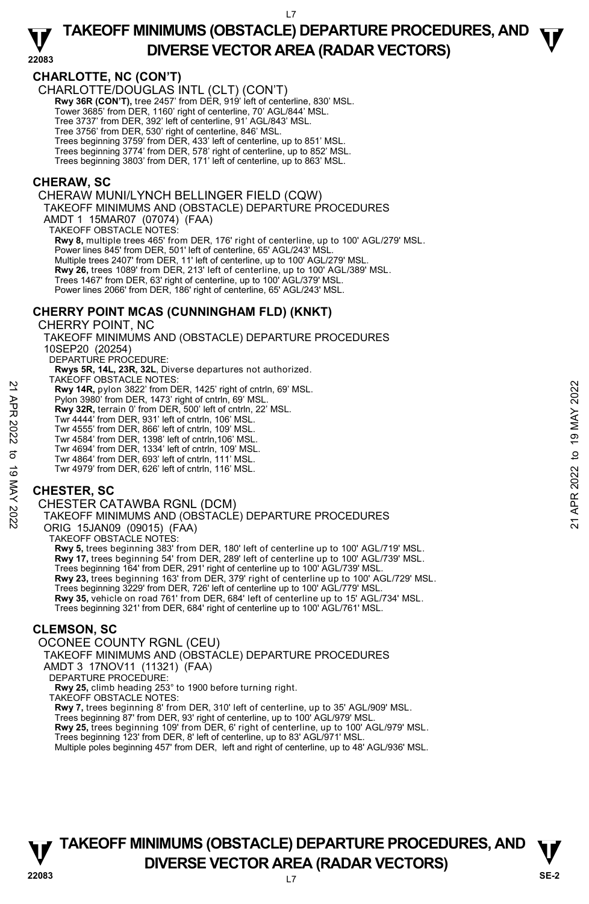## CHARLOTTE, NC (CON'T)

CHARLOTTE/DOUGLAS INTL (CLT) (CON'T)

**Rwy 36R (CON'T),** tree 2457' from DER, 919' left of centerline, 830' MSL.
Tower 3685' from DER, 1160' right of centerline, 70' AGL/844' MSL.
Tree 3737' from DER, 392' left of centerline, 91' AGL/843' MSL.
Tree 3756' from DER, 530' right of centerline, 846' MSL.
Trees beginning 3759' from DER, 433' left of centerline, up to 851' MSL.
Trees beginning 3774' from DER, 578' right of centerline, up to 852' MSL.
Trees beginning 3803' from DER, 171' left of centerline, up to 863' MSL.

## CHERAW, SC

CHERAW MUNI/LYNCH BELLINGER FIELD (CQW)
TAKEOFF MINIMUMS AND (OBSTACLE) DEPARTURE PROCEDURES
AMDT 1 15MAR07 (07074) (FAA)
TAKEOFF OBSTACLE NOTES:

**Rwy 8,** multiple trees 465' from DER, 176' right of centerline, up to 100' AGL/279' MSL.
Power lines 845' from DER, 501' left of centerline, 65' AGL/243' MSL.
Multiple trees 2407' from DER, 11' left of centerline, up to 100' AGL/279' MSL.
**Rwy 26,** trees 1089' from DER, 213' left of centerline, up to 100' AGL/389' MSL.
Trees 1467' from DER, 63' right of centerline, up to 100' AGL/379' MSL.
Power lines 2066' from DER, 186' right of centerline, 65' AGL/243' MSL.

## CHERRY POINT MCAS (CUNNINGHAM FLD) (KNKT)

CHERRY POINT, NC
TAKEOFF MINIMUMS AND (OBSTACLE) DEPARTURE PROCEDURES
10SEP20 (20254)
DEPARTURE PROCEDURE:
**Rwys 5R, 14L, 23R, 32L,** Diverse departures not authorized.
TAKEOFF OBSTACLE NOTES:

**Rwy 14R,** pylon 3822' from DER, 1425' right of cntrln, 69' MSL.
Pylon 3980' from DER, 1473' right of cntrln, 69' MSL.
**Rwy 32R,** terrain 0' from DER, 500' left of cntrln, 22' MSL.
Twr 4444' from DER, 931' left of cntrln, 106' MSL.
Twr 4555' from DER, 866' left of cntrln, 109' MSL.
Twr 4584' from DER, 1398' left of cntrln,106' MSL.
Twr 4694' from DER, 1334' left of cntrln, 109' MSL.
Twr 4864' from DER, 693' left of cntrln, 111' MSL.
Twr 4979' from DER, 626' left of cntrln, 116' MSL.

## CHESTER, SC

CHESTER CATAWBA RGNL (DCM)
TAKEOFF MINIMUMS AND (OBSTACLE) DEPARTURE PROCEDURES
ORIG 15JAN09 (09015) (FAA)
TAKEOFF OBSTACLE NOTES:

**Rwy 5,** trees beginning 383' from DER, 180' left of centerline up to 100' AGL/719' MSL.
**Rwy 17,** trees beginning 54' from DER, 289' left of centerline up to 100' AGL/739' MSL.
Trees beginning 164' from DER, 291' right of centerline up to 100' AGL/739' MSL.
**Rwy 23,** trees beginning 163' from DER, 379' right of centerline up to 100' AGL/729' MSL.
Trees beginning 3229' from DER, 726' left of centerline up to 100' AGL/779' MSL.
**Rwy 35,** vehicle on road 761' from DER, 684' left of centerline up to 15' AGL/734' MSL.
Trees beginning 321' from DER, 684' right of centerline up to 100' AGL/761' MSL.

## CLEMSON, SC

OCONEE COUNTY RGNL (CEU)
TAKEOFF MINIMUMS AND (OBSTACLE) DEPARTURE PROCEDURES
AMDT 3 17NOV11 (11321) (FAA)
DEPARTURE PROCEDURE:
**Rwy 25,** climb heading 253° to 1900 before turning right.
TAKEOFF OBSTACLE NOTES:

**Rwy 7,** trees beginning 8' from DER, 310' left of centerline, up to 35' AGL/909' MSL.
Trees beginning 87' from DER, 93' right of centerline, up to 100' AGL/979' MSL.
**Rwy 25,** trees beginning 109' from DER, 6' right of centerline, up to 100' AGL/979' MSL.
Trees beginning 123' from DER, 8' left of centerline, up to 83' AGL/971' MSL.
Multiple poles beginning 457' from DER, left and right of centerline, up to 48' AGL/936' MSL.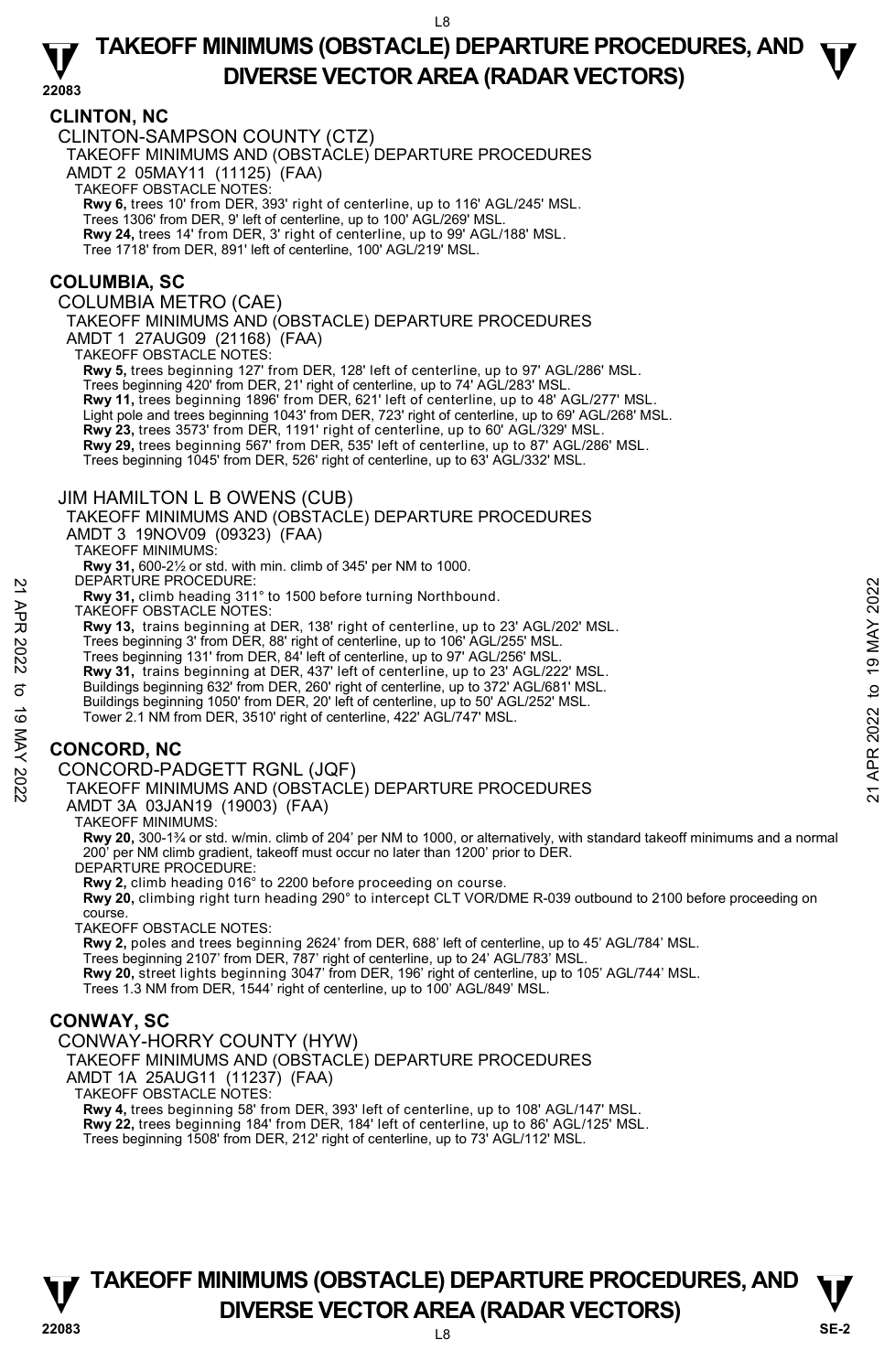## CLINTON, NC

### CLINTON-SAMPSON COUNTY (CTZ)

TAKEOFF MINIMUMS AND (OBSTACLE) DEPARTURE PROCEDURES
AMDT 2 05MAY11 (11125) (FAA)
TAKEOFF OBSTACLE NOTES:
**Rwy 6,** trees 10' from DER, 393' right of centerline, up to 116' AGL/245' MSL.
Trees 1306' from DER, 9' left of centerline, up to 100' AGL/269' MSL.
**Rwy 24,** trees 14' from DER, 3' right of centerline, up to 99' AGL/188' MSL.
Tree 1718' from DER, 891' left of centerline, 100' AGL/219' MSL.

## COLUMBIA, SC

### COLUMBIA METRO (CAE)

TAKEOFF MINIMUMS AND (OBSTACLE) DEPARTURE PROCEDURES
AMDT 1 27AUG09 (21168) (FAA)
TAKEOFF OBSTACLE NOTES:
**Rwy 5,** trees beginning 127' from DER, 128' left of centerline, up to 97' AGL/286' MSL.
Trees beginning 420' from DER, 21' right of centerline, up to 74' AGL/283' MSL.
**Rwy 11,** trees beginning 1896' from DER, 621' left of centerline, up to 48' AGL/277' MSL.
Light pole and trees beginning 1043' from DER, 723' right of centerline, up to 69' AGL/268' MSL.
**Rwy 23,** trees 3573' from DER, 1191' right of centerline, up to 60' AGL/329' MSL.
**Rwy 29,** trees beginning 567' from DER, 535' left of centerline, up to 87' AGL/286' MSL.
Trees beginning 1045' from DER, 526' right of centerline, up to 63' AGL/332' MSL.

### JIM HAMILTON L B OWENS (CUB)

TAKEOFF MINIMUMS AND (OBSTACLE) DEPARTURE PROCEDURES
AMDT 3 19NOV09 (09323) (FAA)
TAKEOFF MINIMUMS:
**Rwy 31,** 600-2½ or std. with min. climb of 345' per NM to 1000.
DEPARTURE PROCEDURE:
**Rwy 31,** climb heading 311° to 1500 before turning Northbound.
TAKEOFF OBSTACLE NOTES:
**Rwy 13,** trains beginning at DER, 138' right of centerline, up to 23' AGL/202' MSL.
Trees beginning 3' from DER, 88' right of centerline, up to 106' AGL/255' MSL.
Trees beginning 131' from DER, 84' left of centerline, up to 97' AGL/256' MSL.
**Rwy 31,** trains beginning at DER, 437' left of centerline, up to 23' AGL/222' MSL.
Buildings beginning 632' from DER, 260' right of centerline, up to 372' AGL/681' MSL.
Buildings beginning 1050' from DER, 20' left of centerline, up to 50' AGL/252' MSL.
Tower 2.1 NM from DER, 3510' right of centerline, 422' AGL/747' MSL.

## CONCORD, NC

### CONCORD-PADGETT RGNL (JQF)

TAKEOFF MINIMUMS AND (OBSTACLE) DEPARTURE PROCEDURES
AMDT 3A 03JAN19 (19003) (FAA)
TAKEOFF MINIMUMS:
**Rwy 20,** 300-1¾ or std. w/min. climb of 204' per NM to 1000, or alternatively, with standard takeoff minimums and a normal 200' per NM climb gradient, takeoff must occur no later than 1200' prior to DER.
DEPARTURE PROCEDURE:
**Rwy 2,** climb heading 016° to 2200 before proceeding on course.
**Rwy 20,** climbing right turn heading 290° to intercept CLT VOR/DME R-039 outbound to 2100 before proceeding on course.
TAKEOFF OBSTACLE NOTES:
**Rwy 2,** poles and trees beginning 2624' from DER, 688' left of centerline, up to 45' AGL/784' MSL.
Trees beginning 2107' from DER, 787' right of centerline, up to 24' AGL/783' MSL.
**Rwy 20,** street lights beginning 3047' from DER, 196' right of centerline, up to 105' AGL/744' MSL.
Trees 1.3 NM from DER, 1544' right of centerline, up to 100' AGL/849' MSL.

## CONWAY, SC

### CONWAY-HORRY COUNTY (HYW)

TAKEOFF MINIMUMS AND (OBSTACLE) DEPARTURE PROCEDURES
AMDT 1A 25AUG11 (11237) (FAA)
TAKEOFF OBSTACLE NOTES:
**Rwy 4,** trees beginning 58' from DER, 393' left of centerline, up to 108' AGL/147' MSL.
**Rwy 22,** trees beginning 184' from DER, 184' left of centerline, up to 86' AGL/125' MSL.
Trees beginning 1508' from DER, 212' right of centerline, up to 73' AGL/112' MSL.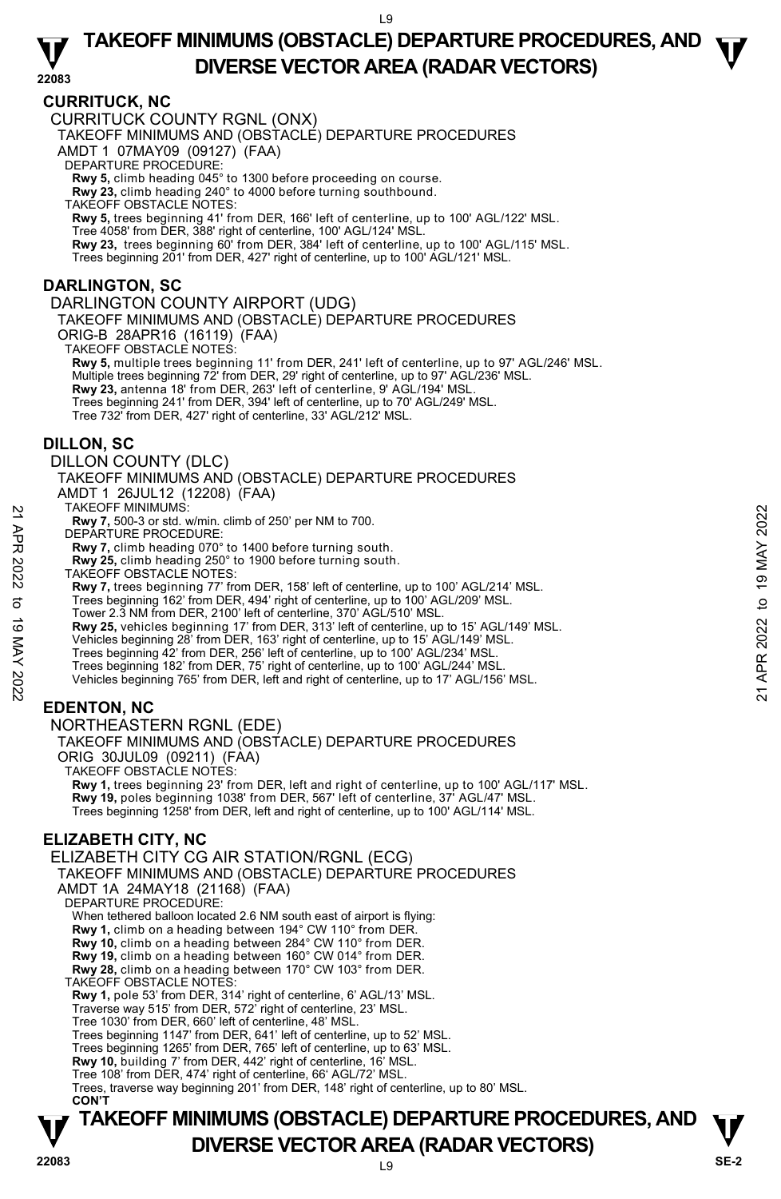# TAKEOFF MINIMUMS (OBSTACLE) DEPARTURE PROCEDURES, AND DIVERSE VECTOR AREA (RADAR VECTORS)

## CURRITUCK, NC

CURRITUCK COUNTY RGNL (ONX)

TAKEOFF MINIMUMS AND (OBSTACLE) DEPARTURE PROCEDURES

AMDT 1 07MAY09 (09127) (FAA)

DEPARTURE PROCEDURE:

**Rwy 5,** climb heading 045° to 1300 before proceeding on course.
**Rwy 23,** climb heading 240° to 4000 before turning southbound.

TAKEOFF OBSTACLE NOTES:

**Rwy 5,** trees beginning 41' from DER, 166' left of centerline, up to 100' AGL/122' MSL.
Tree 4058' from DER, 388' right of centerline, 100' AGL/124' MSL.
**Rwy 23,** trees beginning 60' from DER, 384' left of centerline, up to 100' AGL/115' MSL.
Trees beginning 201' from DER, 427' right of centerline, up to 100' AGL/121' MSL.

## DARLINGTON, SC

DARLINGTON COUNTY AIRPORT (UDG)

TAKEOFF MINIMUMS AND (OBSTACLE) DEPARTURE PROCEDURES

ORIG-B 28APR16 (16119) (FAA)

TAKEOFF OBSTACLE NOTES:

**Rwy 5,** multiple trees beginning 11' from DER, 241' left of centerline, up to 97' AGL/246' MSL.
Multiple trees beginning 72' from DER, 29' right of centerline, up to 97' AGL/236' MSL.
**Rwy 23,** antenna 18' from DER, 263' left of centerline, 9' AGL/194' MSL.
Trees beginning 241' from DER, 394' left of centerline, up to 70' AGL/249' MSL.
Tree 732' from DER, 427' right of centerline, 33' AGL/212' MSL.

## DILLON, SC

DILLON COUNTY (DLC)

TAKEOFF MINIMUMS AND (OBSTACLE) DEPARTURE PROCEDURES

AMDT 1 26JUL12 (12208) (FAA)

TAKEOFF MINIMUMS:

**Rwy 7,** 500-3 or std. w/min. climb of 250' per NM to 700.

DEPARTURE PROCEDURE:

**Rwy 7,** climb heading 070° to 1400 before turning south.
**Rwy 25,** climb heading 250° to 1900 before turning south.

TAKEOFF OBSTACLE NOTES:

**Rwy 7,** trees beginning 77' from DER, 158' left of centerline, up to 100' AGL/214' MSL.
Trees beginning 162' from DER, 494' right of centerline, up to 100' AGL/209' MSL.
Tower 2.3 NM from DER, 2100' left of centerline, 370' AGL/510' MSL.
**Rwy 25,** vehicles beginning 17' from DER, 313' left of centerline, up to 15' AGL/149' MSL.
Vehicles beginning 28' from DER, 163' right of centerline, up to 15' AGL/149' MSL.
Trees beginning 42' from DER, 256' left of centerline, up to 100' AGL/234' MSL.
Trees beginning 182' from DER, 75' right of centerline, up to 100' AGL/244' MSL.
Vehicles beginning 765' from DER, left and right of centerline, up to 17' AGL/156' MSL.

## EDENTON, NC

NORTHEASTERN RGNL (EDE)

TAKEOFF MINIMUMS AND (OBSTACLE) DEPARTURE PROCEDURES

ORIG 30JUL09 (09211) (FAA)

TAKEOFF OBSTACLE NOTES:

**Rwy 1,** trees beginning 23' from DER, left and right of centerline, up to 100' AGL/117' MSL.
**Rwy 19,** poles beginning 1038' from DER, 567' left of centerline, 37' AGL/47' MSL.
Trees beginning 1258' from DER, left and right of centerline, up to 100' AGL/114' MSL.

## ELIZABETH CITY, NC

ELIZABETH CITY CG AIR STATION/RGNL (ECG)

TAKEOFF MINIMUMS AND (OBSTACLE) DEPARTURE PROCEDURES

AMDT 1A 24MAY18 (21168) (FAA)

DEPARTURE PROCEDURE:

When tethered balloon located 2.6 NM south east of airport is flying:
**Rwy 1,** climb on a heading between 194° CW 110° from DER.
**Rwy 10,** climb on a heading between 284° CW 110° from DER.
**Rwy 19,** climb on a heading between 160° CW 014° from DER.
**Rwy 28,** climb on a heading between 170° CW 103° from DER.

TAKEOFF OBSTACLE NOTES:

**Rwy 1,** pole 53' from DER, 314' right of centerline, 6' AGL/13' MSL.
Traverse way 515' from DER, 572' right of centerline, 23' MSL.
Tree 1030' from DER, 660' left of centerline, 48' MSL.
Trees beginning 1147' from DER, 641' left of centerline, up to 52' MSL.
Trees beginning 1265' from DER, 765' left of centerline, up to 63' MSL.
**Rwy 10,** building 7' from DER, 442' right of centerline, 16' MSL.
Tree 108' from DER, 474' right of centerline, 66' AGL/72' MSL.
Trees, traverse way beginning 201' from DER, 148' right of centerline, up to 80' MSL.

**CON'T**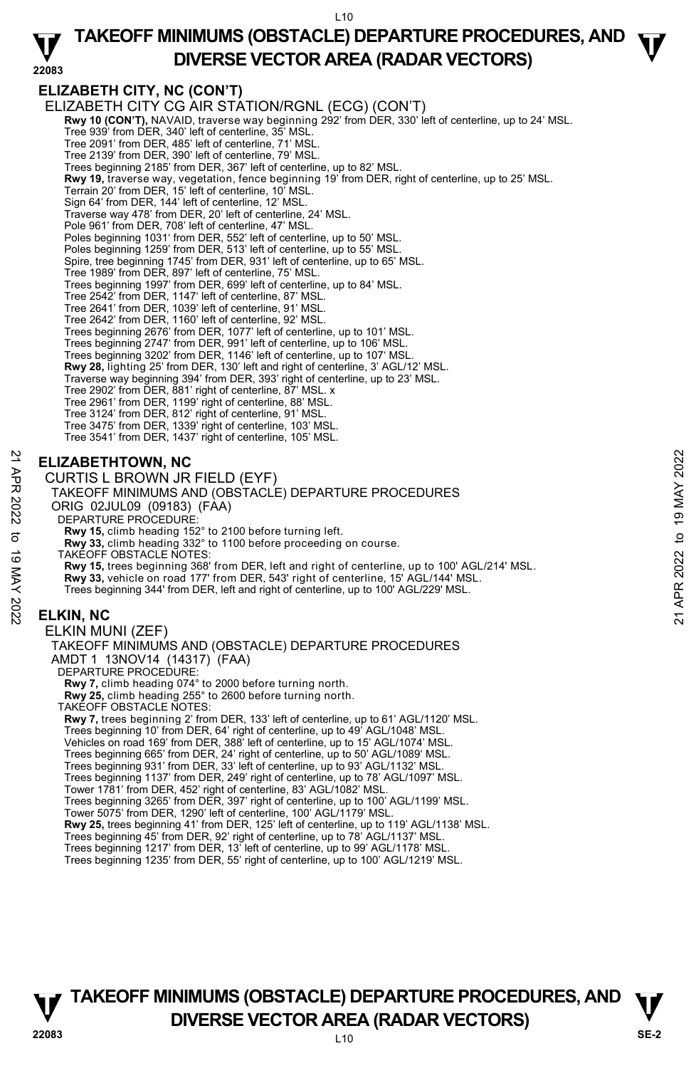## ELIZABETH CITY, NC (CON'T)

ELIZABETH CITY CG AIR STATION/RGNL (ECG) (CON'T)

**Rwy 10 (CON'T),** NAVAID, traverse way beginning 292' from DER, 330' left of centerline, up to 24' MSL.
Tree 939' from DER, 340' left of centerline, 35' MSL.
Tree 2091' from DER, 485' left of centerline, 71' MSL.
Tree 2139' from DER, 390' left of centerline, 79' MSL.
Trees beginning 2185' from DER, 367' left of centerline, up to 82' MSL.
**Rwy 19,** traverse way, vegetation, fence beginning 19' from DER, right of centerline, up to 25' MSL.
Terrain 20' from DER, 15' left of centerline, 10' MSL.
Sign 64' from DER, 144' left of centerline, 12' MSL.
Traverse way 478' from DER, 20' left of centerline, 24' MSL.
Pole 961' from DER, 708' left of centerline, 47' MSL.
Poles beginning 1031' from DER, 552' left of centerline, up to 50' MSL.
Poles beginning 1259' from DER, 513' left of centerline, up to 55' MSL.
Spire, tree beginning 1745' from DER, 931' left of centerline, up to 65' MSL.
Tree 1989' from DER, 897' left of centerline, 75' MSL.
Trees beginning 1997' from DER, 699' left of centerline, up to 84' MSL.
Tree 2542' from DER, 1147' left of centerline, 87' MSL.
Tree 2641' from DER, 1039' left of centerline, 91' MSL.
Tree 2642' from DER, 1160' left of centerline, 92' MSL.
Trees beginning 2676' from DER, 1077' left of centerline, up to 101' MSL.
Trees beginning 2747' from DER, 991' left of centerline, up to 106' MSL.
Trees beginning 3202' from DER, 1146' left of centerline, up to 107' MSL.
**Rwy 28,** lighting 25' from DER, 130' left and right of centerline, 3' AGL/12' MSL.
Traverse way beginning 394' from DER, 393' right of centerline, up to 23' MSL.
Tree 2902' from DER, 881' right of centerline, 87' MSL. x
Tree 2961' from DER, 1199' right of centerline, 88' MSL.
Tree 3124' from DER, 812' right of centerline, 91' MSL.
Tree 3475' from DER, 1339' right of centerline, 103' MSL.
Tree 3541' from DER, 1437' right of centerline, 105' MSL.

## ELIZABETHTOWN, NC

CURTIS L BROWN JR FIELD (EYF)
TAKEOFF MINIMUMS AND (OBSTACLE) DEPARTURE PROCEDURES
ORIG 02JUL09 (09183) (FAA)

DEPARTURE PROCEDURE:
**Rwy 15,** climb heading 152° to 2100 before turning left.
**Rwy 33,** climb heading 332° to 1100 before proceeding on course.

TAKEOFF OBSTACLE NOTES:
**Rwy 15,** trees beginning 368' from DER, left and right of centerline, up to 100' AGL/214' MSL.
**Rwy 33,** vehicle on road 177' from DER, 543' right of centerline, 15' AGL/144' MSL.
Trees beginning 344' from DER, left and right of centerline, up to 100' AGL/229' MSL.

## ELKIN, NC

ELKIN MUNI (ZEF)
TAKEOFF MINIMUMS AND (OBSTACLE) DEPARTURE PROCEDURES
AMDT 1 13NOV14 (14317) (FAA)

DEPARTURE PROCEDURE:
**Rwy 7,** climb heading 074° to 2000 before turning north.
**Rwy 25,** climb heading 255° to 2600 before turning north.

TAKEOFF OBSTACLE NOTES:
**Rwy 7,** trees beginning 2' from DER, 133' left of centerline, up to 61' AGL/1120' MSL.
Trees beginning 10' from DER, 64' right of centerline, up to 49' AGL/1048' MSL.
Vehicles on road 169' from DER, 388' left of centerline, up to 15' AGL/1074' MSL.
Trees beginning 665' from DER, 24' right of centerline, up to 50' AGL/1089' MSL.
Trees beginning 931' from DER, 33' left of centerline, up to 93' AGL/1132' MSL.
Trees beginning 1137' from DER, 249' right of centerline, up to 78' AGL/1097' MSL.
Tower 1781' from DER, 452' right of centerline, 83' AGL/1082' MSL.
Trees beginning 3265' from DER, 397' right of centerline, up to 100' AGL/1199' MSL.
Tower 5075' from DER, 1290' left of centerline, 100' AGL/1179' MSL.
**Rwy 25,** trees beginning 41' from DER, 125' left of centerline, up to 119' AGL/1138' MSL.
Trees beginning 45' from DER, 92' right of centerline, up to 78' AGL/1137' MSL.
Trees beginning 1217' from DER, 13' left of centerline, up to 99' AGL/1178' MSL.
Trees beginning 1235' from DER, 55' right of centerline, up to 100' AGL/1219' MSL.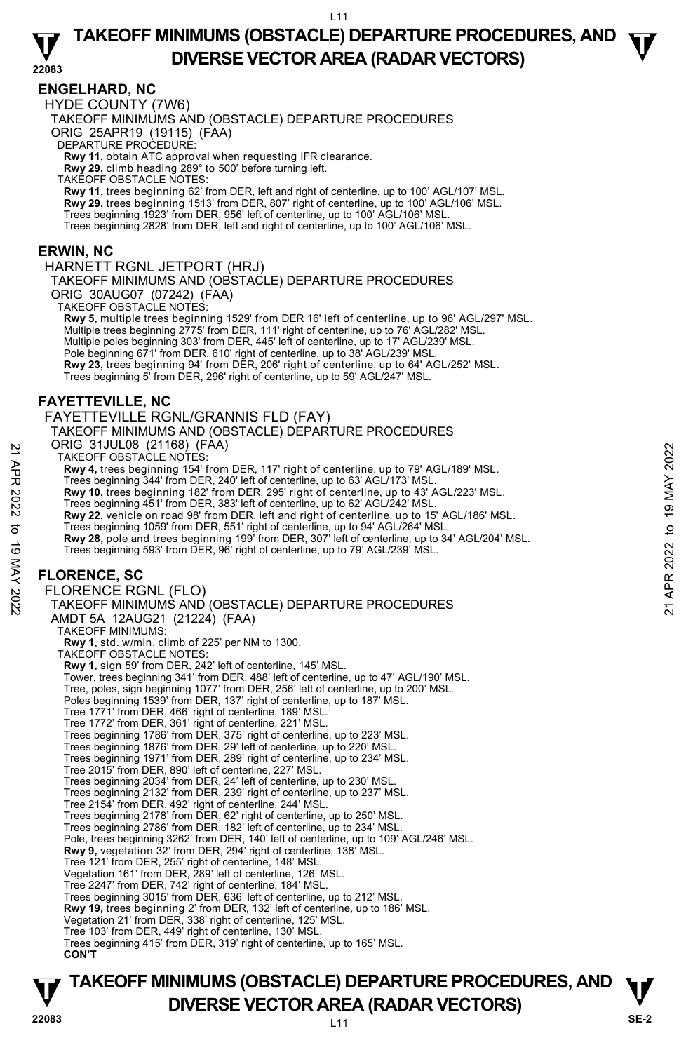## ENGELHARD, NC

HYDE COUNTY (7W6)

TAKEOFF MINIMUMS AND (OBSTACLE) DEPARTURE PROCEDURES

ORIG 25APR19 (19115) (FAA)

DEPARTURE PROCEDURE:

**Rwy 11,** obtain ATC approval when requesting IFR clearance.

**Rwy 29,** climb heading 289° to 500' before turning left.

TAKEOFF OBSTACLE NOTES:

**Rwy 11,** trees beginning 62' from DER, left and right of centerline, up to 100' AGL/107' MSL.

**Rwy 29,** trees beginning 1513' from DER, 807' right of centerline, up to 100' AGL/106' MSL.

Trees beginning 1923' from DER, 956' left of centerline, up to 100' AGL/106' MSL.

Trees beginning 2828' from DER, left and right of centerline, up to 100' AGL/106' MSL.

## ERWIN, NC

HARNETT RGNL JETPORT (HRJ)

TAKEOFF MINIMUMS AND (OBSTACLE) DEPARTURE PROCEDURES

ORIG 30AUG07 (07242) (FAA)

TAKEOFF OBSTACLE NOTES:

**Rwy 5,** multiple trees beginning 1529' from DER 16' left of centerline, up to 96' AGL/297' MSL.

Multiple trees beginning 2775' from DER, 111' right of centerline, up to 76' AGL/282' MSL.

Multiple poles beginning 303' from DER, 445' left of centerline, up to 17' AGL/239' MSL.

Pole beginning 671' from DER, 610' right of centerline, up to 38' AGL/239' MSL.

**Rwy 23,** trees beginning 94' from DER, 206' right of centerline, up to 64' AGL/252' MSL.

Trees beginning 5' from DER, 296' right of centerline, up to 59' AGL/247' MSL.

## FAYETTEVILLE, NC

FAYETTEVILLE RGNL/GRANNIS FLD (FAY)

TAKEOFF MINIMUMS AND (OBSTACLE) DEPARTURE PROCEDURES

ORIG 31JUL08 (21168) (FAA)

TAKEOFF OBSTACLE NOTES:

**Rwy 4,** trees beginning 154' from DER, 117' right of centerline, up to 79' AGL/189' MSL.

Trees beginning 344' from DER, 240' left of centerline, up to 63' AGL/173' MSL.

**Rwy 10,** trees beginning 182' from DER, 295' right of centerline, up to 43' AGL/223' MSL.

Trees beginning 451' from DER, 383' left of centerline, up to 62' AGL/242' MSL.

**Rwy 22,** vehicle on road 98' from DER, left and right of centerline, up to 15' AGL/186' MSL.

Trees beginning 1059' from DER, 551' right of centerline, up to 94' AGL/264' MSL.

**Rwy 28,** pole and trees beginning 199' from DER, 307' left of centerline, up to 34' AGL/204' MSL.

Trees beginning 593' from DER, 96' right of centerline, up to 79' AGL/239' MSL.

## FLORENCE, SC

FLORENCE RGNL (FLO)

TAKEOFF MINIMUMS AND (OBSTACLE) DEPARTURE PROCEDURES

AMDT 5A 12AUG21 (21224) (FAA)

TAKEOFF MINIMUMS:

**Rwy 1,** std. w/min. climb of 225' per NM to 1300.

TAKEOFF OBSTACLE NOTES:

**Rwy 1,** sign 59' from DER, 242' left of centerline, 145' MSL.

Tower, trees beginning 341' from DER, 488' left of centerline, up to 47' AGL/190' MSL.

Tree, poles, sign beginning 1077' from DER, 256' left of centerline, up to 200' MSL.

Poles beginning 1539' from DER, 137' right of centerline, up to 187' MSL.

Tree 1771' from DER, 466' right of centerline, 189' MSL.

Tree 1772' from DER, 361' right of centerline, 221' MSL.

Trees beginning 1786' from DER, 375' right of centerline, up to 223' MSL.

Trees beginning 1876' from DER, 29' left of centerline, up to 220' MSL.

Trees beginning 1971' from DER, 289' right of centerline, up to 234' MSL.

Tree 2015' from DER, 890' left of centerline, 227' MSL.

Trees beginning 2034' from DER, 24' left of centerline, up to 230' MSL.

Trees beginning 2132' from DER, 239' right of centerline, up to 237' MSL.

Tree 2154' from DER, 492' right of centerline, 244' MSL.

Trees beginning 2178' from DER, 62' right of centerline, up to 250' MSL.

Trees beginning 2786' from DER, 182' left of centerline, up to 234' MSL.

Pole, trees beginning 3262' from DER, 140' left of centerline, up to 109' AGL/246' MSL.

**Rwy 9,** vegetation 32' from DER, 294' right of centerline, 138' MSL.

Tree 121' from DER, 255' right of centerline, 148' MSL.

Vegetation 161' from DER, 289' left of centerline, 126' MSL.

Tree 2247' from DER, 742' right of centerline, 184' MSL.

Trees beginning 3015' from DER, 636' left of centerline, up to 212' MSL.

**Rwy 19,** trees beginning 2' from DER, 132' left of centerline, up to 186' MSL.

Vegetation 21' from DER, 338' right of centerline, 125' MSL.

Tree 103' from DER, 449' right of centerline, 130' MSL.

Trees beginning 415' from DER, 319' right of centerline, up to 165' MSL.

**CON'T**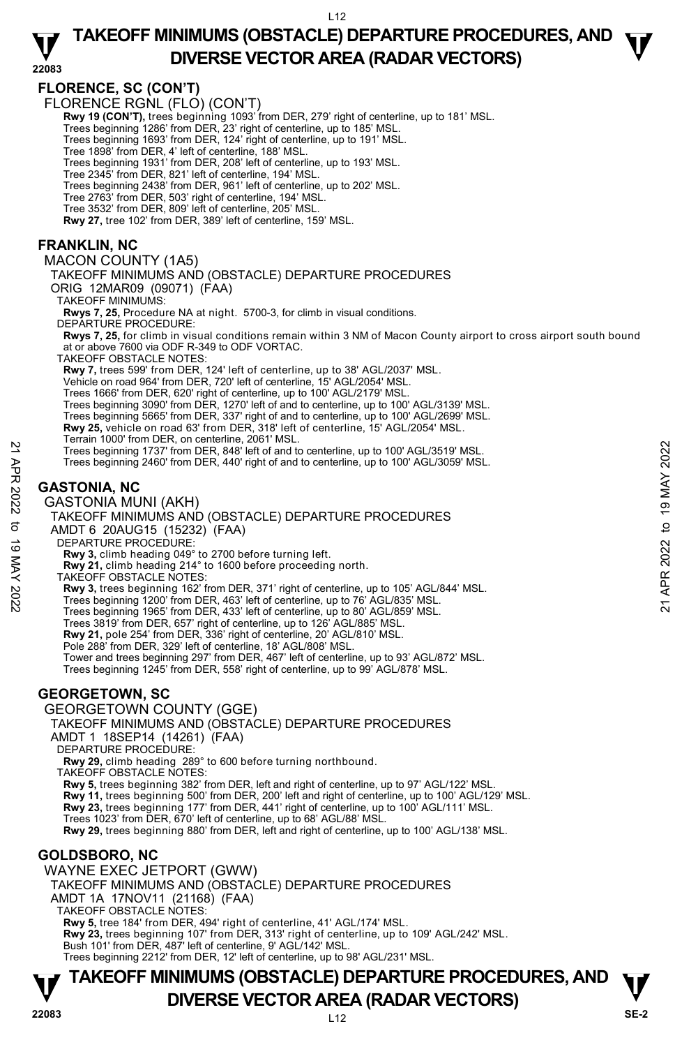## FLORENCE, SC (CON'T)

FLORENCE RGNL (FLO) (CON'T)

**Rwy 19 (CON'T),** trees beginning 1093' from DER, 279' right of centerline, up to 181' MSL.
Trees beginning 1286' from DER, 23' right of centerline, up to 185' MSL.
Trees beginning 1693' from DER, 124' right of centerline, up to 191' MSL.
Tree 1898' from DER, 4' left of centerline, 188' MSL.
Trees beginning 1931' from DER, 208' left of centerline, up to 193' MSL.
Tree 2345' from DER, 821' left of centerline, 194' MSL.
Trees beginning 2438' from DER, 961' left of centerline, up to 202' MSL.
Tree 2763' from DER, 503' right of centerline, 194' MSL.
Tree 3532' from DER, 809' left of centerline, 205' MSL.
**Rwy 27,** tree 102' from DER, 389' left of centerline, 159' MSL.

## FRANKLIN, NC

MACON COUNTY (1A5)
TAKEOFF MINIMUMS AND (OBSTACLE) DEPARTURE PROCEDURES
ORIG 12MAR09 (09071) (FAA)
TAKEOFF MINIMUMS:
**Rwys 7, 25,** Procedure NA at night. 5700-3, for climb in visual conditions.
DEPARTURE PROCEDURE:
**Rwys 7, 25,** for climb in visual conditions remain within 3 NM of Macon County airport to cross airport south bound at or above 7600 via ODF R-349 to ODF VORTAC.
TAKEOFF OBSTACLE NOTES:
**Rwy 7,** trees 599' from DER, 124' left of centerline, up to 38' AGL/2037' MSL.
Vehicle on road 964' from DER, 720' left of centerline, 15' AGL/2054' MSL.
Trees 1666' from DER, 620' right of centerline, up to 100' AGL/2179' MSL.
Trees beginning 3090' from DER, 1270' left of and to centerline, up to 100' AGL/3139' MSL.
Trees beginning 5665' from DER, 337' right of and to centerline, up to 100' AGL/2699' MSL.
**Rwy 25,** vehicle on road 63' from DER, 318' left of centerline, 15' AGL/2054' MSL.
Terrain 1000' from DER, on centerline, 2061' MSL.
Trees beginning 1737' from DER, 848' left of and to centerline, up to 100' AGL/3519' MSL.
Trees beginning 2460' from DER, 440' right of and to centerline, up to 100' AGL/3059' MSL.

## GASTONIA, NC

GASTONIA MUNI (AKH)
TAKEOFF MINIMUMS AND (OBSTACLE) DEPARTURE PROCEDURES
AMDT 6 20AUG15 (15232) (FAA)
DEPARTURE PROCEDURE:
**Rwy 3,** climb heading 049° to 2700 before turning left.
**Rwy 21,** climb heading 214° to 1600 before proceeding north.
TAKEOFF OBSTACLE NOTES:
**Rwy 3,** trees beginning 162' from DER, 371' right of centerline, up to 105' AGL/844' MSL.
Trees beginning 1200' from DER, 463' left of centerline, up to 76' AGL/835' MSL.
Trees beginning 1965' from DER, 433' left of centerline, up to 80' AGL/859' MSL.
Trees 3819' from DER, 657' right of centerline, up to 126' AGL/885' MSL.
**Rwy 21,** pole 254' from DER, 336' right of centerline, 20' AGL/810' MSL.
Pole 288' from DER, 329' left of centerline, 18' AGL/808' MSL.
Tower and trees beginning 297' from DER, 467' left of centerline, up to 93' AGL/872' MSL.
Trees beginning 1245' from DER, 558' right of centerline, up to 99' AGL/878' MSL.

## GEORGETOWN, SC

GEORGETOWN COUNTY (GGE)
TAKEOFF MINIMUMS AND (OBSTACLE) DEPARTURE PROCEDURES
AMDT 1 18SEP14 (14261) (FAA)
DEPARTURE PROCEDURE:
**Rwy 29,** climb heading 289° to 600 before turning northbound.
TAKEOFF OBSTACLE NOTES:
**Rwy 5,** trees beginning 382' from DER, left and right of centerline, up to 97' AGL/122' MSL.
**Rwy 11,** trees beginning 500' from DER, 200' left and right of centerline, up to 100' AGL/129' MSL.
**Rwy 23,** trees beginning 177' from DER, 441' right of centerline, up to 100' AGL/111' MSL.
Trees 1023' from DER, 670' left of centerline, up to 68' AGL/88' MSL.
**Rwy 29,** trees beginning 880' from DER, left and right of centerline, up to 100' AGL/138' MSL.

## GOLDSBORO, NC

WAYNE EXEC JETPORT (GWW)
TAKEOFF MINIMUMS AND (OBSTACLE) DEPARTURE PROCEDURES
AMDT 1A 17NOV11 (21168) (FAA)
TAKEOFF OBSTACLE NOTES:
**Rwy 5,** tree 184' from DER, 494' right of centerline, 41' AGL/174' MSL.
**Rwy 23,** trees beginning 107' from DER, 313' right of centerline, up to 109' AGL/242' MSL.
Bush 101' from DER, 487' left of centerline, 9' AGL/142' MSL.
Trees beginning 2212' from DER, 12' left of centerline, up to 98' AGL/231' MSL.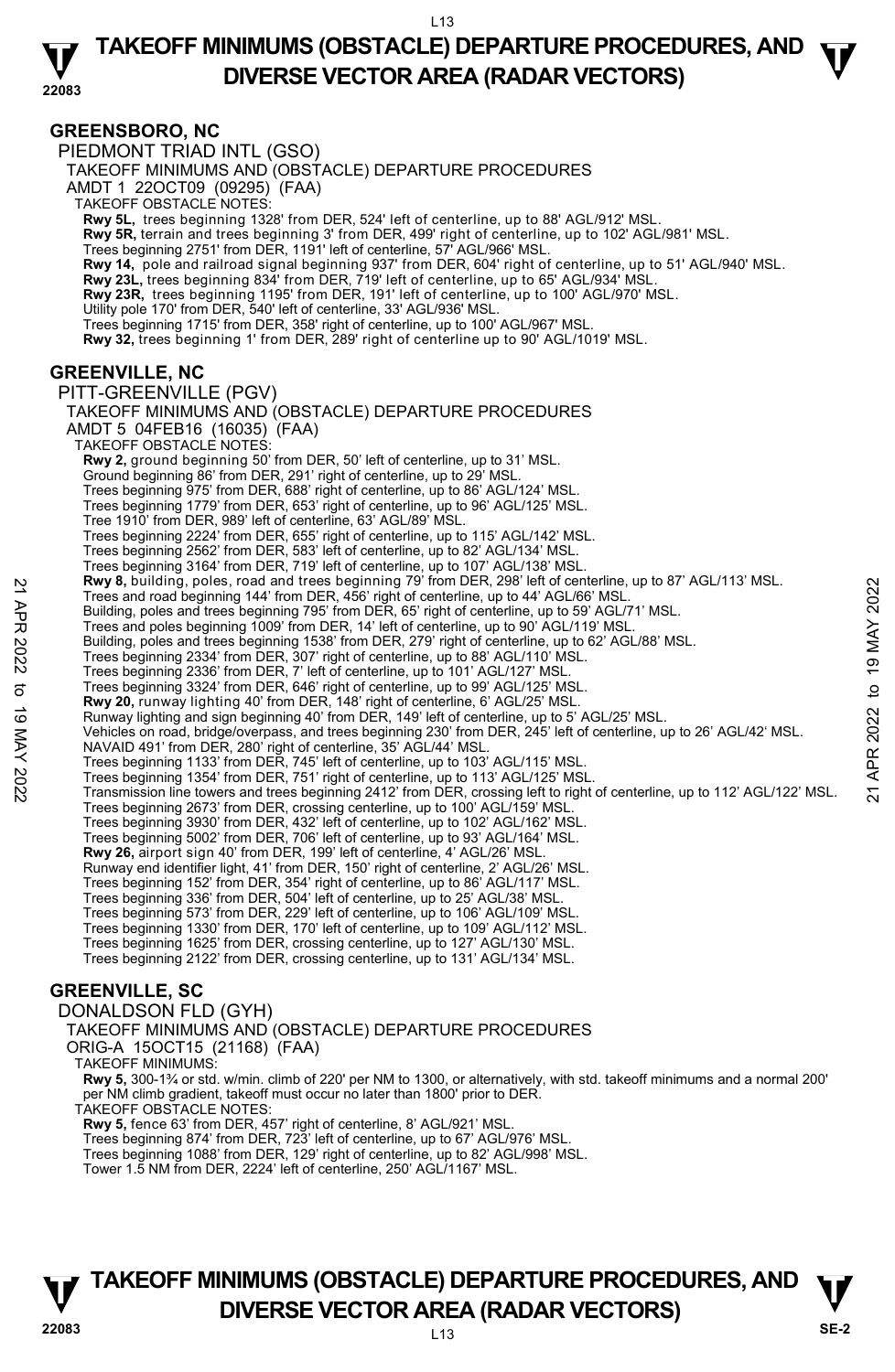## GREENSBORO, NC

PIEDMONT TRIAD INTL (GSO)

TAKEOFF MINIMUMS AND (OBSTACLE) DEPARTURE PROCEDURES

AMDT 1 22OCT09 (09295) (FAA)

TAKEOFF OBSTACLE NOTES:

**Rwy 5L,** trees beginning 1328' from DER, 524' left of centerline, up to 88' AGL/912' MSL.
**Rwy 5R,** terrain and trees beginning 3' from DER, 499' right of centerline, up to 102' AGL/981' MSL.
Trees beginning 2751' from DER, 1191' left of centerline, 57' AGL/966' MSL.
**Rwy 14,** pole and railroad signal beginning 937' from DER, 604' right of centerline, up to 51' AGL/940' MSL.
**Rwy 23L,** trees beginning 834' from DER, 719' left of centerline, up to 65' AGL/934' MSL.
**Rwy 23R,** trees beginning 1195' from DER, 191' left of centerline, up to 100' AGL/970' MSL.
Utility pole 170' from DER, 540' left of centerline, 33' AGL/936' MSL.
Trees beginning 1715' from DER, 358' right of centerline, up to 100' AGL/967' MSL.
**Rwy 32,** trees beginning 1' from DER, 289' right of centerline up to 90' AGL/1019' MSL.

## GREENVILLE, NC

PITT-GREENVILLE (PGV)

TAKEOFF MINIMUMS AND (OBSTACLE) DEPARTURE PROCEDURES

AMDT 5 04FEB16 (16035) (FAA)

TAKEOFF OBSTACLE NOTES:

**Rwy 2,** ground beginning 50' from DER, 50' left of centerline, up to 31' MSL.
Ground beginning 86' from DER, 291' right of centerline, up to 29' MSL.
Trees beginning 975' from DER, 688' right of centerline, up to 86' AGL/124' MSL.
Trees beginning 1779' from DER, 653' right of centerline, up to 96' AGL/125' MSL.
Tree 1910' from DER, 989' left of centerline, 63' AGL/89' MSL.
Trees beginning 2224' from DER, 655' right of centerline, up to 115' AGL/142' MSL.
Trees beginning 2562' from DER, 583' left of centerline, up to 82' AGL/134' MSL.
Trees beginning 3164' from DER, 719' left of centerline, up to 107' AGL/138' MSL.
**Rwy 8,** building, poles, road and trees beginning 79' from DER, 298' left of centerline, up to 87' AGL/113' MSL.
Trees and road beginning 144' from DER, 456' right of centerline, up to 44' AGL/66' MSL.
Building, poles and trees beginning 795' from DER, 65' right of centerline, up to 59' AGL/71' MSL.
Trees and poles beginning 1009' from DER, 14' left of centerline, up to 90' AGL/119' MSL.
Building, poles and trees beginning 1538' from DER, 279' right of centerline, up to 62' AGL/88' MSL.
Trees beginning 2334' from DER, 307' right of centerline, up to 88' AGL/110' MSL.
Trees beginning 2336' from DER, 7' left of centerline, up to 101' AGL/127' MSL.
Trees beginning 3324' from DER, 646' right of centerline, up to 99' AGL/125' MSL.
**Rwy 20,** runway lighting 40' from DER, 148' right of centerline, 6' AGL/25' MSL.
Runway lighting and sign beginning 40' from DER, 149' left of centerline, up to 5' AGL/25' MSL.
Vehicles on road, bridge/overpass, and trees beginning 230' from DER, 245' left of centerline, up to 26' AGL/42' MSL.
NAVAID 491' from DER, 280' right of centerline, 35' AGL/44' MSL.
Trees beginning 1133' from DER, 745' left of centerline, up to 103' AGL/115' MSL.
Trees beginning 1354' from DER, 751' right of centerline, up to 113' AGL/125' MSL.
Transmission line towers and trees beginning 2412' from DER, crossing left to right of centerline, up to 112' AGL/122' MSL.
Trees beginning 2673' from DER, crossing centerline, up to 100' AGL/159' MSL.
Trees beginning 3930' from DER, 432' left of centerline, up to 102' AGL/162' MSL.
Trees beginning 5002' from DER, 706' left of centerline, up to 93' AGL/164' MSL.
**Rwy 26,** airport sign 40' from DER, 199' left of centerline, 4' AGL/26' MSL.
Runway end identifier light, 41' from DER, 150' right of centerline, 2' AGL/26' MSL.
Trees beginning 152' from DER, 354' right of centerline, up to 86' AGL/117' MSL.
Trees beginning 336' from DER, 504' left of centerline, up to 25' AGL/38' MSL.
Trees beginning 573' from DER, 229' left of centerline, up to 106' AGL/109' MSL.
Trees beginning 1330' from DER, 170' left of centerline, up to 109' AGL/112' MSL.
Trees beginning 1625' from DER, crossing centerline, up to 127' AGL/130' MSL.
Trees beginning 2122' from DER, crossing centerline, up to 131' AGL/134' MSL.

## GREENVILLE, SC

DONALDSON FLD (GYH)

TAKEOFF MINIMUMS AND (OBSTACLE) DEPARTURE PROCEDURES

ORIG-A 15OCT15 (21168) (FAA)

TAKEOFF MINIMUMS:

**Rwy 5,** 300-1¾ or std. w/min. climb of 220' per NM to 1300, or alternatively, with std. takeoff minimums and a normal 200' per NM climb gradient, takeoff must occur no later than 1800' prior to DER.

TAKEOFF OBSTACLE NOTES:

**Rwy 5,** fence 63' from DER, 457' right of centerline, 8' AGL/921' MSL.
Trees beginning 874' from DER, 723' left of centerline, up to 67' AGL/976' MSL.
Trees beginning 1088' from DER, 129' right of centerline, up to 82' AGL/998' MSL.
Tower 1.5 NM from DER, 2224' left of centerline, 250' AGL/1167' MSL.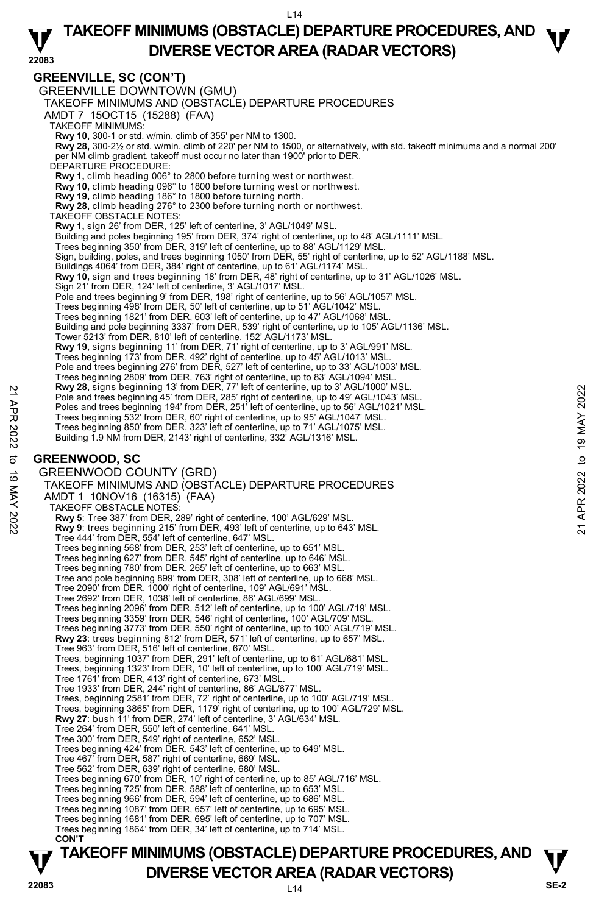## GREENVILLE, SC (CON'T)

### GREENVILLE DOWNTOWN (GMU)

TAKEOFF MINIMUMS AND (OBSTACLE) DEPARTURE PROCEDURES
AMDT 7 15OCT15 (15288) (FAA)

TAKEOFF MINIMUMS:
**Rwy 10,** 300-1 or std. w/min. climb of 355' per NM to 1300.
**Rwy 28,** 300-2½ or std. w/min. climb of 220' per NM to 1500, or alternatively, with std. takeoff minimums and a normal 200' per NM climb gradient, takeoff must occur no later than 1900' prior to DER.

DEPARTURE PROCEDURE:
**Rwy 1,** climb heading 006° to 2800 before turning west or northwest.
**Rwy 10,** climb heading 096° to 1800 before turning west or northwest.
**Rwy 19,** climb heading 186° to 1800 before turning north.
**Rwy 28,** climb heading 276° to 2300 before turning north or northwest.

TAKEOFF OBSTACLE NOTES:
**Rwy 1,** sign 26' from DER, 125' left of centerline, 3' AGL/1049' MSL.
Building and poles beginning 195' from DER, 374' right of centerline, up to 48' AGL/1111' MSL.
Trees beginning 350' from DER, 319' left of centerline, up to 88' AGL/1129' MSL.
Sign, building, poles, and trees beginning 1050' from DER, 55' right of centerline, up to 52' AGL/1188' MSL.
Buildings 4064' from DER, 384' right of centerline, up to 61' AGL/1174' MSL.
**Rwy 10,** sign and trees beginning 18' from DER, 48' right of centerline, up to 31' AGL/1026' MSL.
Sign 21' from DER, 124' left of centerline, 3' AGL/1017' MSL.
Pole and trees beginning 9' from DER, 198' right of centerline, up to 56' AGL/1057' MSL.
Trees beginning 498' from DER, 50' left of centerline, up to 51' AGL/1042' MSL.
Trees beginning 1821' from DER, 603' left of centerline, up to 47' AGL/1068' MSL.
Building and pole beginning 3337' from DER, 539' right of centerline, up to 105' AGL/1136' MSL.
Tower 5213' from DER, 810' left of centerline, 152' AGL/1173' MSL.
**Rwy 19,** signs beginning 11' from DER, 71' right of centerline, up to 3' AGL/991' MSL.
Trees beginning 173' from DER, 492' right of centerline, up to 45' AGL/1013' MSL.
Pole and trees beginning 276' from DER, 527' left of centerline, up to 33' AGL/1003' MSL.
Trees beginning 2809' from DER, 763' right of centerline, up to 83' AGL/1094' MSL.
**Rwy 28,** signs beginning 13' from DER, 77' left of centerline, up to 3' AGL/1000' MSL.
Pole and trees beginning 45' from DER, 285' right of centerline, up to 49' AGL/1043' MSL.
Poles and trees beginning 194' from DER, 251' left of centerline, up to 56' AGL/1021' MSL.
Trees beginning 532' from DER, 60' right of centerline, up to 95' AGL/1047' MSL.
Trees beginning 850' from DER, 323' left of centerline, up to 71' AGL/1075' MSL.
Building 1.9 NM from DER, 2143' right of centerline, 332' AGL/1316' MSL.

## GREENWOOD, SC

### GREENWOOD COUNTY (GRD)

TAKEOFF MINIMUMS AND (OBSTACLE) DEPARTURE PROCEDURES
AMDT 1 10NOV16 (16315) (FAA)

TAKEOFF OBSTACLE NOTES:
**Rwy 5**: Tree 387' from DER, 289' right of centerline, 100' AGL/629' MSL.
**Rwy 9**: trees beginning 215' from DER, 493' left of centerline, up to 643' MSL.
Tree 444' from DER, 554' left of centerline, 647' MSL.
Trees beginning 568' from DER, 253' left of centerline, up to 651' MSL.
Trees beginning 627' from DER, 545' right of centerline, up to 646' MSL.
Trees beginning 780' from DER, 265' left of centerline, up to 663' MSL.
Tree and pole beginning 899' from DER, 308' left of centerline, up to 668' MSL.
Tree 2090' from DER, 1000' right of centerline, 109' AGL/691' MSL.
Tree 2692' from DER, 1038' left of centerline, 86' AGL/699' MSL.
Trees beginning 2096' from DER, 512' left of centerline, up to 100' AGL/719' MSL.
Trees beginning 3359' from DER, 546' right of centerline, 100' AGL/709' MSL.
Trees beginning 3773' from DER, 550' right of centerline, up to 100' AGL/719' MSL.
**Rwy 23**: trees beginning 812' from DER, 571' left of centerline, up to 657' MSL.
Tree 963' from DER, 516' left of centerline, 670' MSL.
Trees, beginning 1037' from DER, 291' left of centerline, up to 61' AGL/681' MSL.
Trees, beginning 1323' from DER, 10' left of centerline, up to 100' AGL/719' MSL.
Tree 1761' from DER, 413' right of centerline, 673' MSL.
Tree 1933' from DER, 244' right of centerline, 86' AGL/677' MSL.
Trees, beginning 2581' from DER, 72' right of centerline, up to 100' AGL/719' MSL.
Trees, beginning 3865' from DER, 1179' right of centerline, up to 100' AGL/729' MSL.
**Rwy 27**: bush 11' from DER, 274' left of centerline, 3' AGL/634' MSL.
Tree 264' from DER, 550' left of centerline, 641' MSL.
Tree 300' from DER, 549' right of centerline, 652' MSL.
Trees beginning 424' from DER, 543' left of centerline, up to 649' MSL.
Tree 467' from DER, 587' right of centerline, 669' MSL.
Tree 562' from DER, 639' right of centerline, 680' MSL.
Trees beginning 670' from DER, 10' right of centerline, up to 85' AGL/716' MSL.
Trees beginning 725' from DER, 588' left of centerline, up to 653' MSL.
Trees beginning 966' from DER, 594' left of centerline, up to 686' MSL.
Trees beginning 1087' from DER, 657' left of centerline, up to 695' MSL.
Trees beginning 1681' from DER, 695' left of centerline, up to 707' MSL.
Trees beginning 1864' from DER, 34' left of centerline, up to 714' MSL.
**CON'T**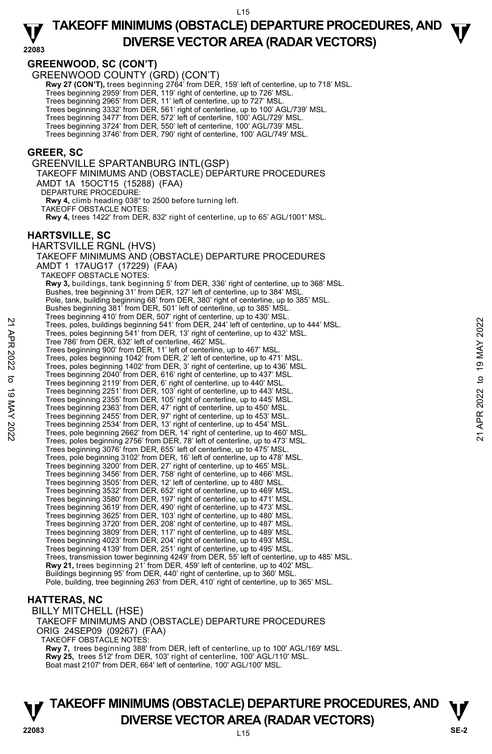## GREENWOOD, SC (CON'T)

GREENWOOD COUNTY (GRD) (CON'T)

**Rwy 27 (CON'T),** trees beginning 2764' from DER, 159' left of centerline, up to 718' MSL.
Trees beginning 2959' from DER, 119' right of centerline, up to 726' MSL.
Trees beginning 2965' from DER, 11' left of centerline, up to 727' MSL.
Trees beginning 3332' from DER, 561' right of centerline, up to 100' AGL/739' MSL.
Trees beginning 3477' from DER, 572' left of centerline, 100' AGL/729' MSL.
Trees beginning 3724' from DER, 550' left of centerline, 100' AGL/739' MSL.
Trees beginning 3746' from DER, 790' right of centerline, 100' AGL/749' MSL.

## GREER, SC

GREENVILLE SPARTANBURG INTL(GSP)
TAKEOFF MINIMUMS AND (OBSTACLE) DEPARTURE PROCEDURES
AMDT 1A 15OCT15 (15288) (FAA)
DEPARTURE PROCEDURE:
**Rwy 4,** climb heading 038° to 2500 before turning left.
TAKEOFF OBSTACLE NOTES:
**Rwy 4,** trees 1422' from DER, 832' right of centerline, up to 65' AGL/1001' MSL.

## HARTSVILLE, SC

HARTSVILLE RGNL (HVS)
TAKEOFF MINIMUMS AND (OBSTACLE) DEPARTURE PROCEDURES
AMDT 1 17AUG17 (17229) (FAA)
TAKEOFF OBSTACLE NOTES:
**Rwy 3,** buildings, tank beginning 5' from DER, 336' right of centerline, up to 368' MSL.
Bushes, tree beginning 31' from DER, 127' left of centerline, up to 384' MSL.
Pole, tank, building beginning 68' from DER, 380' right of centerline, up to 385' MSL.
Bushes beginning 381' from DER, 501' left of centerline, up to 385' MSL.
Trees beginning 410' from DER, 507' right of centerline, up to 430' MSL.
Trees, poles, buildings beginning 541' from DER, 244' left of centerline, up to 444' MSL.
Trees, poles beginning 541' from DER, 13' right of centerline, up to 432' MSL.
Tree 786' from DER, 632' left of centerline, 462' MSL.
Trees beginning 900' from DER, 11' left of centerline, up to 467' MSL.
Trees, poles beginning 1042' from DER, 2' left of centerline, up to 471' MSL.
Trees, poles beginning 1402' from DER, 3' right of centerline, up to 436' MSL.
Trees beginning 2040' from DER, 616' right of centerline, up to 437' MSL.
Trees beginning 2119' from DER, 6' right of centerline, up to 440' MSL.
Trees beginning 2251' from DER, 103' right of centerline, up to 443' MSL.
Trees beginning 2355' from DER, 105' right of centerline, up to 445' MSL.
Trees beginning 2363' from DER, 47' right of centerline, up to 450' MSL.
Trees beginning 2455' from DER, 97' right of centerline, up to 453' MSL.
Trees beginning 2534' from DER, 13' right of centerline, up to 454' MSL.
Trees, pole beginning 2662' from DER, 14' right of centerline, up to 460' MSL.
Trees, poles beginning 2756' from DER, 78' left of centerline, up to 473' MSL.
Trees beginning 3076' from DER, 655' left of centerline, up to 475' MSL.
Trees, pole beginning 3102' from DER, 16' left of centerline, up to 478' MSL.
Trees beginning 3200' from DER, 27' right of centerline, up to 465' MSL.
Trees beginning 3456' from DER, 758' right of centerline, up to 466' MSL.
Trees beginning 3505' from DER, 12' left of centerline, up to 480' MSL.
Trees beginning 3532' from DER, 652' right of centerline, up to 469' MSL.
Trees beginning 3580' from DER, 197' right of centerline, up to 471' MSL.
Trees beginning 3619' from DER, 490' right of centerline, up to 473' MSL.
Trees beginning 3625' from DER, 103' right of centerline, up to 480' MSL.
Trees beginning 3720' from DER, 208' right of centerline, up to 487' MSL.
Trees beginning 3809' from DER, 117' right of centerline, up to 489' MSL.
Trees beginning 4023' from DER, 204' right of centerline, up to 493' MSL.
Trees beginning 4139' from DER, 251' right of centerline, up to 495' MSL.
Trees, transmission tower beginning 4249' from DER, 55' left of centerline, up to 485' MSL.
**Rwy 21,** trees beginning 21' from DER, 459' left of centerline, up to 402' MSL.
Buildings beginning 95' from DER, 440' right of centerline, up to 360' MSL.
Pole, building, tree beginning 263' from DER, 410' right of centerline, up to 365' MSL.

## HATTERAS, NC

BILLY MITCHELL (HSE)
TAKEOFF MINIMUMS AND (OBSTACLE) DEPARTURE PROCEDURES
ORIG 24SEP09 (09267) (FAA)
TAKEOFF OBSTACLE NOTES:
**Rwy 7,** trees beginning 388' from DER, left of centerline, up to 100' AGL/169' MSL.
**Rwy 25,** trees 512' from DER, 103' right of centerline, 100' AGL/110' MSL.
Boat mast 2107' from DER, 664' left of centerline, 100' AGL/100' MSL.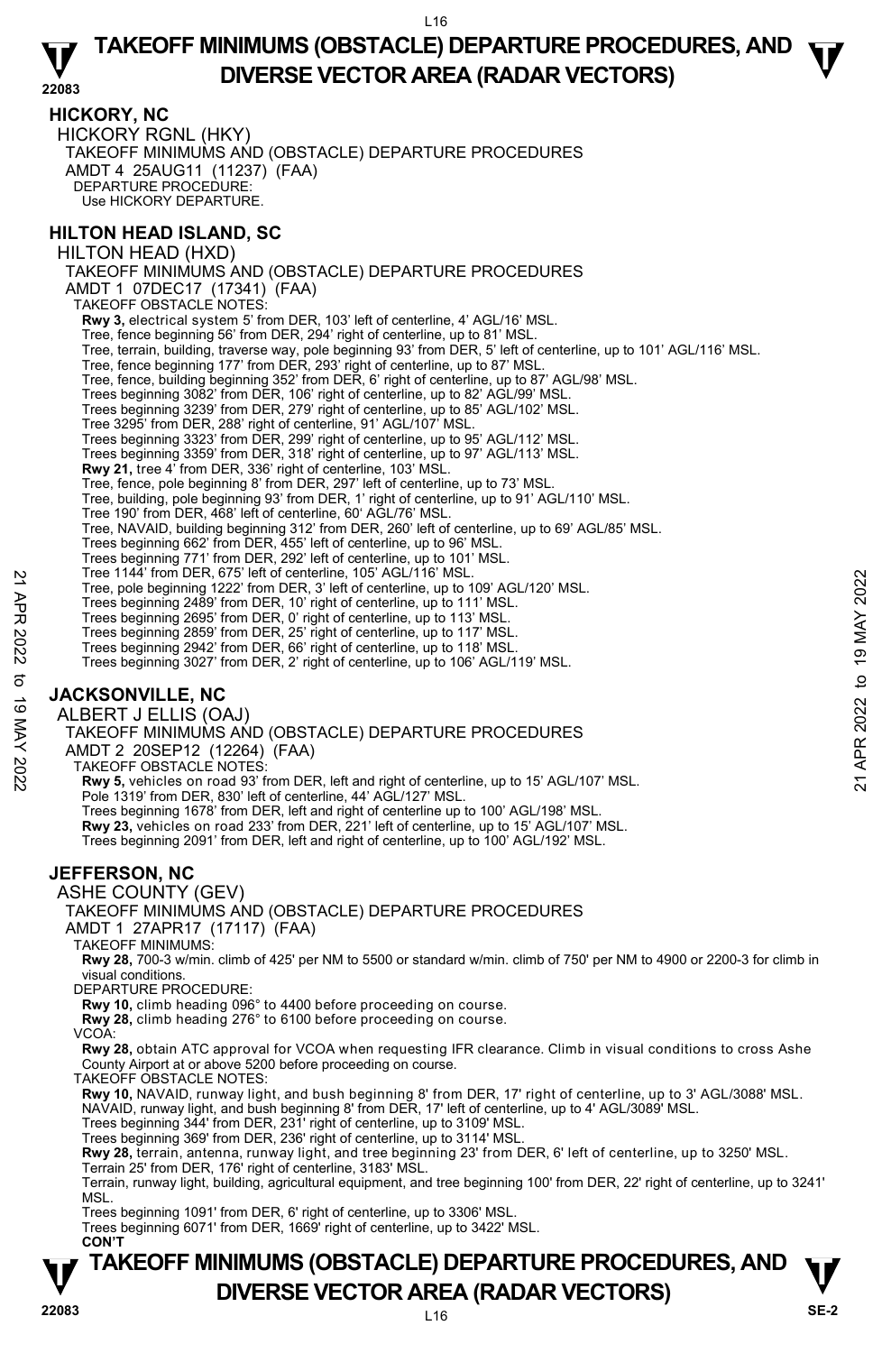## HICKORY, NC

HICKORY RGNL (HKY)

TAKEOFF MINIMUMS AND (OBSTACLE) DEPARTURE PROCEDURES

AMDT 4 25AUG11 (11237) (FAA)

DEPARTURE PROCEDURE:

Use HICKORY DEPARTURE.

## HILTON HEAD ISLAND, SC

HILTON HEAD (HXD)

TAKEOFF MINIMUMS AND (OBSTACLE) DEPARTURE PROCEDURES

AMDT 1 07DEC17 (17341) (FAA)

TAKEOFF OBSTACLE NOTES:

**Rwy 3,** electrical system 5' from DER, 103' left of centerline, 4' AGL/16' MSL.
Tree, fence beginning 56' from DER, 294' right of centerline, up to 81' MSL.
Tree, terrain, building, traverse way, pole beginning 93' from DER, 5' left of centerline, up to 101' AGL/116' MSL.
Tree, fence beginning 177' from DER, 293' right of centerline, up to 87' MSL.
Tree, fence, building beginning 352' from DER, 6' right of centerline, up to 87' AGL/98' MSL.
Trees beginning 3082' from DER, 106' right of centerline, up to 82' AGL/99' MSL.
Trees beginning 3239' from DER, 279' right of centerline, up to 85' AGL/102' MSL.
Tree 3295' from DER, 288' right of centerline, 91' AGL/107' MSL.
Trees beginning 3323' from DER, 299' right of centerline, up to 95' AGL/112' MSL.
Trees beginning 3359' from DER, 318' right of centerline, up to 97' AGL/113' MSL.
**Rwy 21,** tree 4' from DER, 336' right of centerline, 103' MSL.
Tree, fence, pole beginning 8' from DER, 297' left of centerline, up to 73' MSL.
Tree, building, pole beginning 93' from DER, 1' right of centerline, up to 91' AGL/110' MSL.
Tree 190' from DER, 468' left of centerline, 60' AGL/76' MSL.
Tree, NAVAID, building beginning 312' from DER, 260' left of centerline, up to 69' AGL/85' MSL.
Trees beginning 662' from DER, 455' left of centerline, up to 96' MSL.
Trees beginning 771' from DER, 292' left of centerline, up to 101' MSL.
Tree 1144' from DER, 675' left of centerline, 105' AGL/116' MSL.
Tree, pole beginning 1222' from DER, 3' left of centerline, up to 109' AGL/120' MSL.
Trees beginning 2489' from DER, 10' right of centerline, up to 111' MSL.
Trees beginning 2695' from DER, 0' right of centerline, up to 113' MSL.
Trees beginning 2859' from DER, 25' right of centerline, up to 117' MSL.
Trees beginning 2942' from DER, 66' right of centerline, up to 118' MSL.
Trees beginning 3027' from DER, 2' right of centerline, up to 106' AGL/119' MSL.

## JACKSONVILLE, NC

ALBERT J ELLIS (OAJ)

TAKEOFF MINIMUMS AND (OBSTACLE) DEPARTURE PROCEDURES

AMDT 2 20SEP12 (12264) (FAA)

TAKEOFF OBSTACLE NOTES:

**Rwy 5,** vehicles on road 93' from DER, left and right of centerline, up to 15' AGL/107' MSL.
Pole 1319' from DER, 830' left of centerline, 44' AGL/127' MSL.
Trees beginning 1678' from DER, left and right of centerline up to 100' AGL/198' MSL.
**Rwy 23,** vehicles on road 233' from DER, 221' left of centerline, up to 15' AGL/107' MSL.
Trees beginning 2091' from DER, left and right of centerline, up to 100' AGL/192' MSL.

## JEFFERSON, NC

ASHE COUNTY (GEV)

TAKEOFF MINIMUMS AND (OBSTACLE) DEPARTURE PROCEDURES

AMDT 1 27APR17 (17117) (FAA)

TAKEOFF MINIMUMS:

**Rwy 28,** 700-3 w/min. climb of 425' per NM to 5500 or standard w/min. climb of 750' per NM to 4900 or 2200-3 for climb in visual conditions.

DEPARTURE PROCEDURE:

**Rwy 10,** climb heading 096° to 4400 before proceeding on course.
**Rwy 28,** climb heading 276° to 6100 before proceeding on course.

VCOA:

**Rwy 28,** obtain ATC approval for VCOA when requesting IFR clearance. Climb in visual conditions to cross Ashe County Airport at or above 5200 before proceeding on course.

TAKEOFF OBSTACLE NOTES:

**Rwy 10,** NAVAID, runway light, and bush beginning 8' from DER, 17' right of centerline, up to 3' AGL/3088' MSL.
NAVAID, runway light, and bush beginning 8' from DER, 17' left of centerline, up to 4' AGL/3089' MSL.
Trees beginning 344' from DER, 231' right of centerline, up to 3109' MSL.
Trees beginning 369' from DER, 236' right of centerline, up to 3114' MSL.
**Rwy 28,** terrain, antenna, runway light, and tree beginning 23' from DER, 6' left of centerline, up to 3250' MSL.
Terrain 25' from DER, 176' right of centerline, 3183' MSL.
Terrain, runway light, building, agricultural equipment, and tree beginning 100' from DER, 22' right of centerline, up to 3241' MSL.
Trees beginning 1091' from DER, 6' right of centerline, up to 3306' MSL.
Trees beginning 6071' from DER, 1669' right of centerline, up to 3422' MSL.

**CON'T**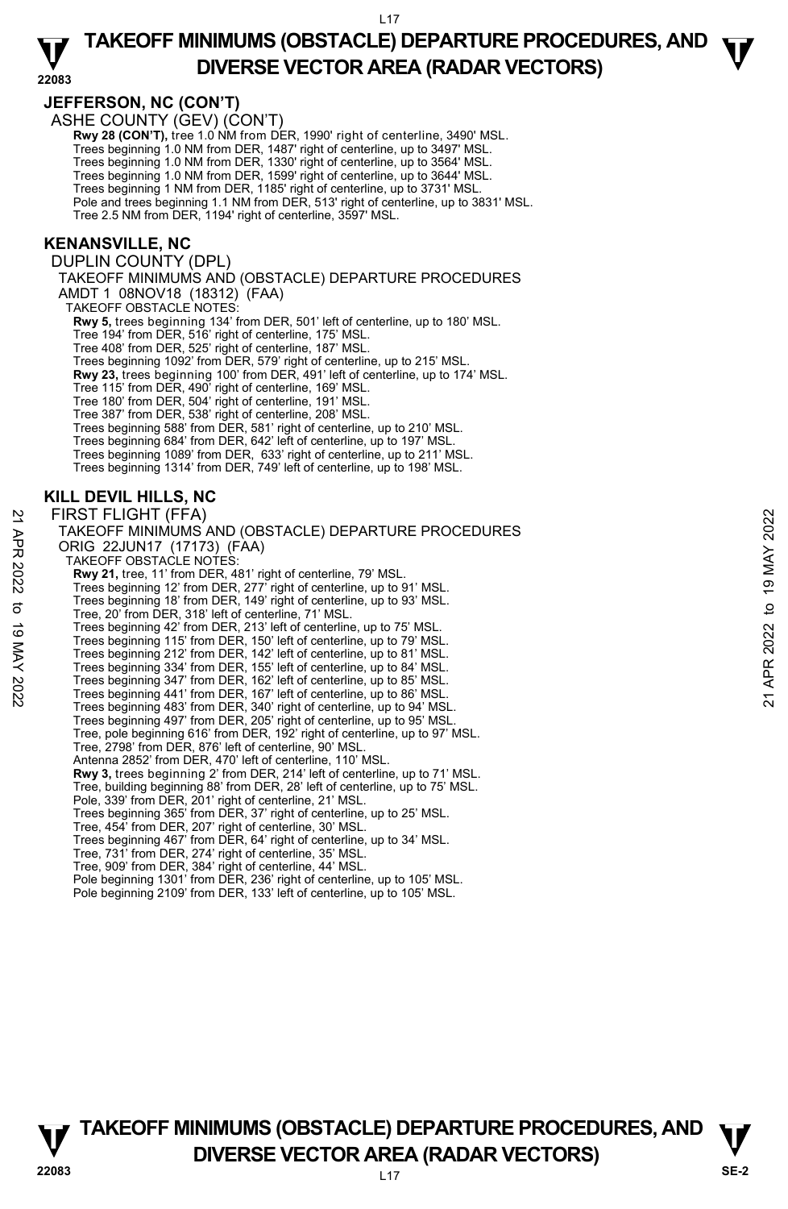## JEFFERSON, NC (CON'T)

ASHE COUNTY (GEV) (CON'T)

**Rwy 28 (CON'T),** tree 1.0 NM from DER, 1990' right of centerline, 3490' MSL.
Trees beginning 1.0 NM from DER, 1487' right of centerline, up to 3497' MSL.
Trees beginning 1.0 NM from DER, 1330' right of centerline, up to 3564' MSL.
Trees beginning 1.0 NM from DER, 1599' right of centerline, up to 3644' MSL.
Trees beginning 1 NM from DER, 1185' right of centerline, up to 3731' MSL.
Pole and trees beginning 1.1 NM from DER, 513' right of centerline, up to 3831' MSL.
Tree 2.5 NM from DER, 1194' right of centerline, 3597' MSL.

## KENANSVILLE, NC

DUPLIN COUNTY (DPL)

TAKEOFF MINIMUMS AND (OBSTACLE) DEPARTURE PROCEDURES
AMDT 1 08NOV18 (18312) (FAA)

TAKEOFF OBSTACLE NOTES:

**Rwy 5,** trees beginning 134' from DER, 501' left of centerline, up to 180' MSL.
Tree 194' from DER, 516' right of centerline, 175' MSL.
Tree 408' from DER, 525' right of centerline, 187' MSL.
Trees beginning 1092' from DER, 579' right of centerline, up to 215' MSL.
**Rwy 23,** trees beginning 100' from DER, 491' left of centerline, up to 174' MSL.
Tree 115' from DER, 490' right of centerline, 169' MSL.
Tree 180' from DER, 504' right of centerline, 191' MSL.
Tree 387' from DER, 538' right of centerline, 208' MSL.
Trees beginning 588' from DER, 581' right of centerline, up to 210' MSL.
Trees beginning 684' from DER, 642' left of centerline, up to 197' MSL.
Trees beginning 1089' from DER, 633' right of centerline, up to 211' MSL.
Trees beginning 1314' from DER, 749' left of centerline, up to 198' MSL.

## KILL DEVIL HILLS, NC

FIRST FLIGHT (FFA)

TAKEOFF MINIMUMS AND (OBSTACLE) DEPARTURE PROCEDURES
ORIG 22JUN17 (17173) (FAA)

TAKEOFF OBSTACLE NOTES:

**Rwy 21,** tree, 11' from DER, 481' right of centerline, 79' MSL.
Trees beginning 12' from DER, 277' right of centerline, up to 91' MSL.
Trees beginning 18' from DER, 149' right of centerline, up to 93' MSL.
Tree, 20' from DER, 318' left of centerline, 71' MSL.
Trees beginning 42' from DER, 213' left of centerline, up to 75' MSL.
Trees beginning 115' from DER, 150' left of centerline, up to 79' MSL.
Trees beginning 212' from DER, 142' left of centerline, up to 81' MSL.
Trees beginning 334' from DER, 155' left of centerline, up to 84' MSL.
Trees beginning 347' from DER, 162' left of centerline, up to 85' MSL.
Trees beginning 441' from DER, 167' left of centerline, up to 86' MSL.
Trees beginning 483' from DER, 340' right of centerline, up to 94' MSL.
Trees beginning 497' from DER, 205' right of centerline, up to 95' MSL.
Tree, pole beginning 616' from DER, 192' right of centerline, up to 97' MSL.
Tree, 2798' from DER, 876' left of centerline, 90' MSL.
Antenna 2852' from DER, 470' left of centerline, 110' MSL.
**Rwy 3,** trees beginning 2' from DER, 214' left of centerline, up to 71' MSL.
Tree, building beginning 88' from DER, 28' left of centerline, up to 75' MSL.
Pole, 339' from DER, 201' right of centerline, 21' MSL.
Trees beginning 365' from DER, 37' right of centerline, up to 25' MSL.
Tree, 454' from DER, 207' right of centerline, 30' MSL.
Trees beginning 467' from DER, 64' right of centerline, up to 34' MSL.
Tree, 731' from DER, 274' right of centerline, 35' MSL.
Tree, 909' from DER, 384' right of centerline, 44' MSL.
Pole beginning 1301' from DER, 236' right of centerline, up to 105' MSL.
Pole beginning 2109' from DER, 133' left of centerline, up to 105' MSL.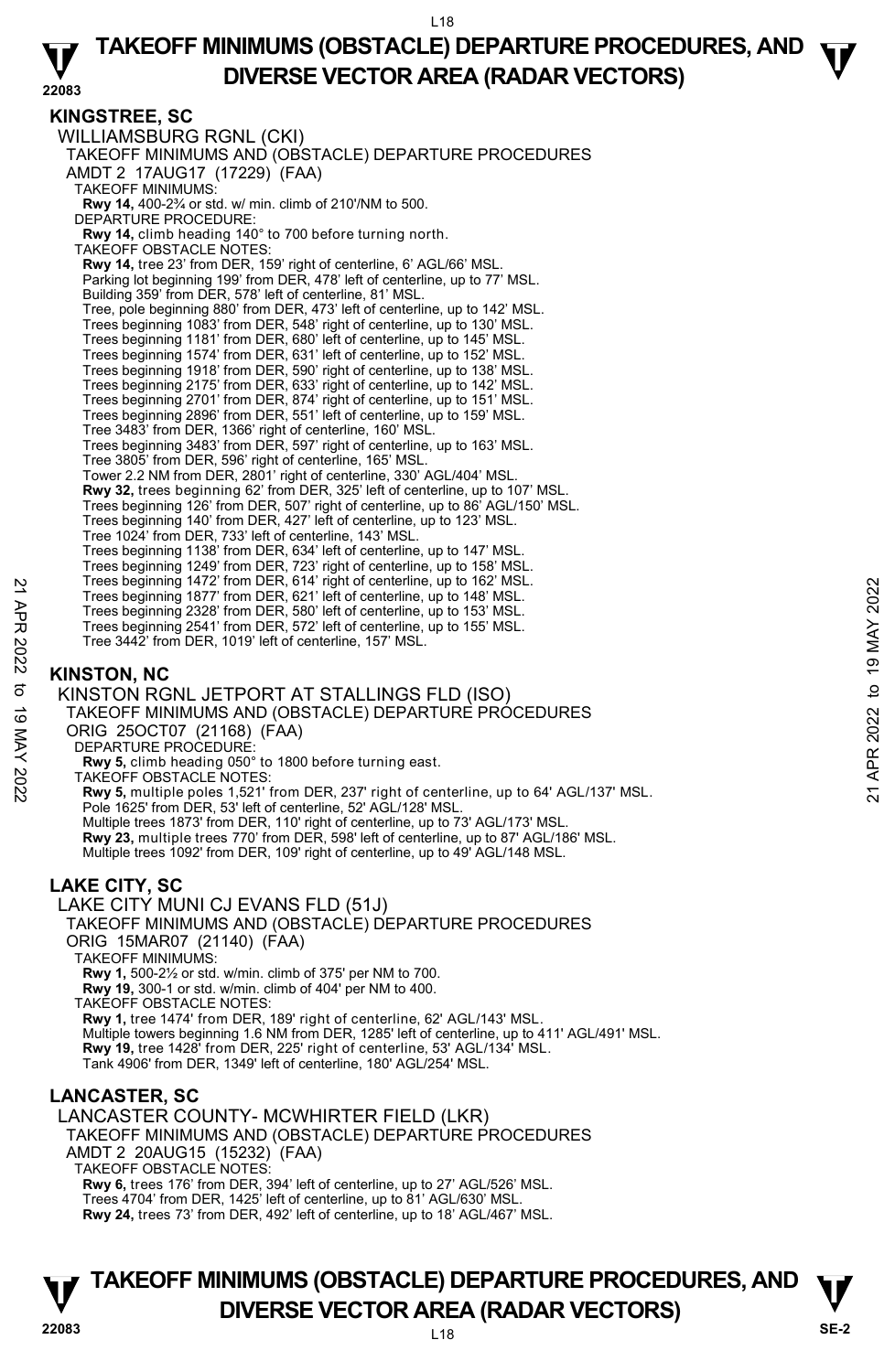## KINGSTREE, SC

WILLIAMSBURG RGNL (CKI)
TAKEOFF MINIMUMS AND (OBSTACLE) DEPARTURE PROCEDURES
AMDT 2 17AUG17 (17229) (FAA)

TAKEOFF MINIMUMS:
**Rwy 14,** 400-2¾ or std. w/ min. climb of 210'/NM to 500.

DEPARTURE PROCEDURE:
**Rwy 14,** climb heading 140° to 700 before turning north.

TAKEOFF OBSTACLE NOTES:
**Rwy 14,** tree 23' from DER, 159' right of centerline, 6' AGL/66' MSL.
Parking lot beginning 199' from DER, 478' left of centerline, up to 77' MSL.
Building 359' from DER, 578' left of centerline, 81' MSL.
Tree, pole beginning 880' from DER, 473' left of centerline, up to 142' MSL.
Trees beginning 1083' from DER, 548' right of centerline, up to 130' MSL.
Trees beginning 1181' from DER, 680' left of centerline, up to 145' MSL.
Trees beginning 1574' from DER, 631' left of centerline, up to 152' MSL.
Trees beginning 1918' from DER, 590' right of centerline, up to 138' MSL.
Trees beginning 2175' from DER, 633' right of centerline, up to 142' MSL.
Trees beginning 2701' from DER, 874' right of centerline, up to 151' MSL.
Trees beginning 2896' from DER, 551' left of centerline, up to 159' MSL.
Tree 3483' from DER, 1366' right of centerline, 160' MSL.
Trees beginning 3483' from DER, 597' right of centerline, up to 163' MSL.
Tree 3805' from DER, 596' right of centerline, 165' MSL.
Tower 2.2 NM from DER, 2801' right of centerline, 330' AGL/404' MSL.
**Rwy 32,** trees beginning 62' from DER, 325' left of centerline, up to 107' MSL.
Trees beginning 126' from DER, 507' right of centerline, up to 86' AGL/150' MSL.
Trees beginning 140' from DER, 427' left of centerline, up to 123' MSL.
Tree 1024' from DER, 733' left of centerline, 143' MSL.
Trees beginning 1138' from DER, 634' left of centerline, up to 147' MSL.
Trees beginning 1249' from DER, 723' right of centerline, up to 158' MSL.
Trees beginning 1472' from DER, 614' right of centerline, up to 162' MSL.
Trees beginning 1877' from DER, 621' left of centerline, up to 148' MSL.
Trees beginning 2328' from DER, 580' left of centerline, up to 153' MSL.
Trees beginning 2541' from DER, 572' left of centerline, up to 155' MSL.
Tree 3442' from DER, 1019' left of centerline, 157' MSL.

## KINSTON, NC

KINSTON RGNL JETPORT AT STALLINGS FLD (ISO)
TAKEOFF MINIMUMS AND (OBSTACLE) DEPARTURE PROCEDURES
ORIG 25OCT07 (21168) (FAA)

DEPARTURE PROCEDURE:
**Rwy 5,** climb heading 050° to 1800 before turning east.

TAKEOFF OBSTACLE NOTES:
**Rwy 5,** multiple poles 1,521' from DER, 237' right of centerline, up to 64' AGL/137' MSL.
Pole 1625' from DER, 53' left of centerline, 52' AGL/128' MSL.
Multiple trees 1873' from DER, 110' right of centerline, up to 73' AGL/173' MSL.
**Rwy 23,** multiple trees 770' from DER, 598' left of centerline, up to 87' AGL/186' MSL.
Multiple trees 1092' from DER, 109' right of centerline, up to 49' AGL/148 MSL.

## LAKE CITY, SC

LAKE CITY MUNI CJ EVANS FLD (51J)
TAKEOFF MINIMUMS AND (OBSTACLE) DEPARTURE PROCEDURES
ORIG 15MAR07 (21140) (FAA)

TAKEOFF MINIMUMS:
**Rwy 1,** 500-2½ or std. w/min. climb of 375' per NM to 700.
**Rwy 19,** 300-1 or std. w/min. climb of 404' per NM to 400.

TAKEOFF OBSTACLE NOTES:
**Rwy 1,** tree 1474' from DER, 189' right of centerline, 62' AGL/143' MSL.
Multiple towers beginning 1.6 NM from DER, 1285' left of centerline, up to 411' AGL/491' MSL.
**Rwy 19,** tree 1428' from DER, 225' right of centerline, 53' AGL/134' MSL.
Tank 4906' from DER, 1349' left of centerline, 180' AGL/254' MSL.

## LANCASTER, SC

LANCASTER COUNTY- MCWHIRTER FIELD (LKR)
TAKEOFF MINIMUMS AND (OBSTACLE) DEPARTURE PROCEDURES
AMDT 2 20AUG15 (15232) (FAA)

TAKEOFF OBSTACLE NOTES:
**Rwy 6,** trees 176' from DER, 394' left of centerline, up to 27' AGL/526' MSL.
Trees 4704' from DER, 1425' left of centerline, up to 81' AGL/630' MSL.
**Rwy 24,** trees 73' from DER, 492' left of centerline, up to 18' AGL/467' MSL.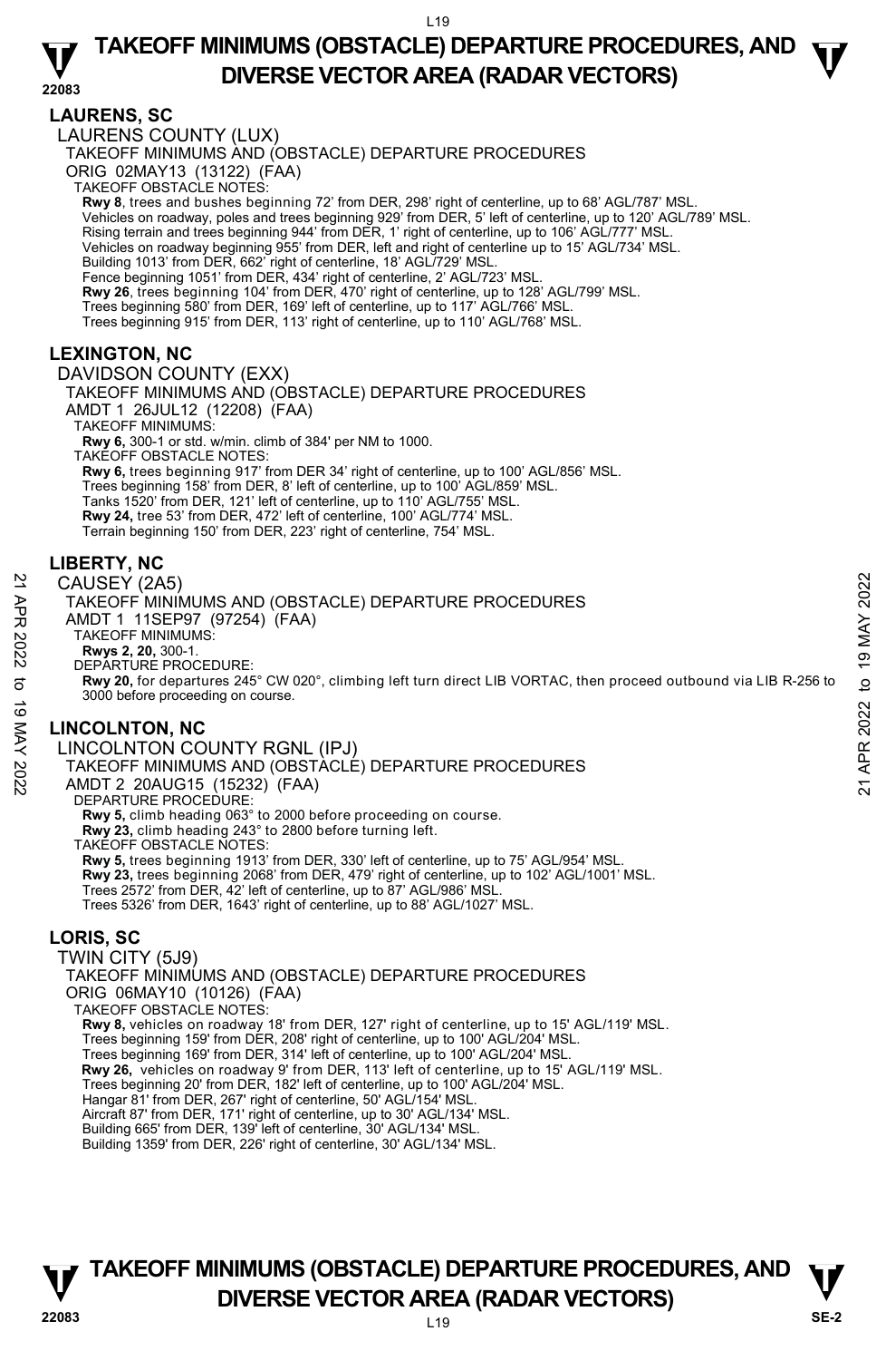## LAURENS, SC

### LAURENS COUNTY (LUX)

TAKEOFF MINIMUMS AND (OBSTACLE) DEPARTURE PROCEDURES
ORIG 02MAY13 (13122) (FAA)

TAKEOFF OBSTACLE NOTES:

**Rwy 8**, trees and bushes beginning 72' from DER, 298' right of centerline, up to 68' AGL/787' MSL.
Vehicles on roadway, poles and trees beginning 929' from DER, 5' left of centerline, up to 120' AGL/789' MSL.
Rising terrain and trees beginning 944' from DER, 1' right of centerline, up to 106' AGL/777' MSL.
Vehicles on roadway beginning 955' from DER, left and right of centerline up to 15' AGL/734' MSL.
Building 1013' from DER, 662' right of centerline, 18' AGL/729' MSL.
Fence beginning 1051' from DER, 434' right of centerline, 2' AGL/723' MSL.
**Rwy 26**, trees beginning 104' from DER, 470' right of centerline, up to 128' AGL/799' MSL.
Trees beginning 580' from DER, 169' left of centerline, up to 117' AGL/766' MSL.
Trees beginning 915' from DER, 113' right of centerline, up to 110' AGL/768' MSL.

## LEXINGTON, NC

### DAVIDSON COUNTY (EXX)

TAKEOFF MINIMUMS AND (OBSTACLE) DEPARTURE PROCEDURES
AMDT 1 26JUL12 (12208) (FAA)

TAKEOFF MINIMUMS:

**Rwy 6,** 300-1 or std. w/min. climb of 384' per NM to 1000.

TAKEOFF OBSTACLE NOTES:

**Rwy 6,** trees beginning 917' from DER 34' right of centerline, up to 100' AGL/856' MSL.
Trees beginning 158' from DER, 8' left of centerline, up to 100' AGL/859' MSL.
Tanks 1520' from DER, 121' left of centerline, up to 110' AGL/755' MSL.
**Rwy 24,** tree 53' from DER, 472' left of centerline, 100' AGL/774' MSL.
Terrain beginning 150' from DER, 223' right of centerline, 754' MSL.

## LIBERTY, NC

### CAUSEY (2A5)

TAKEOFF MINIMUMS AND (OBSTACLE) DEPARTURE PROCEDURES
AMDT 1 11SEP97 (97254) (FAA)

TAKEOFF MINIMUMS:

**Rwys 2, 20,** 300-1.

DEPARTURE PROCEDURE:

**Rwy 20,** for departures 245° CW 020°, climbing left turn direct LIB VORTAC, then proceed outbound via LIB R-256 to 3000 before proceeding on course.

## LINCOLNTON, NC

### LINCOLNTON COUNTY RGNL (IPJ)

TAKEOFF MINIMUMS AND (OBSTACLE) DEPARTURE PROCEDURES
AMDT 2 20AUG15 (15232) (FAA)

DEPARTURE PROCEDURE:

**Rwy 5,** climb heading 063° to 2000 before proceeding on course.
**Rwy 23,** climb heading 243° to 2800 before turning left.

TAKEOFF OBSTACLE NOTES:

**Rwy 5,** trees beginning 1913' from DER, 330' left of centerline, up to 75' AGL/954' MSL.
**Rwy 23,** trees beginning 2068' from DER, 479' right of centerline, up to 102' AGL/1001' MSL.
Trees 2572' from DER, 42' left of centerline, up to 87' AGL/986' MSL.
Trees 5326' from DER, 1643' right of centerline, up to 88' AGL/1027' MSL.

## LORIS, SC

### TWIN CITY (5J9)

TAKEOFF MINIMUMS AND (OBSTACLE) DEPARTURE PROCEDURES
ORIG 06MAY10 (10126) (FAA)

TAKEOFF OBSTACLE NOTES:

**Rwy 8,** vehicles on roadway 18' from DER, 127' right of centerline, up to 15' AGL/119' MSL.
Trees beginning 159' from DER, 208' right of centerline, up to 100' AGL/204' MSL.
Trees beginning 169' from DER, 314' left of centerline, up to 100' AGL/204' MSL.
**Rwy 26,** vehicles on roadway 9' from DER, 113' left of centerline, up to 15' AGL/119' MSL.
Trees beginning 20' from DER, 182' left of centerline, up to 100' AGL/204' MSL.
Hangar 81' from DER, 267' right of centerline, 50' AGL/154' MSL.
Aircraft 87' from DER, 171' right of centerline, up to 30' AGL/134' MSL.
Building 665' from DER, 139' left of centerline, 30' AGL/134' MSL.
Building 1359' from DER, 226' right of centerline, 30' AGL/134' MSL.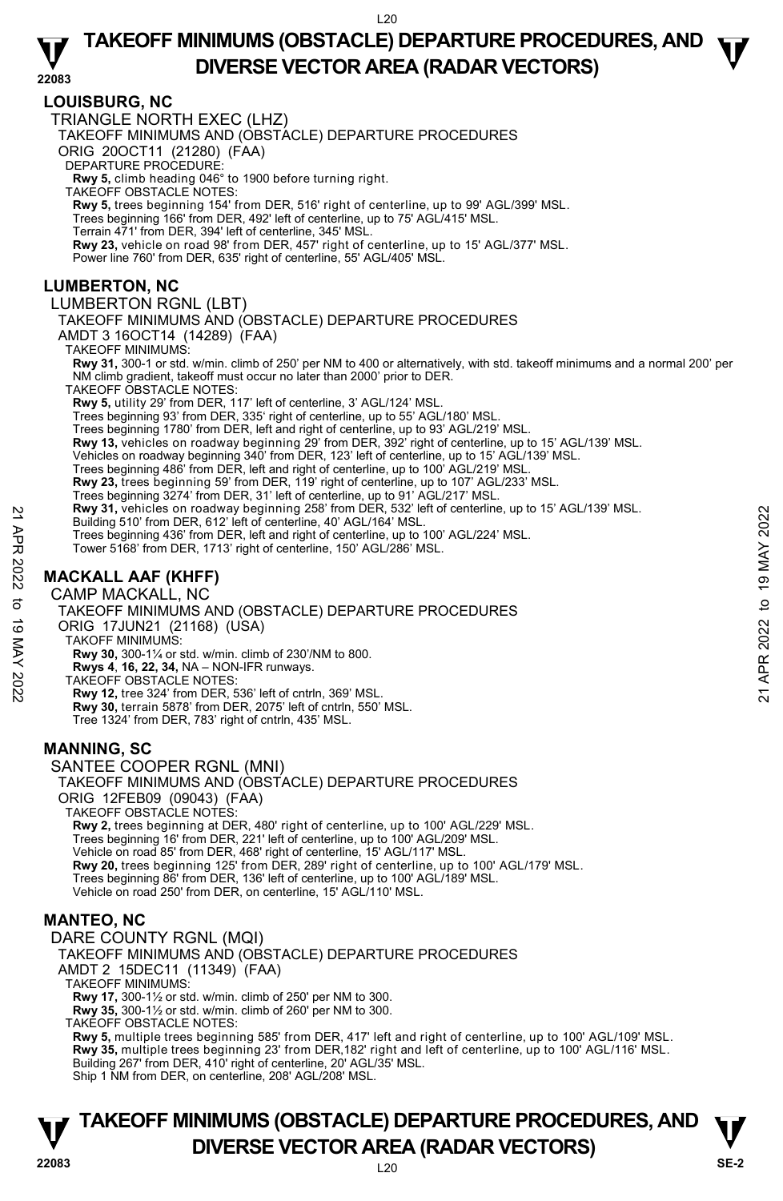## LOUISBURG, NC

TRIANGLE NORTH EXEC (LHZ)

TAKEOFF MINIMUMS AND (OBSTACLE) DEPARTURE PROCEDURES

ORIG 20OCT11 (21280) (FAA)

DEPARTURE PROCEDURE:

**Rwy 5,** climb heading 046° to 1900 before turning right.

TAKEOFF OBSTACLE NOTES:

**Rwy 5,** trees beginning 154' from DER, 516' right of centerline, up to 99' AGL/399' MSL.
Trees beginning 166' from DER, 492' left of centerline, up to 75' AGL/415' MSL.
Terrain 471' from DER, 394' left of centerline, 345' MSL.
**Rwy 23,** vehicle on road 98' from DER, 457' right of centerline, up to 15' AGL/377' MSL.
Power line 760' from DER, 635' right of centerline, 55' AGL/405' MSL.

## LUMBERTON, NC

LUMBERTON RGNL (LBT)

TAKEOFF MINIMUMS AND (OBSTACLE) DEPARTURE PROCEDURES

AMDT 3 16OCT14 (14289) (FAA)

TAKEOFF MINIMUMS:

**Rwy 31,** 300-1 or std. w/min. climb of 250' per NM to 400 or alternatively, with std. takeoff minimums and a normal 200' per NM climb gradient, takeoff must occur no later than 2000' prior to DER.

TAKEOFF OBSTACLE NOTES:

**Rwy 5,** utility 29' from DER, 117' left of centerline, 3' AGL/124' MSL.
Trees beginning 93' from DER, 335' right of centerline, up to 55' AGL/180' MSL.
Trees beginning 1780' from DER, left and right of centerline, up to 93' AGL/219' MSL.
**Rwy 13,** vehicles on roadway beginning 29' from DER, 392' right of centerline, up to 15' AGL/139' MSL.
Vehicles on roadway beginning 340' from DER, 123' left of centerline, up to 15' AGL/139' MSL.
Trees beginning 486' from DER, left and right of centerline, up to 100' AGL/219' MSL.
**Rwy 23,** trees beginning 59' from DER, 119' right of centerline, up to 107' AGL/233' MSL.
Trees beginning 3274' from DER, 31' left of centerline, up to 91' AGL/217' MSL.
**Rwy 31,** vehicles on roadway beginning 258' from DER, 532' left of centerline, up to 15' AGL/139' MSL.
Building 510' from DER, 612' left of centerline, 40' AGL/164' MSL.
Trees beginning 436' from DER, left and right of centerline, up to 100' AGL/224' MSL.
Tower 5168' from DER, 1713' right of centerline, 150' AGL/286' MSL.

## MACKALL AAF (KHFF)

CAMP MACKALL, NC

TAKEOFF MINIMUMS AND (OBSTACLE) DEPARTURE PROCEDURES

ORIG 17JUN21 (21168) (USA)

TAKEOFF MINIMUMS:

**Rwy 30,** 300-1¼ or std. w/min. climb of 230'/NM to 800.
**Rwys 4**, **16, 22, 34,** NA – NON-IFR runways.

TAKEOFF OBSTACLE NOTES:

**Rwy 12,** tree 324' from DER, 536' left of cntrln, 369' MSL.
**Rwy 30,** terrain 5878' from DER, 2075' left of cntrln, 550' MSL.
Tree 1324' from DER, 783' right of cntrln, 435' MSL.

## MANNING, SC

SANTEE COOPER RGNL (MNI)

TAKEOFF MINIMUMS AND (OBSTACLE) DEPARTURE PROCEDURES

ORIG 12FEB09 (09043) (FAA)

TAKEOFF OBSTACLE NOTES:

**Rwy 2,** trees beginning at DER, 480' right of centerline, up to 100' AGL/229' MSL.
Trees beginning 16' from DER, 221' left of centerline, up to 100' AGL/209' MSL.
Vehicle on road 85' from DER, 468' right of centerline, 15' AGL/117' MSL.
**Rwy 20,** trees beginning 125' from DER, 289' right of centerline, up to 100' AGL/179' MSL.
Trees beginning 86' from DER, 136' left of centerline, up to 100' AGL/189' MSL.
Vehicle on road 250' from DER, on centerline, 15' AGL/110' MSL.

## MANTEO, NC

DARE COUNTY RGNL (MQI)

TAKEOFF MINIMUMS AND (OBSTACLE) DEPARTURE PROCEDURES

AMDT 2 15DEC11 (11349) (FAA)

TAKEOFF MINIMUMS:

**Rwy 17,** 300-1½ or std. w/min. climb of 250' per NM to 300.
**Rwy 35,** 300-1½ or std. w/min. climb of 260' per NM to 300.

TAKEOFF OBSTACLE NOTES:

**Rwy 5,** multiple trees beginning 585' from DER, 417' left and right of centerline, up to 100' AGL/109' MSL.
**Rwy 35,** multiple trees beginning 23' from DER,182' right and left of centerline, up to 100' AGL/116' MSL.
Building 267' from DER, 410' right of centerline, 20' AGL/35' MSL.
Ship 1 NM from DER, on centerline, 208' AGL/208' MSL.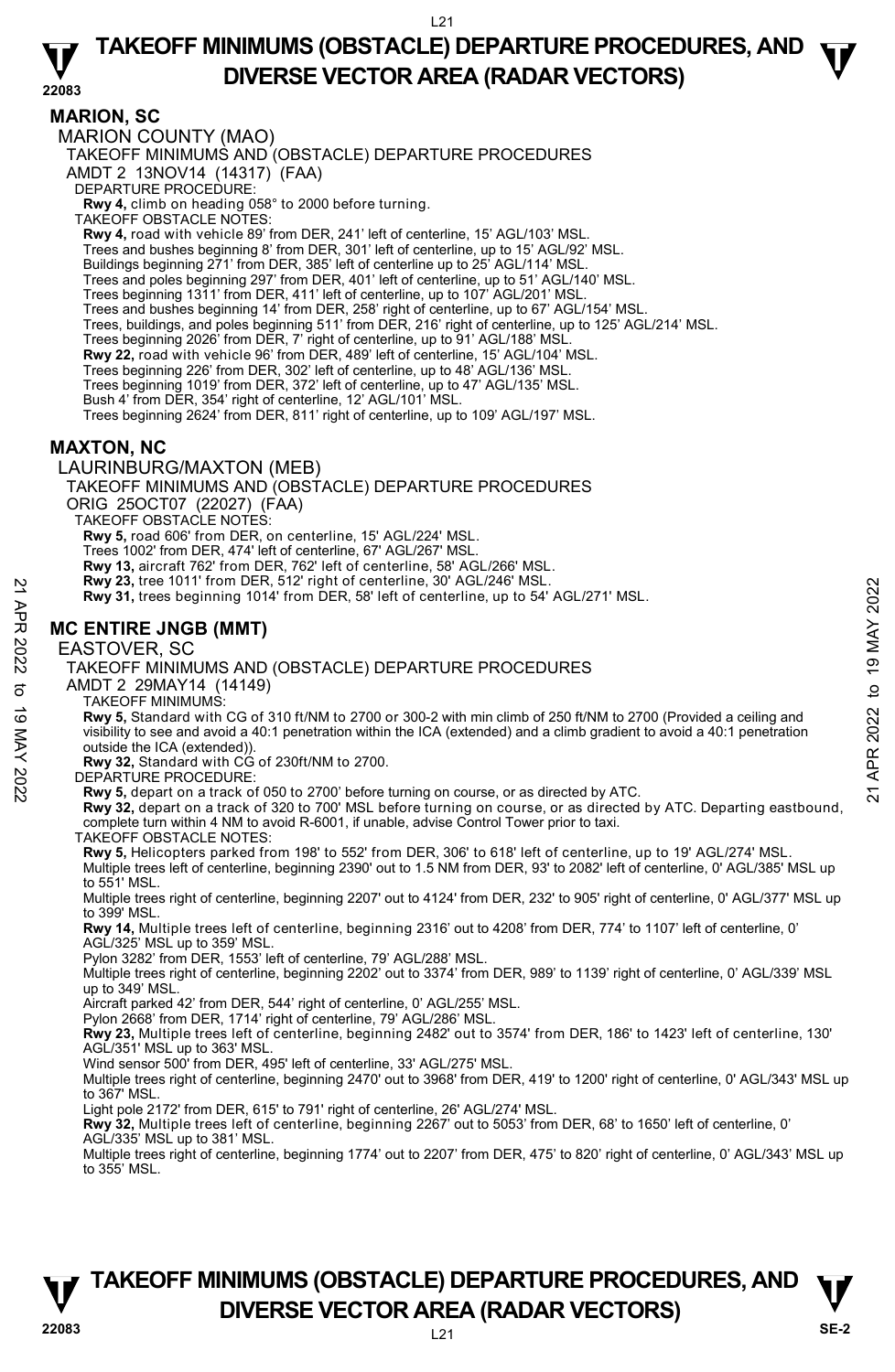## MARION, SC

MARION COUNTY (MAO)

TAKEOFF MINIMUMS AND (OBSTACLE) DEPARTURE PROCEDURES

AMDT 2 13NOV14 (14317) (FAA)

DEPARTURE PROCEDURE:

**Rwy 4,** climb on heading 058° to 2000 before turning.

TAKEOFF OBSTACLE NOTES:

**Rwy 4,** road with vehicle 89' from DER, 241' left of centerline, 15' AGL/103' MSL.
Trees and bushes beginning 8' from DER, 301' left of centerline, up to 15' AGL/92' MSL.
Buildings beginning 271' from DER, 385' left of centerline up to 25' AGL/114' MSL.
Trees and poles beginning 297' from DER, 401' left of centerline, up to 51' AGL/140' MSL.
Trees beginning 1311' from DER, 411' left of centerline, up to 107' AGL/201' MSL.
Trees and bushes beginning 14' from DER, 258' right of centerline, up to 67' AGL/154' MSL.
Trees, buildings, and poles beginning 511' from DER, 216' right of centerline, up to 125' AGL/214' MSL.
Trees beginning 2026' from DER, 7' right of centerline, up to 91' AGL/188' MSL.
**Rwy 22,** road with vehicle 96' from DER, 489' left of centerline, 15' AGL/104' MSL.
Trees beginning 226' from DER, 302' left of centerline, up to 48' AGL/136' MSL.
Trees beginning 1019' from DER, 372' left of centerline, up to 47' AGL/135' MSL.
Bush 4' from DER, 354' right of centerline, 12' AGL/101' MSL.
Trees beginning 2624' from DER, 811' right of centerline, up to 109' AGL/197' MSL.

## MAXTON, NC

LAURINBURG/MAXTON (MEB)

TAKEOFF MINIMUMS AND (OBSTACLE) DEPARTURE PROCEDURES

ORIG 25OCT07 (22027) (FAA)

TAKEOFF OBSTACLE NOTES:

**Rwy 5,** road 606' from DER, on centerline, 15' AGL/224' MSL.
Trees 1002' from DER, 474' left of centerline, 67' AGL/267' MSL.
**Rwy 13,** aircraft 762' from DER, 762' left of centerline, 58' AGL/266' MSL.
**Rwy 23,** tree 1011' from DER, 512' right of centerline, 30' AGL/246' MSL.
**Rwy 31,** trees beginning 1014' from DER, 58' left of centerline, up to 54' AGL/271' MSL.

## MC ENTIRE JNGB (MMT)

EASTOVER, SC

TAKEOFF MINIMUMS AND (OBSTACLE) DEPARTURE PROCEDURES

AMDT 2 29MAY14 (14149)

TAKEOFF MINIMUMS:

**Rwy 5,** Standard with CG of 310 ft/NM to 2700 or 300-2 with min climb of 250 ft/NM to 2700 (Provided a ceiling and visibility to see and avoid a 40:1 penetration within the ICA (extended) and a climb gradient to avoid a 40:1 penetration outside the ICA (extended)).
**Rwy 32,** Standard with CG of 230ft/NM to 2700.

DEPARTURE PROCEDURE:

**Rwy 5,** depart on a track of 050 to 2700' before turning on course, or as directed by ATC.
**Rwy 32,** depart on a track of 320 to 700' MSL before turning on course, or as directed by ATC. Departing eastbound, complete turn within 4 NM to avoid R-6001, if unable, advise Control Tower prior to taxi.

TAKEOFF OBSTACLE NOTES:

**Rwy 5,** Helicopters parked from 198' to 552' from DER, 306' to 618' left of centerline, up to 19' AGL/274' MSL.
Multiple trees left of centerline, beginning 2390' out to 1.5 NM from DER, 93' to 2082' left of centerline, 0' AGL/385' MSL up to 551' MSL.
Multiple trees right of centerline, beginning 2207' out to 4124' from DER, 232' to 905' right of centerline, 0' AGL/377' MSL up to 399' MSL.
**Rwy 14,** Multiple trees left of centerline, beginning 2316' out to 4208' from DER, 774' to 1107' left of centerline, 0' AGL/325' MSL up to 359' MSL.
Pylon 3282' from DER, 1553' left of centerline, 79' AGL/288' MSL.
Multiple trees right of centerline, beginning 2202' out to 3374' from DER, 989' to 1139' right of centerline, 0' AGL/339' MSL up to 349' MSL.
Aircraft parked 42' from DER, 544' right of centerline, 0' AGL/255' MSL.
Pylon 2668' from DER, 1714' right of centerline, 79' AGL/286' MSL.
**Rwy 23,** Multiple trees left of centerline, beginning 2482' out to 3574' from DER, 186' to 1423' left of centerline, 130' AGL/351' MSL up to 363' MSL.
Wind sensor 500' from DER, 495' left of centerline, 33' AGL/275' MSL.
Multiple trees right of centerline, beginning 2470' out to 3968' from DER, 419' to 1200' right of centerline, 0' AGL/343' MSL up to 367' MSL.
Light pole 2172' from DER, 615' to 791' right of centerline, 26' AGL/274' MSL.
**Rwy 32,** Multiple trees left of centerline, beginning 2267' out to 5053' from DER, 68' to 1650' left of centerline, 0' AGL/335' MSL up to 381' MSL.
Multiple trees right of centerline, beginning 1774' out to 2207' from DER, 475' to 820' right of centerline, 0' AGL/343' MSL up to 355' MSL.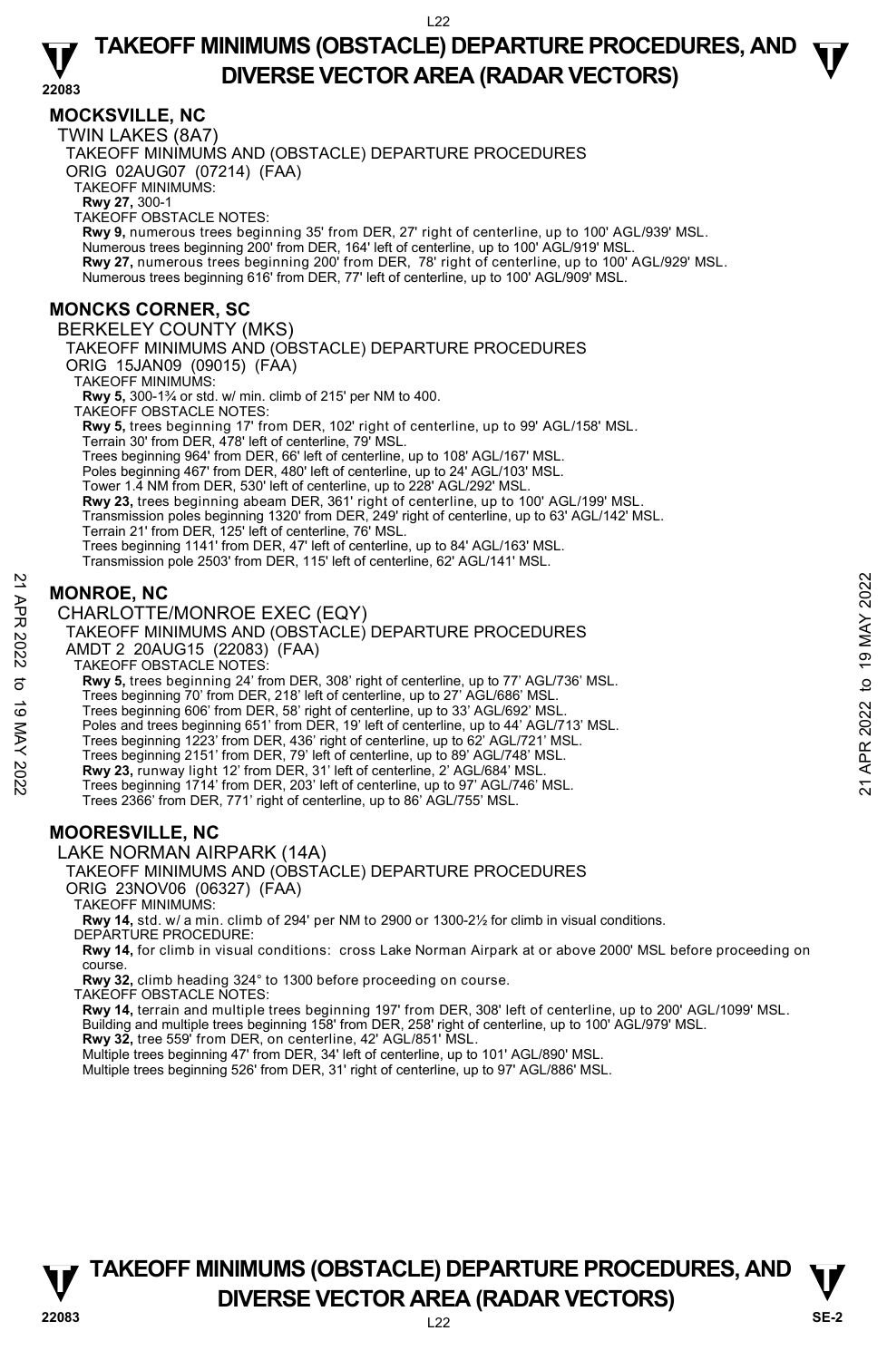## MOCKSVILLE, NC

TWIN LAKES (8A7)

TAKEOFF MINIMUMS AND (OBSTACLE) DEPARTURE PROCEDURES

ORIG 02AUG07 (07214) (FAA)

TAKEOFF MINIMUMS:

**Rwy 27,** 300-1

TAKEOFF OBSTACLE NOTES:

**Rwy 9,** numerous trees beginning 35' from DER, 27' right of centerline, up to 100' AGL/939' MSL.
Numerous trees beginning 200' from DER, 164' left of centerline, up to 100' AGL/919' MSL.
**Rwy 27,** numerous trees beginning 200' from DER, 78' right of centerline, up to 100' AGL/929' MSL.
Numerous trees beginning 616' from DER, 77' left of centerline, up to 100' AGL/909' MSL.

## MONCKS CORNER, SC

BERKELEY COUNTY (MKS)

TAKEOFF MINIMUMS AND (OBSTACLE) DEPARTURE PROCEDURES

ORIG 15JAN09 (09015) (FAA)

TAKEOFF MINIMUMS:

**Rwy 5,** 300-1¾ or std. w/ min. climb of 215' per NM to 400.

TAKEOFF OBSTACLE NOTES:

**Rwy 5,** trees beginning 17' from DER, 102' right of centerline, up to 99' AGL/158' MSL.
Terrain 30' from DER, 478' left of centerline, 79' MSL.
Trees beginning 964' from DER, 66' left of centerline, up to 108' AGL/167' MSL.
Poles beginning 467' from DER, 480' left of centerline, up to 24' AGL/103' MSL.
Tower 1.4 NM from DER, 530' left of centerline, up to 228' AGL/292' MSL.
**Rwy 23,** trees beginning abeam DER, 361' right of centerline, up to 100' AGL/199' MSL.
Transmission poles beginning 1320' from DER, 249' right of centerline, up to 63' AGL/142' MSL.
Terrain 21' from DER, 125' left of centerline, 76' MSL.
Trees beginning 1141' from DER, 47' left of centerline, up to 84' AGL/163' MSL.
Transmission pole 2503' from DER, 115' left of centerline, 62' AGL/141' MSL.

## MONROE, NC

CHARLOTTE/MONROE EXEC (EQY)

TAKEOFF MINIMUMS AND (OBSTACLE) DEPARTURE PROCEDURES

AMDT 2 20AUG15 (22083) (FAA)

TAKEOFF OBSTACLE NOTES:

**Rwy 5,** trees beginning 24' from DER, 308' right of centerline, up to 77' AGL/736' MSL.
Trees beginning 70' from DER, 218' left of centerline, up to 27' AGL/686' MSL.
Trees beginning 606' from DER, 58' right of centerline, up to 33' AGL/692' MSL.
Poles and trees beginning 651' from DER, 19' left of centerline, up to 44' AGL/713' MSL.
Trees beginning 1223' from DER, 436' right of centerline, up to 62' AGL/721' MSL.
Trees beginning 2151' from DER, 79' left of centerline, up to 89' AGL/748' MSL.
**Rwy 23,** runway light 12' from DER, 31' left of centerline, 2' AGL/684' MSL.
Trees beginning 1714' from DER, 203' left of centerline, up to 97' AGL/746' MSL.
Trees 2366' from DER, 771' right of centerline, up to 86' AGL/755' MSL.

## MOORESVILLE, NC

LAKE NORMAN AIRPARK (14A)

TAKEOFF MINIMUMS AND (OBSTACLE) DEPARTURE PROCEDURES

ORIG 23NOV06 (06327) (FAA)

TAKEOFF MINIMUMS:

**Rwy 14,** std. w/ a min. climb of 294' per NM to 2900 or 1300-2½ for climb in visual conditions.

DEPARTURE PROCEDURE:

**Rwy 14,** for climb in visual conditions: cross Lake Norman Airpark at or above 2000' MSL before proceeding on course.
**Rwy 32,** climb heading 324° to 1300 before proceeding on course.

TAKEOFF OBSTACLE NOTES:

**Rwy 14,** terrain and multiple trees beginning 197' from DER, 308' left of centerline, up to 200' AGL/1099' MSL.
Building and multiple trees beginning 158' from DER, 258' right of centerline, up to 100' AGL/979' MSL.
**Rwy 32,** tree 559' from DER, on centerline, 42' AGL/851' MSL.
Multiple trees beginning 47' from DER, 34' left of centerline, up to 101' AGL/890' MSL.
Multiple trees beginning 526' from DER, 31' right of centerline, up to 97' AGL/886' MSL.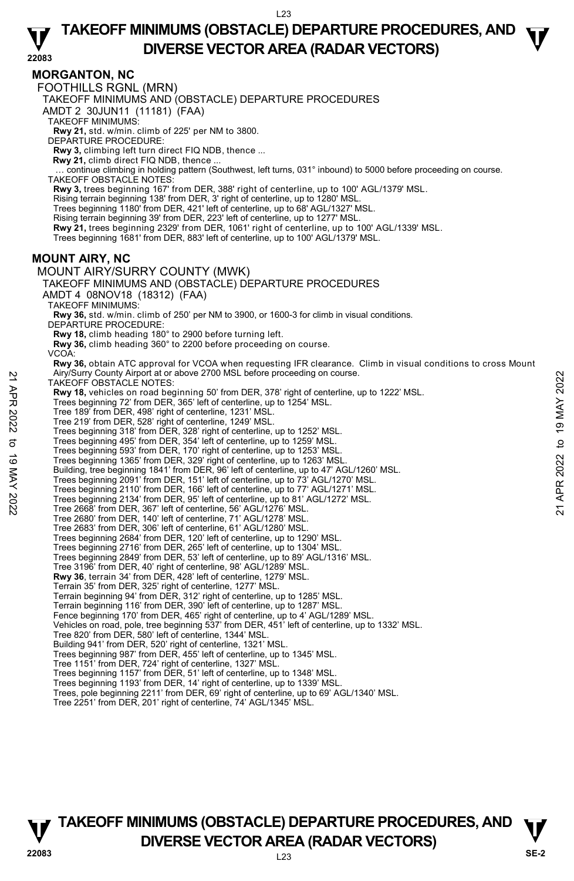## MORGANTON, NC

FOOTHILLS RGNL (MRN)

TAKEOFF MINIMUMS AND (OBSTACLE) DEPARTURE PROCEDURES

AMDT 2 30JUN11 (11181) (FAA)

TAKEOFF MINIMUMS:

**Rwy 21,** std. w/min. climb of 225' per NM to 3800.

DEPARTURE PROCEDURE:

**Rwy 3,** climbing left turn direct FIQ NDB, thence ...

**Rwy 21,** climb direct FIQ NDB, thence ...

… continue climbing in holding pattern (Southwest, left turns, 031° inbound) to 5000 before proceeding on course.

TAKEOFF OBSTACLE NOTES:

**Rwy 3,** trees beginning 167' from DER, 388' right of centerline, up to 100' AGL/1379' MSL.
Rising terrain beginning 138' from DER, 3' right of centerline, up to 1280' MSL.
Trees beginning 1180' from DER, 421' left of centerline, up to 68' AGL/1327' MSL.
Rising terrain beginning 39' from DER, 223' left of centerline, up to 1277' MSL.

**Rwy 21,** trees beginning 2329' from DER, 1061' right of centerline, up to 100' AGL/1339' MSL.
Trees beginning 1681' from DER, 883' left of centerline, up to 100' AGL/1379' MSL.

## MOUNT AIRY, NC

MOUNT AIRY/SURRY COUNTY (MWK)

TAKEOFF MINIMUMS AND (OBSTACLE) DEPARTURE PROCEDURES

AMDT 4 08NOV18 (18312) (FAA)

TAKEOFF MINIMUMS:

**Rwy 36,** std. w/min. climb of 250' per NM to 3900, or 1600-3 for climb in visual conditions.

DEPARTURE PROCEDURE:

**Rwy 18,** climb heading 180° to 2900 before turning left.

**Rwy 36,** climb heading 360° to 2200 before proceeding on course.

VCOA:

**Rwy 36,** obtain ATC approval for VCOA when requesting IFR clearance. Climb in visual conditions to cross Mount Airy/Surry County Airport at or above 2700 MSL before proceeding on course.

TAKEOFF OBSTACLE NOTES:

**Rwy 18,** vehicles on road beginning 50' from DER, 378' right of centerline, up to 1222' MSL.
Trees beginning 72' from DER, 365' left of centerline, up to 1254' MSL.
Tree 189' from DER, 498' right of centerline, 1231' MSL.
Tree 219' from DER, 528' right of centerline, 1249' MSL.
Trees beginning 318' from DER, 328' right of centerline, up to 1252' MSL.
Trees beginning 495' from DER, 354' left of centerline, up to 1259' MSL.
Trees beginning 593' from DER, 170' right of centerline, up to 1253' MSL.
Trees beginning 1365' from DER, 329' right of centerline, up to 1263' MSL.
Building, tree beginning 1841' from DER, 96' left of centerline, up to 47' AGL/1260' MSL.
Trees beginning 2091' from DER, 151' left of centerline, up to 73' AGL/1270' MSL.
Trees beginning 2110' from DER, 166' left of centerline, up to 77' AGL/1271' MSL.
Trees beginning 2134' from DER, 95' left of centerline, up to 81' AGL/1272' MSL.
Tree 2668' from DER, 367' left of centerline, 56' AGL/1276' MSL.
Tree 2680' from DER, 140' left of centerline, 71' AGL/1278' MSL.
Tree 2683' from DER, 306' left of centerline, 61' AGL/1280' MSL.
Trees beginning 2684' from DER, 120' left of centerline, up to 1290' MSL.
Trees beginning 2716' from DER, 265' left of centerline, up to 1304' MSL.
Trees beginning 2849' from DER, 53' left of centerline, up to 89' AGL/1316' MSL.
Tree 3196' from DER, 40' right of centerline, 98' AGL/1289' MSL.

**Rwy 36**, terrain 34' from DER, 428' left of centerline, 1279' MSL.
Terrain 35' from DER, 325' right of centerline, 1277' MSL.
Terrain beginning 94' from DER, 312' right of centerline, up to 1285' MSL.
Terrain beginning 116' from DER, 390' left of centerline, up to 1287' MSL.
Fence beginning 170' from DER, 465' right of centerline, up to 4' AGL/1289' MSL.
Vehicles on road, pole, tree beginning 537' from DER, 451' left of centerline, up to 1332' MSL.
Tree 820' from DER, 580' left of centerline, 1344' MSL.
Building 941' from DER, 520' right of centerline, 1321' MSL.
Trees beginning 987' from DER, 455' left of centerline, up to 1345' MSL.
Tree 1151' from DER, 724' right of centerline, 1327' MSL.
Trees beginning 1157' from DER, 51' left of centerline, up to 1348' MSL.
Trees beginning 1193' from DER, 14' right of centerline, up to 1339' MSL.
Trees, pole beginning 2211' from DER, 69' right of centerline, up to 69' AGL/1340' MSL.
Tree 2251' from DER, 201' right of centerline, 74' AGL/1345' MSL.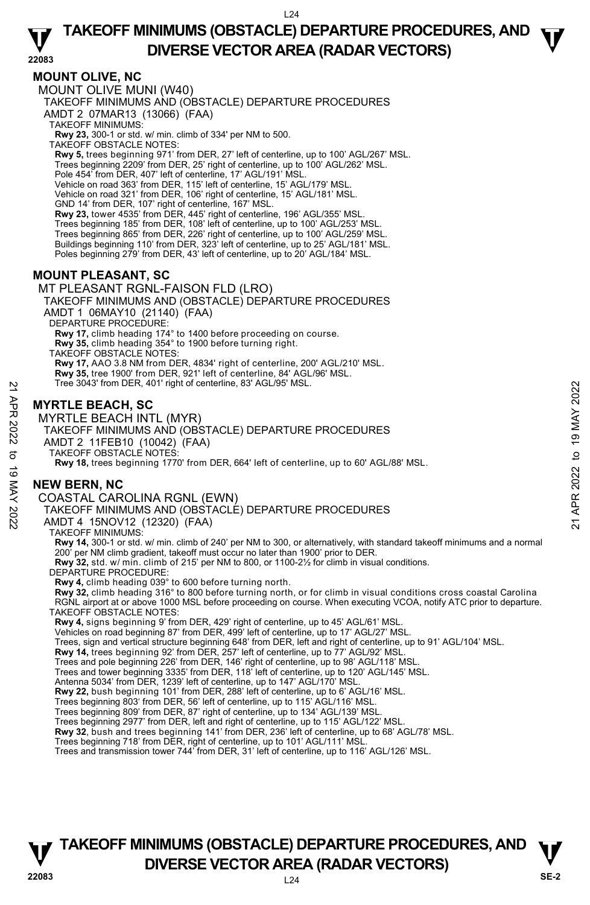## MOUNT OLIVE, NC

MOUNT OLIVE MUNI (W40)

TAKEOFF MINIMUMS AND (OBSTACLE) DEPARTURE PROCEDURES

AMDT 2 07MAR13 (13066) (FAA)

TAKEOFF MINIMUMS:

**Rwy 23,** 300-1 or std. w/ min. climb of 334' per NM to 500.

TAKEOFF OBSTACLE NOTES:

**Rwy 5,** trees beginning 971' from DER, 27' left of centerline, up to 100' AGL/267' MSL.
Trees beginning 2209' from DER, 25' right of centerline, up to 100' AGL/262' MSL.
Pole 454' from DER, 407' left of centerline, 17' AGL/191' MSL.
Vehicle on road 363' from DER, 115' left of centerline, 15' AGL/179' MSL.
Vehicle on road 321' from DER, 106' right of centerline, 15' AGL/181' MSL.
GND 14' from DER, 107' right of centerline, 167' MSL.
**Rwy 23,** tower 4535' from DER, 445' right of centerline, 196' AGL/355' MSL.
Trees beginning 185' from DER, 108' left of centerline, up to 100' AGL/253' MSL.
Trees beginning 865' from DER, 226' right of centerline, up to 100' AGL/259' MSL.
Buildings beginning 110' from DER, 323' left of centerline, up to 25' AGL/181' MSL.
Poles beginning 279' from DER, 43' left of centerline, up to 20' AGL/184' MSL.

## MOUNT PLEASANT, SC

MT PLEASANT RGNL-FAISON FLD (LRO)

TAKEOFF MINIMUMS AND (OBSTACLE) DEPARTURE PROCEDURES

AMDT 1 06MAY10 (21140) (FAA)

DEPARTURE PROCEDURE:

**Rwy 17,** climb heading 174° to 1400 before proceeding on course.
**Rwy 35,** climb heading 354° to 1900 before turning right.

TAKEOFF OBSTACLE NOTES:

**Rwy 17,** AAO 3.8 NM from DER, 4834' right of centerline, 200' AGL/210' MSL.
**Rwy 35,** tree 1900' from DER, 921' left of centerline, 84' AGL/96' MSL.
Tree 3043' from DER, 401' right of centerline, 83' AGL/95' MSL.

## MYRTLE BEACH, SC

MYRTLE BEACH INTL (MYR)

TAKEOFF MINIMUMS AND (OBSTACLE) DEPARTURE PROCEDURES

AMDT 2 11FEB10 (10042) (FAA)

TAKEOFF OBSTACLE NOTES:

**Rwy 18,** trees beginning 1770' from DER, 664' left of centerline, up to 60' AGL/88' MSL.

## NEW BERN, NC

COASTAL CAROLINA RGNL (EWN)

TAKEOFF MINIMUMS AND (OBSTACLE) DEPARTURE PROCEDURES

AMDT 4 15NOV12 (12320) (FAA)

TAKEOFF MINIMUMS:

**Rwy 14,** 300-1 or std. w/ min. climb of 240' per NM to 300, or alternatively, with standard takeoff minimums and a normal 200' per NM climb gradient, takeoff must occur no later than 1900' prior to DER.
**Rwy 32,** std. w/ min. climb of 215' per NM to 800, or 1100-2½ for climb in visual conditions.

DEPARTURE PROCEDURE:

**Rwy 4,** climb heading 039° to 600 before turning north.
**Rwy 32,** climb heading 316° to 800 before turning north, or for climb in visual conditions cross coastal Carolina RGNL airport at or above 1000 MSL before proceeding on course. When executing VCOA, notify ATC prior to departure.

TAKEOFF OBSTACLE NOTES:

**Rwy 4,** signs beginning 9' from DER, 429' right of centerline, up to 45' AGL/61' MSL.
Vehicles on road beginning 87' from DER, 499' left of centerline, up to 17' AGL/27' MSL.
Trees, sign and vertical structure beginning 648' from DER, left and right of centerline, up to 91' AGL/104' MSL.
**Rwy 14,** trees beginning 92' from DER, 257' left of centerline, up to 77' AGL/92' MSL.
Trees and pole beginning 226' from DER, 146' right of centerline, up to 98' AGL/118' MSL.
Trees and tower beginning 3335' from DER, 118' left of centerline, up to 120' AGL/145' MSL.
Antenna 5034' from DER, 1239' left of centerline, up to 147' AGL/170' MSL.
**Rwy 22,** bush beginning 101' from DER, 288' left of centerline, up to 6' AGL/16' MSL.
Trees beginning 803' from DER, 56' left of centerline, up to 115' AGL/116' MSL.
Trees beginning 809' from DER, 87' right of centerline, up to 134' AGL/139' MSL.
Trees beginning 2977' from DER, left and right of centerline, up to 115' AGL/122' MSL.
**Rwy 32**, bush and trees beginning 141' from DER, 236' left of centerline, up to 68' AGL/78' MSL.
Trees beginning 718' from DER, right of centerline, up to 101' AGL/111' MSL.
Trees and transmission tower 744' from DER, 31' left of centerline, up to 116' AGL/126' MSL.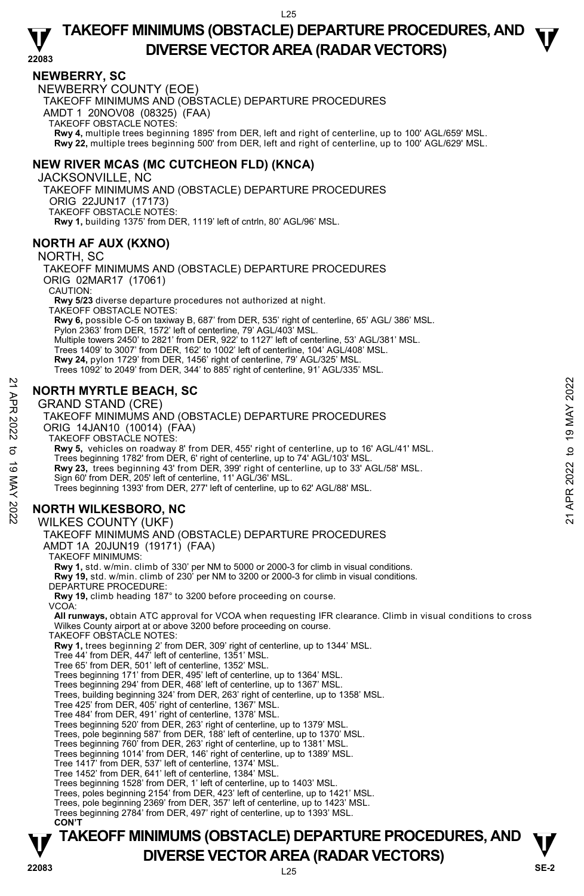## NEWBERRY, SC

NEWBERRY COUNTY (EOE)

TAKEOFF MINIMUMS AND (OBSTACLE) DEPARTURE PROCEDURES

AMDT 1 20NOV08 (08325) (FAA)

TAKEOFF OBSTACLE NOTES:

**Rwy 4,** multiple trees beginning 1895' from DER, left and right of centerline, up to 100' AGL/659' MSL.
**Rwy 22,** multiple trees beginning 500' from DER, left and right of centerline, up to 100' AGL/629' MSL.

## NEW RIVER MCAS (MC CUTCHEON FLD) (KNCA)

JACKSONVILLE, NC

TAKEOFF MINIMUMS AND (OBSTACLE) DEPARTURE PROCEDURES

ORIG 22JUN17 (17173)

TAKEOFF OBSTACLE NOTES:

**Rwy 1,** building 1375' from DER, 1119' left of cntrln, 80' AGL/96' MSL.

## NORTH AF AUX (KXNO)

NORTH, SC

TAKEOFF MINIMUMS AND (OBSTACLE) DEPARTURE PROCEDURES

ORIG 02MAR17 (17061)

CAUTION:

**Rwy 5/23** diverse departure procedures not authorized at night.

TAKEOFF OBSTACLE NOTES:

**Rwy 6,** possible C-5 on taxiway B, 687' from DER, 535' right of centerline, 65' AGL/ 386' MSL.
Pylon 2363' from DER, 1572' left of centerline, 79' AGL/403' MSL.
Multiple towers 2450' to 2821' from DER, 922' to 1127' left of centerline, 53' AGL/381' MSL.
Trees 1409' to 3007' from DER, 162' to 1002' left of centerline, 104' AGL/408' MSL.
**Rwy 24,** pylon 1729' from DER, 1456' right of centerline, 79' AGL/325' MSL.
Trees 1092' to 2049' from DER, 344' to 885' right of centerline, 91' AGL/335' MSL.

## NORTH MYRTLE BEACH, SC

GRAND STAND (CRE)

TAKEOFF MINIMUMS AND (OBSTACLE) DEPARTURE PROCEDURES

ORIG 14JAN10 (10014) (FAA)

TAKEOFF OBSTACLE NOTES:

**Rwy 5,** vehicles on roadway 8' from DER, 455' right of centerline, up to 16' AGL/41' MSL.
Trees beginning 1782' from DER, 6' right of centerline, up to 74' AGL/103' MSL.
**Rwy 23,** trees beginning 43' from DER, 399' right of centerline, up to 33' AGL/58' MSL.
Sign 60' from DER, 205' left of centerline, 11' AGL/36' MSL.
Trees beginning 1393' from DER, 277' left of centerline, up to 62' AGL/88' MSL.

## NORTH WILKESBORO, NC

WILKES COUNTY (UKF)

TAKEOFF MINIMUMS AND (OBSTACLE) DEPARTURE PROCEDURES

AMDT 1A 20JUN19 (19171) (FAA)

TAKEOFF MINIMUMS:

**Rwy 1,** std. w/min. climb of 330' per NM to 5000 or 2000-3 for climb in visual conditions.
**Rwy 19,** std. w/min. climb of 230' per NM to 3200 or 2000-3 for climb in visual conditions.

DEPARTURE PROCEDURE:

**Rwy 19,** climb heading 187° to 3200 before proceeding on course.

VCOA:

**All runways,** obtain ATC approval for VCOA when requesting IFR clearance. Climb in visual conditions to cross Wilkes County airport at or above 3200 before proceeding on course.

TAKEOFF OBSTACLE NOTES:

**Rwy 1,** trees beginning 2' from DER, 309' right of centerline, up to 1344' MSL.
Tree 44' from DER, 447' left of centerline, 1351' MSL.
Tree 65' from DER, 501' left of centerline, 1352' MSL.
Trees beginning 171' from DER, 495' left of centerline, up to 1364' MSL.
Trees beginning 294' from DER, 468' left of centerline, up to 1367' MSL.
Trees, building beginning 324' from DER, 263' right of centerline, up to 1358' MSL.
Tree 425' from DER, 405' right of centerline, 1367' MSL.
Tree 484' from DER, 491' right of centerline, 1378' MSL.
Trees beginning 520' from DER, 263' right of centerline, up to 1379' MSL.
Trees, pole beginning 587' from DER, 188' left of centerline, up to 1370' MSL.
Trees beginning 760' from DER, 263' right of centerline, up to 1381' MSL.
Trees beginning 1014' from DER, 146' right of centerline, up to 1389' MSL.
Tree 1417' from DER, 537' left of centerline, 1374' MSL.
Tree 1452' from DER, 641' left of centerline, 1384' MSL.
Trees beginning 1528' from DER, 1' left of centerline, up to 1403' MSL.
Trees, poles beginning 2154' from DER, 423' left of centerline, up to 1421' MSL.
Trees, pole beginning 2369' from DER, 357' left of centerline, up to 1423' MSL.
Trees beginning 2784' from DER, 497' right of centerline, up to 1393' MSL.

**CON'T**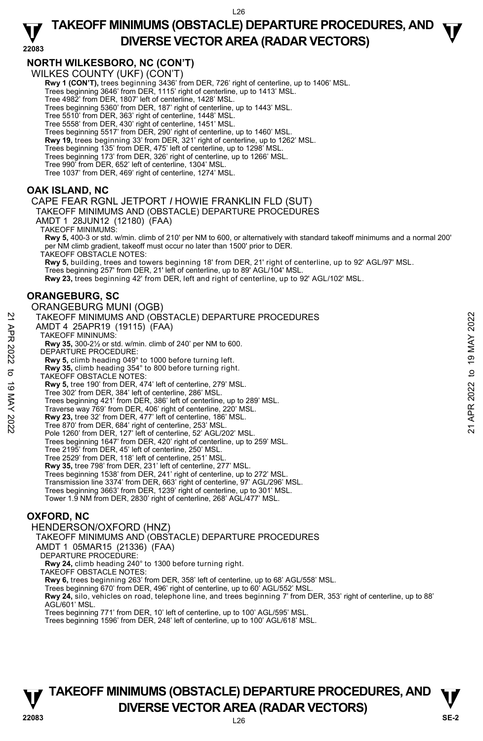## NORTH WILKESBORO, NC (CON'T)

WILKES COUNTY (UKF) (CON'T)

**Rwy 1 (CON'T),** trees beginning 3436' from DER, 726' right of centerline, up to 1406' MSL.
Trees beginning 3646' from DER, 1115' right of centerline, up to 1413' MSL.
Tree 4982' from DER, 1807' left of centerline, 1428' MSL.
Trees beginning 5360' from DER, 187' right of centerline, up to 1443' MSL.
Tree 5510' from DER, 363' right of centerline, 1448' MSL.
Tree 5558' from DER, 430' right of centerline, 1451' MSL.
Trees beginning 5517' from DER, 290' right of centerline, up to 1460' MSL.
**Rwy 19,** trees beginning 33' from DER, 321' right of centerline, up to 1262' MSL.
Trees beginning 135' from DER, 475' left of centerline, up to 1298' MSL.
Trees beginning 173' from DER, 326' right of centerline, up to 1266' MSL.
Tree 990' from DER, 652' left of centerline, 1304' MSL.
Tree 1037' from DER, 469' right of centerline, 1274' MSL.

## OAK ISLAND, NC

CAPE FEAR RGNL JETPORT / HOWIE FRANKLIN FLD (SUT)
TAKEOFF MINIMUMS AND (OBSTACLE) DEPARTURE PROCEDURES
AMDT 1 28JUN12 (12180) (FAA)

TAKEOFF MINIMUMS:
**Rwy 5,** 400-3 or std. w/min. climb of 210' per NM to 600, or alternatively with standard takeoff minimums and a normal 200' per NM climb gradient, takeoff must occur no later than 1500' prior to DER.

TAKEOFF OBSTACLE NOTES:
**Rwy 5,** building, trees and towers beginning 18' from DER, 21' right of centerline, up to 92' AGL/97' MSL.
Trees beginning 257' from DER, 21' left of centerline, up to 89' AGL/104' MSL.
**Rwy 23,** trees beginning 42' from DER, left and right of centerline, up to 92' AGL/102' MSL.

## ORANGEBURG, SC

ORANGEBURG MUNI (OGB)
TAKEOFF MINIMUMS AND (OBSTACLE) DEPARTURE PROCEDURES
AMDT 4 25APR19 (19115) (FAA)

TAKEOFF MINIMUMS:
**Rwy 35,** 300-2½ or std. w/min. climb of 240' per NM to 600.

DEPARTURE PROCEDURE:
**Rwy 5,** climb heading 049° to 1000 before turning left.
**Rwy 35,** climb heading 354° to 800 before turning right.

TAKEOFF OBSTACLE NOTES:
**Rwy 5,** tree 190' from DER, 474' left of centerline, 279' MSL.
Tree 302' from DER, 384' left of centerline, 286' MSL.
Trees beginning 421' from DER, 386' left of centerline, up to 289' MSL.
Traverse way 769' from DER, 406' right of centerline, 220' MSL.
**Rwy 23,** tree 32' from DER, 477' left of centerline, 186' MSL.
Tree 870' from DER, 684' right of centerline, 253' MSL.
Pole 1260' from DER, 127' left of centerline, 52' AGL/202' MSL.
Trees beginning 1647' from DER, 420' right of centerline, up to 259' MSL.
Tree 2195' from DER, 45' left of centerline, 250' MSL.
Tree 2529' from DER, 118' left of centerline, 251' MSL.
**Rwy 35,** tree 798' from DER, 231' left of centerline, 277' MSL.
Trees beginning 1538' from DER, 241' right of centerline, up to 272' MSL.
Transmission line 3374' from DER, 663' right of centerline, 97' AGL/296' MSL.
Trees beginning 3663' from DER, 1239' right of centerline, up to 301' MSL.
Tower 1.9 NM from DER, 2830' right of centerline, 268' AGL/477' MSL.

## OXFORD, NC

HENDERSON/OXFORD (HNZ)
TAKEOFF MINIMUMS AND (OBSTACLE) DEPARTURE PROCEDURES
AMDT 1 05MAR15 (21336) (FAA)

DEPARTURE PROCEDURE:
**Rwy 24,** climb heading 240° to 1300 before turning right.

TAKEOFF OBSTACLE NOTES:
**Rwy 6,** trees beginning 263' from DER, 358' left of centerline, up to 68' AGL/558' MSL.
Trees beginning 670' from DER, 496' right of centerline, up to 60' AGL/552' MSL.
**Rwy 24,** silo, vehicles on road, telephone line, and trees beginning 7' from DER, 353' right of centerline, up to 88' AGL/601' MSL.
Trees beginning 771' from DER, 10' left of centerline, up to 100' AGL/595' MSL.
Trees beginning 1596' from DER, 248' left of centerline, up to 100' AGL/618' MSL.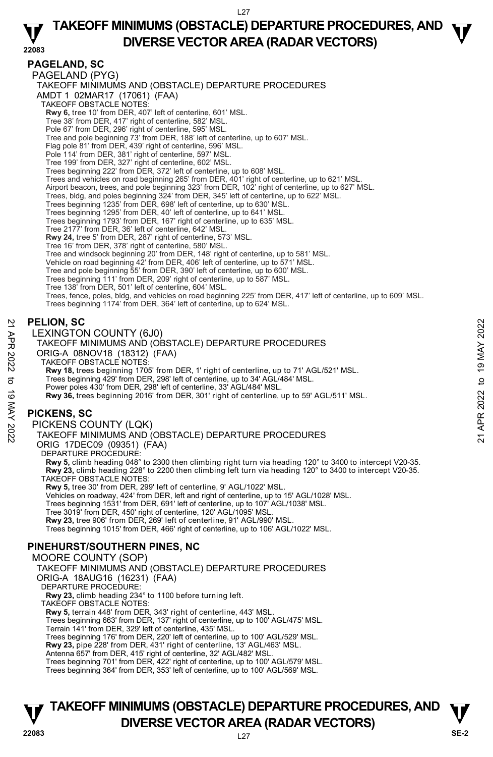## PAGELAND, SC

PAGELAND (PYG)

TAKEOFF MINIMUMS AND (OBSTACLE) DEPARTURE PROCEDURES

AMDT 1 02MAR17 (17061) (FAA)

TAKEOFF OBSTACLE NOTES:

**Rwy 6,** tree 10' from DER, 407' left of centerline, 601' MSL.
Tree 38' from DER, 417' right of centerline, 582' MSL.
Pole 67' from DER, 296' right of centerline, 595' MSL.
Tree and pole beginning 73' from DER, 188' left of centerline, up to 607' MSL.
Flag pole 81' from DER, 439' right of centerline, 596' MSL.
Pole 114' from DER, 381' right of centerline, 597' MSL.
Tree 199' from DER, 327' right of centerline, 602' MSL.
Trees beginning 222' from DER, 372' left of centerline, up to 608' MSL.
Trees and vehicles on road beginning 265' from DER, 401' right of centerline, up to 621' MSL.
Airport beacon, trees, and pole beginning 323' from DER, 102' right of centerline, up to 627' MSL.
Trees, bldg, and poles beginning 324' from DER, 345' left of centerline, up to 622' MSL.
Trees beginning 1235' from DER, 698' left of centerline, up to 630' MSL.
Trees beginning 1295' from DER, 40' left of centerline, up to 641' MSL.
Trees beginning 1793' from DER, 167' right of centerline, up to 635' MSL.
Tree 2177' from DER, 36' left of centerline, 642' MSL.
**Rwy 24,** tree 5' from DER, 287' right of centerline, 573' MSL.
Tree 16' from DER, 378' right of centerline, 580' MSL.
Tree and windsock beginning 20' from DER, 148' right of centerline, up to 581' MSL.
Vehicle on road beginning 42' from DER, 406' left of centerline, up to 571' MSL.
Tree and pole beginning 55' from DER, 390' left of centerline, up to 600' MSL.
Trees beginning 111' from DER, 209' right of centerline, up to 587' MSL.
Tree 138' from DER, 501' left of centerline, 604' MSL.
Trees, fence, poles, bldg, and vehicles on road beginning 225' from DER, 417' left of centerline, up to 609' MSL.
Trees beginning 1174' from DER, 364' left of centerline, up to 624' MSL.

## PELION, SC

LEXINGTON COUNTY (6J0)

TAKEOFF MINIMUMS AND (OBSTACLE) DEPARTURE PROCEDURES

ORIG-A 08NOV18 (18312) (FAA)

TAKEOFF OBSTACLE NOTES:

**Rwy 18,** trees beginning 1705' from DER, 1' right of centerline, up to 71' AGL/521' MSL.
Trees beginning 429' from DER, 298' left of centerline, up to 34' AGL/484' MSL.
Power poles 430' from DER, 298' left of centerline, 33' AGL/484' MSL.
**Rwy 36,** trees beginning 2016' from DER, 301' right of centerline, up to 59' AGL/511' MSL.

## PICKENS, SC

PICKENS COUNTY (LQK)

TAKEOFF MINIMUMS AND (OBSTACLE) DEPARTURE PROCEDURES

ORIG 17DEC09 (09351) (FAA)

DEPARTURE PROCEDURE:

**Rwy 5,** climb heading 048° to 2300 then climbing right turn via heading 120° to 3400 to intercept V20-35.
**Rwy 23,** climb heading 228° to 2200 then climbing left turn via heading 120° to 3400 to intercept V20-35.

TAKEOFF OBSTACLE NOTES:

**Rwy 5,** tree 30' from DER, 299' left of centerline, 9' AGL/1022' MSL.
Vehicles on roadway, 424' from DER, left and right of centerline, up to 15' AGL/1028' MSL.
Trees beginning 1531' from DER, 691' left of centerline, up to 107' AGL/1038' MSL.
Tree 3019' from DER, 450' right of centerline, 120' AGL/1095' MSL.
**Rwy 23,** tree 906' from DER, 269' left of centerline, 91' AGL/990' MSL.
Trees beginning 1015' from DER, 466' right of centerline, up to 106' AGL/1022' MSL.

## PINEHURST/SOUTHERN PINES, NC

MOORE COUNTY (SOP)

TAKEOFF MINIMUMS AND (OBSTACLE) DEPARTURE PROCEDURES

ORIG-A 18AUG16 (16231) (FAA)

DEPARTURE PROCEDURE:

**Rwy 23,** climb heading 234° to 1100 before turning left.

TAKEOFF OBSTACLE NOTES:

**Rwy 5,** terrain 448' from DER, 343' right of centerline, 443' MSL.
Trees beginning 663' from DER, 137' right of centerline, up to 100' AGL/475' MSL.
Terrain 141' from DER, 329' left of centerline, 435' MSL.
Trees beginning 176' from DER, 220' left of centerline, up to 100' AGL/529' MSL.
**Rwy 23,** pipe 228' from DER, 431' right of centerline, 13' AGL/463' MSL.
Antenna 657' from DER, 415' right of centerline, 32' AGL/482' MSL.
Trees beginning 701' from DER, 422' right of centerline, up to 100' AGL/579' MSL.
Trees beginning 364' from DER, 353' left of centerline, up to 100' AGL/569' MSL.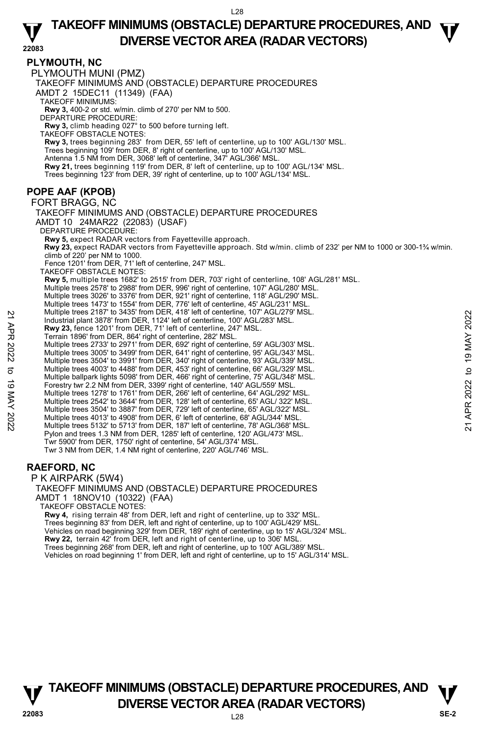## PLYMOUTH, NC

PLYMOUTH MUNI (PMZ)

TAKEOFF MINIMUMS AND (OBSTACLE) DEPARTURE PROCEDURES

AMDT 2 15DEC11 (11349) (FAA)

TAKEOFF MINIMUMS:

**Rwy 3,** 400-2 or std. w/min. climb of 270' per NM to 500.

DEPARTURE PROCEDURE:

**Rwy 3,** climb heading 027° to 500 before turning left.

TAKEOFF OBSTACLE NOTES:

**Rwy 3,** trees beginning 283' from DER, 55' left of centerline, up to 100' AGL/130' MSL.
Trees beginning 109' from DER, 8' right of centerline, up to 100' AGL/130' MSL.
Antenna 1.5 NM from DER, 3068' left of centerline, 347' AGL/366' MSL.
**Rwy 21,** trees beginning 119' from DER, 8' left of centerline, up to 100' AGL/134' MSL.
Trees beginning 123' from DER, 39' right of centerline, up to 100' AGL/134' MSL.

## POPE AAF (KPOB)

FORT BRAGG, NC

TAKEOFF MINIMUMS AND (OBSTACLE) DEPARTURE PROCEDURES

AMDT 10 24MAR22 (22083) (USAF)

DEPARTURE PROCEDURE:

**Rwy 5,** expect RADAR vectors from Fayetteville approach.
**Rwy 23,** expect RADAR vectors from Fayetteville approach. Std w/min. climb of 232' per NM to 1000 or 300-1¾ w/min. climb of 220' per NM to 1000.
Fence 1201' from DER, 71' left of centerline, 247' MSL.

TAKEOFF OBSTACLE NOTES:

**Rwy 5,** multiple trees 1682' to 2515' from DER, 703' right of centerline, 108' AGL/281' MSL.
Multiple trees 2578' to 2988' from DER, 996' right of centerline, 107' AGL/280' MSL.
Multiple trees 3026' to 3376' from DER, 921' right of centerline, 118' AGL/290' MSL.
Multiple trees 1473' to 1554' from DER, 776' left of centerline, 45' AGL/231' MSL.
Multiple trees 2187' to 3435' from DER, 418' left of centerline, 107' AGL/279' MSL.
Industrial plant 3878' from DER, 1124' left of centerline, 100' AGL/283' MSL.
**Rwy 23,** fence 1201' from DER, 71' left of centerline, 247' MSL.
Terrain 1896' from DER, 864' right of centerline, 282' MSL.
Multiple trees 2733' to 2971' from DER, 692' right of centerline, 59' AGL/303' MSL.
Multiple trees 3005' to 3499' from DER, 641' right of centerline, 95' AGL/343' MSL.
Multiple trees 3504' to 3991' from DER, 340' right of centerline, 93' AGL/339' MSL.
Multiple trees 4003' to 4488' from DER, 453' right of centerline, 66' AGL/329' MSL.
Multiple ballpark lights 5098' from DER, 466' right of centerline, 75' AGL/348' MSL.
Forestry twr 2.2 NM from DER, 3399' right of centerline, 140' AGL/559' MSL.
Multiple trees 1278' to 1761' from DER, 266' left of centerline, 64' AGL/292' MSL.
Multiple trees 2542' to 3644' from DER, 128' left of centerline, 65' AGL/ 322' MSL.
Multiple trees 3504' to 3887' from DER, 729' left of centerline, 65' AGL/322' MSL.
Multiple trees 4013' to 4908' from DER, 6' left of centerline, 68' AGL/344' MSL.
Multiple trees 5132' to 5713' from DER, 187' left of centerline, 78' AGL/368' MSL.
Pylon and trees 1.3 NM from DER, 1285' left of centerline, 120' AGL/473' MSL.
Twr 5900' from DER, 1750' right of centerline, 54' AGL/374' MSL.
Twr 3 NM from DER, 1.4 NM right of centerline, 220' AGL/746' MSL.

## RAEFORD, NC

P K AIRPARK (5W4)

TAKEOFF MINIMUMS AND (OBSTACLE) DEPARTURE PROCEDURES

AMDT 1 18NOV10 (10322) (FAA)

TAKEOFF OBSTACLE NOTES:

**Rwy 4,** rising terrain 48' from DER, left and right of centerline, up to 332' MSL.
Trees beginning 83' from DER, left and right of centerline, up to 100' AGL/429' MSL.
Vehicles on road beginning 329' from DER, 189' right of centerline, up to 15' AGL/324' MSL.
**Rwy 22,** terrain 42' from DER, left and right of centerline, up to 306' MSL.
Trees beginning 268' from DER, left and right of centerline, up to 100' AGL/389' MSL.
Vehicles on road beginning 1' from DER, left and right of centerline, up to 15' AGL/314' MSL.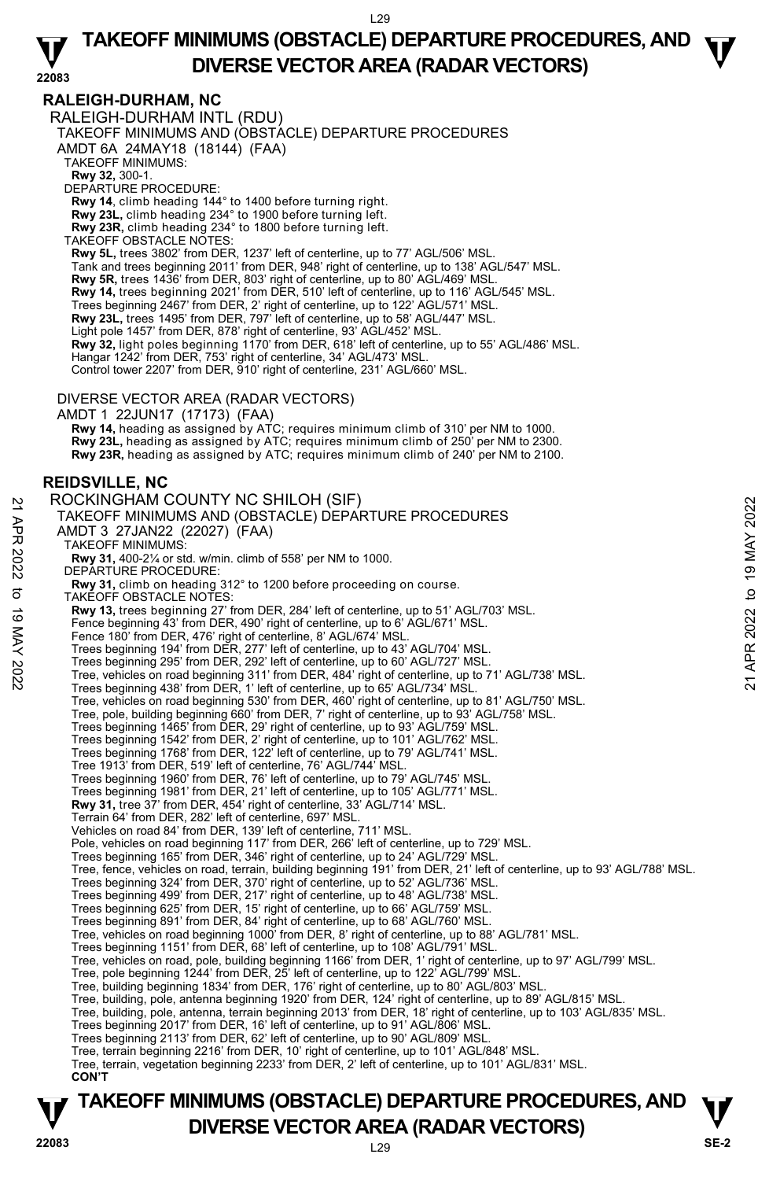## RALEIGH-DURHAM, NC

RALEIGH-DURHAM INTL (RDU)
TAKEOFF MINIMUMS AND (OBSTACLE) DEPARTURE PROCEDURES
AMDT 6A 24MAY18 (18144) (FAA)
TAKEOFF MINIMUMS:
**Rwy 32,** 300-1.
DEPARTURE PROCEDURE:
**Rwy 14**, climb heading 144° to 1400 before turning right.
**Rwy 23L,** climb heading 234° to 1900 before turning left.
**Rwy 23R,** climb heading 234° to 1800 before turning left.
TAKEOFF OBSTACLE NOTES:
**Rwy 5L,** trees 3802' from DER, 1237' left of centerline, up to 77' AGL/506' MSL.
Tank and trees beginning 2011' from DER, 948' right of centerline, up to 138' AGL/547' MSL.
**Rwy 5R,** trees 1436' from DER, 803' right of centerline, up to 80' AGL/469' MSL.
**Rwy 14,** trees beginning 2021' from DER, 510' left of centerline, up to 116' AGL/545' MSL.
Trees beginning 2467' from DER, 2' right of centerline, up to 122' AGL/571' MSL.
**Rwy 23L,** trees 1495' from DER, 797' left of centerline, up to 58' AGL/447' MSL.
Light pole 1457' from DER, 878' right of centerline, 93' AGL/452' MSL.
**Rwy 32,** light poles beginning 1170' from DER, 618' left of centerline, up to 55' AGL/486' MSL.
Hangar 1242' from DER, 753' right of centerline, 34' AGL/473' MSL.
Control tower 2207' from DER, 910' right of centerline, 231' AGL/660' MSL.

DIVERSE VECTOR AREA (RADAR VECTORS)
AMDT 1 22JUN17 (17173) (FAA)
**Rwy 14,** heading as assigned by ATC; requires minimum climb of 310' per NM to 1000.
**Rwy 23L,** heading as assigned by ATC; requires minimum climb of 250' per NM to 2300.
**Rwy 23R,** heading as assigned by ATC; requires minimum climb of 240' per NM to 2100.

## REIDSVILLE, NC

ROCKINGHAM COUNTY NC SHILOH (SIF)
TAKEOFF MINIMUMS AND (OBSTACLE) DEPARTURE PROCEDURES
AMDT 3 27JAN22 (22027) (FAA)
TAKEOFF MINIMUMS:
**Rwy 31,** 400-2¼ or std. w/min. climb of 558' per NM to 1000.
DEPARTURE PROCEDURE:
**Rwy 31,** climb on heading 312° to 1200 before proceeding on course.
TAKEOFF OBSTACLE NOTES:
**Rwy 13,** trees beginning 27' from DER, 284' left of centerline, up to 51' AGL/703' MSL.
Fence beginning 43' from DER, 490' right of centerline, up to 6' AGL/671' MSL.
Fence 180' from DER, 476' right of centerline, 8' AGL/674' MSL.
Trees beginning 194' from DER, 277' left of centerline, up to 43' AGL/704' MSL.
Trees beginning 295' from DER, 292' left of centerline, up to 60' AGL/727' MSL.
Tree, vehicles on road beginning 311' from DER, 484' right of centerline, up to 71' AGL/738' MSL.
Trees beginning 438' from DER, 1' left of centerline, up to 65' AGL/734' MSL.
Tree, vehicles on road beginning 530' from DER, 460' right of centerline, up to 81' AGL/750' MSL.
Tree, pole, building beginning 660' from DER, 7' right of centerline, up to 93' AGL/758' MSL.
Trees beginning 1465' from DER, 29' right of centerline, up to 93' AGL/759' MSL.
Trees beginning 1542' from DER, 2' right of centerline, up to 101' AGL/762' MSL.
Trees beginning 1768' from DER, 122' left of centerline, up to 79' AGL/741' MSL.
Tree 1913' from DER, 519' left of centerline, 76' AGL/744' MSL.
Trees beginning 1960' from DER, 76' left of centerline, up to 79' AGL/745' MSL.
Trees beginning 1981' from DER, 21' left of centerline, up to 105' AGL/771' MSL.
**Rwy 31,** tree 37' from DER, 454' right of centerline, 33' AGL/714' MSL.
Terrain 64' from DER, 282' left of centerline, 697' MSL.
Vehicles on road 84' from DER, 139' left of centerline, 711' MSL.
Pole, vehicles on road beginning 117' from DER, 266' left of centerline, up to 729' MSL.
Trees beginning 165' from DER, 346' right of centerline, up to 24' AGL/729' MSL.
Tree, fence, vehicles on road, terrain, building beginning 191' from DER, 21' left of centerline, up to 93' AGL/788' MSL.
Trees beginning 324' from DER, 370' right of centerline, up to 52' AGL/736' MSL.
Trees beginning 499' from DER, 217' right of centerline, up to 48' AGL/738' MSL.
Trees beginning 625' from DER, 15' right of centerline, up to 66' AGL/759' MSL.
Trees beginning 891' from DER, 84' right of centerline, up to 68' AGL/760' MSL.
Tree, vehicles on road beginning 1000' from DER, 8' right of centerline, up to 88' AGL/781' MSL.
Trees beginning 1151' from DER, 68' left of centerline, up to 108' AGL/791' MSL.
Tree, vehicles on road, pole, building beginning 1166' from DER, 1' right of centerline, up to 97' AGL/799' MSL.
Tree, pole beginning 1244' from DER, 25' left of centerline, up to 122' AGL/799' MSL.
Tree, building beginning 1834' from DER, 176' right of centerline, up to 80' AGL/803' MSL.
Tree, building, pole, antenna beginning 1920' from DER, 124' right of centerline, up to 89' AGL/815' MSL.
Tree, building, pole, antenna, terrain beginning 2013' from DER, 18' right of centerline, up to 103' AGL/835' MSL.
Trees beginning 2017' from DER, 16' left of centerline, up to 91' AGL/806' MSL.
Trees beginning 2113' from DER, 62' left of centerline, up to 90' AGL/809' MSL.
Tree, terrain beginning 2216' from DER, 10' right of centerline, up to 101' AGL/848' MSL.
Tree, terrain, vegetation beginning 2233' from DER, 2' left of centerline, up to 101' AGL/831' MSL.
**CON'T**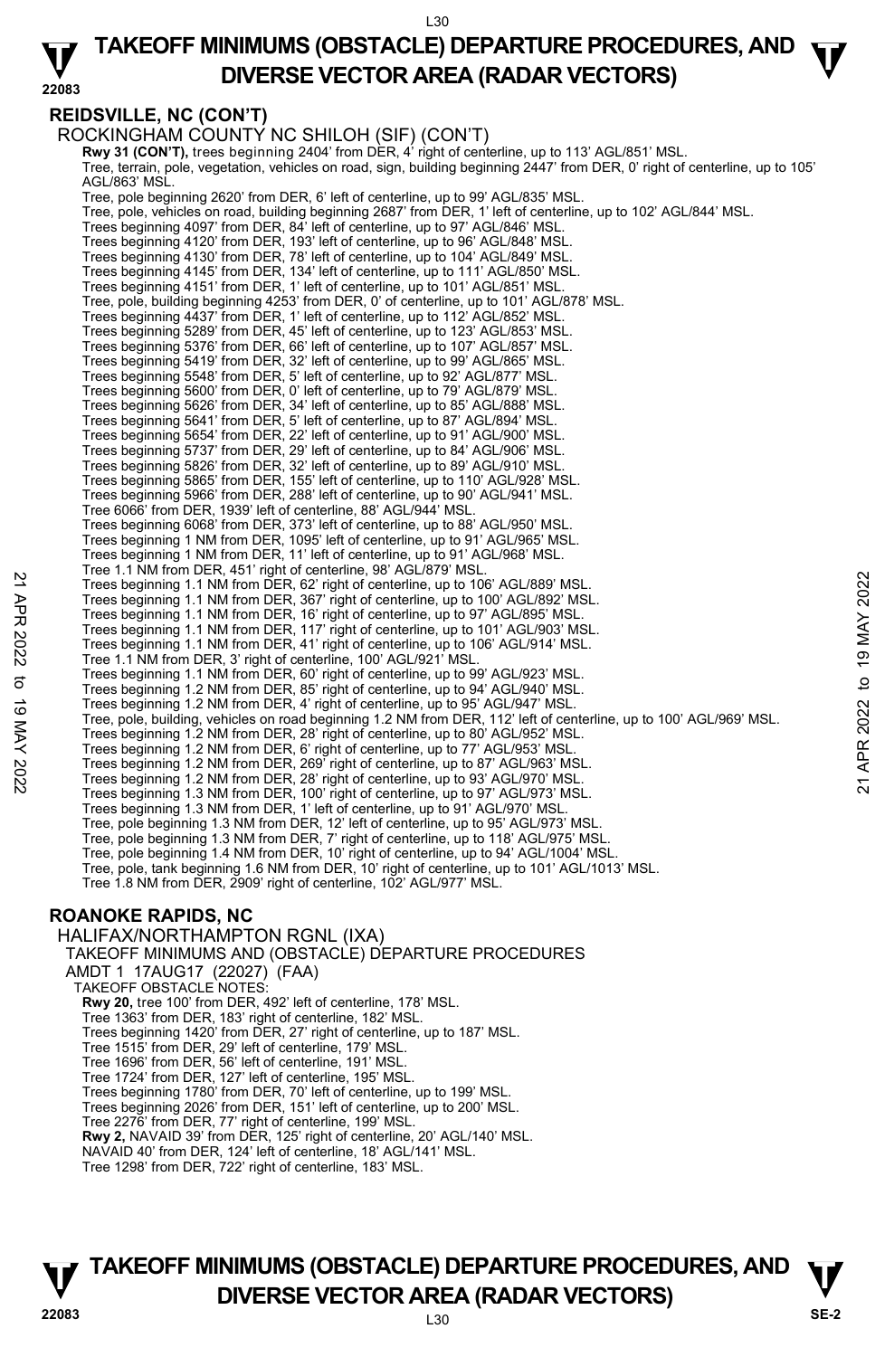## REIDSVILLE, NC (CON'T)

ROCKINGHAM COUNTY NC SHILOH (SIF) (CON'T)

**Rwy 31 (CON'T),** trees beginning 2404' from DER, 4' right of centerline, up to 113' AGL/851' MSL.
Tree, terrain, pole, vegetation, vehicles on road, sign, building beginning 2447' from DER, 0' right of centerline, up to 105' AGL/863' MSL.
Tree, pole beginning 2620' from DER, 6' left of centerline, up to 99' AGL/835' MSL.
Tree, pole, vehicles on road, building beginning 2687' from DER, 1' left of centerline, up to 102' AGL/844' MSL.
Trees beginning 4097' from DER, 84' left of centerline, up to 97' AGL/846' MSL.
Trees beginning 4120' from DER, 193' left of centerline, up to 96' AGL/848' MSL.
Trees beginning 4130' from DER, 78' left of centerline, up to 104' AGL/849' MSL.
Trees beginning 4145' from DER, 134' left of centerline, up to 111' AGL/850' MSL.
Trees beginning 4151' from DER, 1' left of centerline, up to 101' AGL/851' MSL.
Tree, pole, building beginning 4253' from DER, 0' of centerline, up to 101' AGL/878' MSL.
Trees beginning 4437' from DER, 1' left of centerline, up to 112' AGL/852' MSL.
Trees beginning 5289' from DER, 45' left of centerline, up to 123' AGL/853' MSL.
Trees beginning 5376' from DER, 66' left of centerline, up to 107' AGL/857' MSL.
Trees beginning 5419' from DER, 32' left of centerline, up to 99' AGL/865' MSL.
Trees beginning 5548' from DER, 5' left of centerline, up to 92' AGL/877' MSL.
Trees beginning 5600' from DER, 0' left of centerline, up to 79' AGL/879' MSL.
Trees beginning 5626' from DER, 34' left of centerline, up to 85' AGL/888' MSL.
Trees beginning 5641' from DER, 5' left of centerline, up to 87' AGL/894' MSL.
Trees beginning 5654' from DER, 22' left of centerline, up to 91' AGL/900' MSL.
Trees beginning 5737' from DER, 29' left of centerline, up to 84' AGL/906' MSL.
Trees beginning 5826' from DER, 32' left of centerline, up to 89' AGL/910' MSL.
Trees beginning 5865' from DER, 155' left of centerline, up to 110' AGL/928' MSL.
Trees beginning 5966' from DER, 288' left of centerline, up to 90' AGL/941' MSL.
Tree 6066' from DER, 1939' left of centerline, 88' AGL/944' MSL.
Trees beginning 6068' from DER, 373' left of centerline, up to 88' AGL/950' MSL.
Trees beginning 1 NM from DER, 1095' left of centerline, up to 91' AGL/965' MSL.
Trees beginning 1 NM from DER, 11' left of centerline, up to 91' AGL/968' MSL.
Tree 1.1 NM from DER, 451' right of centerline, 98' AGL/879' MSL.
Trees beginning 1.1 NM from DER, 62' right of centerline, up to 106' AGL/889' MSL.
Trees beginning 1.1 NM from DER, 367' right of centerline, up to 100' AGL/892' MSL.
Trees beginning 1.1 NM from DER, 16' right of centerline, up to 97' AGL/895' MSL.
Trees beginning 1.1 NM from DER, 117' right of centerline, up to 101' AGL/903' MSL.
Trees beginning 1.1 NM from DER, 41' right of centerline, up to 106' AGL/914' MSL.
Tree 1.1 NM from DER, 3' right of centerline, 100' AGL/921' MSL.
Trees beginning 1.1 NM from DER, 60' right of centerline, up to 99' AGL/923' MSL.
Trees beginning 1.2 NM from DER, 85' right of centerline, up to 94' AGL/940' MSL.
Trees beginning 1.2 NM from DER, 4' right of centerline, up to 95' AGL/947' MSL.
Tree, pole, building, vehicles on road beginning 1.2 NM from DER, 112' left of centerline, up to 100' AGL/969' MSL.
Trees beginning 1.2 NM from DER, 28' right of centerline, up to 80' AGL/952' MSL.
Trees beginning 1.2 NM from DER, 6' right of centerline, up to 77' AGL/953' MSL.
Trees beginning 1.2 NM from DER, 269' right of centerline, up to 87' AGL/963' MSL.
Trees beginning 1.2 NM from DER, 28' right of centerline, up to 93' AGL/970' MSL.
Trees beginning 1.3 NM from DER, 100' right of centerline, up to 97' AGL/973' MSL.
Trees beginning 1.3 NM from DER, 1' left of centerline, up to 91' AGL/970' MSL.
Tree, pole beginning 1.3 NM from DER, 12' left of centerline, up to 95' AGL/973' MSL.
Tree, pole beginning 1.3 NM from DER, 7' right of centerline, up to 118' AGL/975' MSL.
Tree, pole beginning 1.4 NM from DER, 10' right of centerline, up to 94' AGL/1004' MSL.
Tree, pole, tank beginning 1.6 NM from DER, 10' right of centerline, up to 101' AGL/1013' MSL.
Tree 1.8 NM from DER, 2909' right of centerline, 102' AGL/977' MSL.

## ROANOKE RAPIDS, NC

HALIFAX/NORTHAMPTON RGNL (IXA)
TAKEOFF MINIMUMS AND (OBSTACLE) DEPARTURE PROCEDURES
AMDT 1 17AUG17 (22027) (FAA)
TAKEOFF OBSTACLE NOTES:

**Rwy 20,** tree 100' from DER, 492' left of centerline, 178' MSL.
Tree 1363' from DER, 183' right of centerline, 182' MSL.
Trees beginning 1420' from DER, 27' right of centerline, up to 187' MSL.
Tree 1515' from DER, 29' left of centerline, 179' MSL.
Tree 1696' from DER, 56' left of centerline, 191' MSL.
Tree 1724' from DER, 127' left of centerline, 195' MSL.
Trees beginning 1780' from DER, 70' left of centerline, up to 199' MSL.
Trees beginning 2026' from DER, 151' left of centerline, up to 200' MSL.
Tree 2276' from DER, 77' right of centerline, 199' MSL.

**Rwy 2,** NAVAID 39' from DER, 125' right of centerline, 20' AGL/140' MSL.
NAVAID 40' from DER, 124' left of centerline, 18' AGL/141' MSL.
Tree 1298' from DER, 722' right of centerline, 183' MSL.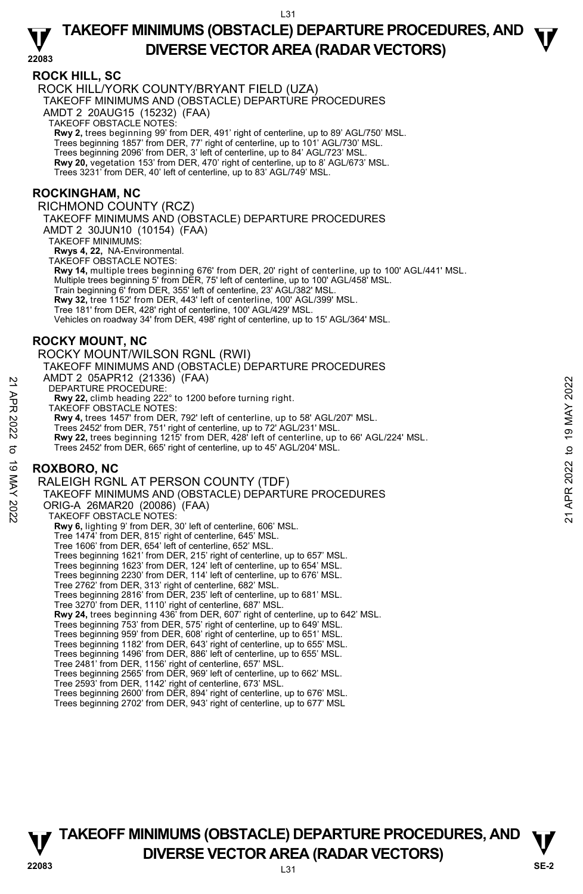## ROCK HILL, SC

ROCK HILL/YORK COUNTY/BRYANT FIELD (UZA)

TAKEOFF MINIMUMS AND (OBSTACLE) DEPARTURE PROCEDURES

AMDT 2 20AUG15 (15232) (FAA)

TAKEOFF OBSTACLE NOTES:

**Rwy 2,** trees beginning 99' from DER, 491' right of centerline, up to 89' AGL/750' MSL.
Trees beginning 1857' from DER, 77' right of centerline, up to 101' AGL/730' MSL.
Trees beginning 2096' from DER, 3' left of centerline, up to 84' AGL/723' MSL.
**Rwy 20,** vegetation 153' from DER, 470' right of centerline, up to 8' AGL/673' MSL.
Trees 3231' from DER, 40' left of centerline, up to 83' AGL/749' MSL.

## ROCKINGHAM, NC

RICHMOND COUNTY (RCZ)

TAKEOFF MINIMUMS AND (OBSTACLE) DEPARTURE PROCEDURES

AMDT 2 30JUN10 (10154) (FAA)

TAKEOFF MINIMUMS:

**Rwys 4, 22,** NA-Environmental.

TAKEOFF OBSTACLE NOTES:

**Rwy 14,** multiple trees beginning 676' from DER, 20' right of centerline, up to 100' AGL/441' MSL.
Multiple trees beginning 5' from DER, 75' left of centerline, up to 100' AGL/458' MSL.
Train beginning 6' from DER, 355' left of centerline, 23' AGL/382' MSL.
**Rwy 32,** tree 1152' from DER, 443' left of centerline, 100' AGL/399' MSL.
Tree 181' from DER, 428' right of centerline, 100' AGL/429' MSL.
Vehicles on roadway 34' from DER, 498' right of centerline, up to 15' AGL/364' MSL.

## ROCKY MOUNT, NC

ROCKY MOUNT/WILSON RGNL (RWI)

TAKEOFF MINIMUMS AND (OBSTACLE) DEPARTURE PROCEDURES

AMDT 2 05APR12 (21336) (FAA)

DEPARTURE PROCEDURE:

**Rwy 22,** climb heading 222° to 1200 before turning right.

TAKEOFF OBSTACLE NOTES:

**Rwy 4,** trees 1457' from DER, 792' left of centerline, up to 58' AGL/207' MSL.
Trees 2452' from DER, 751' right of centerline, up to 72' AGL/231' MSL.
**Rwy 22,** trees beginning 1215' from DER, 428' left of centerline, up to 66' AGL/224' MSL.
Trees 2452' from DER, 665' right of centerline, up to 45' AGL/204' MSL.

## ROXBORO, NC

RALEIGH RGNL AT PERSON COUNTY (TDF)

TAKEOFF MINIMUMS AND (OBSTACLE) DEPARTURE PROCEDURES

ORIG-A 26MAR20 (20086) (FAA)

TAKEOFF OBSTACLE NOTES:

**Rwy 6,** lighting 9' from DER, 30' left of centerline, 606' MSL.
Tree 1474' from DER, 815' right of centerline, 645' MSL.
Tree 1606' from DER, 654' left of centerline, 652' MSL.
Trees beginning 1621' from DER, 215' right of centerline, up to 657' MSL.
Trees beginning 1623' from DER, 124' left of centerline, up to 654' MSL.
Trees beginning 2230' from DER, 114' left of centerline, up to 676' MSL.
Tree 2762' from DER, 313' right of centerline, 682' MSL.
Trees beginning 2816' from DER, 235' left of centerline, up to 681' MSL.
Tree 3270' from DER, 1110' right of centerline, 687' MSL.
**Rwy 24,** trees beginning 436' from DER, 607' right of centerline, up to 642' MSL.
Trees beginning 753' from DER, 575' right of centerline, up to 649' MSL.
Trees beginning 959' from DER, 608' right of centerline, up to 651' MSL.
Trees beginning 1182' from DER, 643' right of centerline, up to 655' MSL.
Trees beginning 1496' from DER, 886' left of centerline, up to 655' MSL.
Tree 2481' from DER, 1156' right of centerline, 657' MSL.
Trees beginning 2565' from DER, 969' left of centerline, up to 662' MSL.
Tree 2593' from DER, 1142' right of centerline, 673' MSL.
Trees beginning 2600' from DER, 894' right of centerline, up to 676' MSL.
Trees beginning 2702' from DER, 943' right of centerline, up to 677' MSL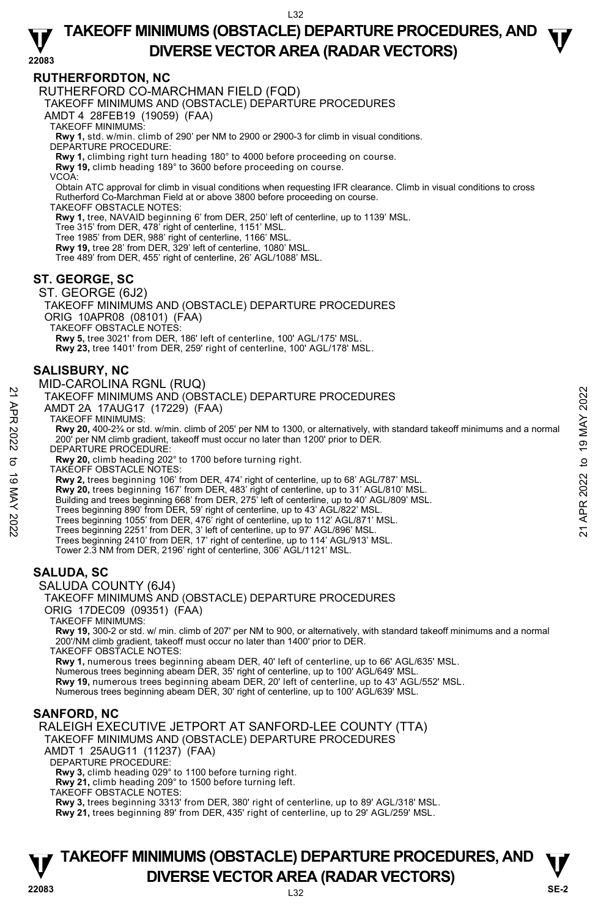## RUTHERFORDTON, NC

RUTHERFORD CO-MARCHMAN FIELD (FQD)

TAKEOFF MINIMUMS AND (OBSTACLE) DEPARTURE PROCEDURES

AMDT 4 28FEB19 (19059) (FAA)

TAKEOFF MINIMUMS:

**Rwy 1,** std. w/min. climb of 290' per NM to 2900 or 2900-3 for climb in visual conditions.

DEPARTURE PROCEDURE:

**Rwy 1,** climbing right turn heading 180° to 4000 before proceeding on course.

**Rwy 19,** climb heading 189° to 3600 before proceeding on course.

VCOA:

Obtain ATC approval for climb in visual conditions when requesting IFR clearance. Climb in visual conditions to cross Rutherford Co-Marchman Field at or above 3800 before proceeding on course.

TAKEOFF OBSTACLE NOTES:

**Rwy 1,** tree, NAVAID beginning 6' from DER, 250' left of centerline, up to 1139' MSL.
Tree 315' from DER, 478' right of centerline, 1151' MSL.
Tree 1985' from DER, 988' right of centerline, 1166' MSL.

**Rwy 19,** tree 28' from DER, 329' left of centerline, 1080' MSL.
Tree 489' from DER, 455' right of centerline, 26' AGL/1088' MSL.

## ST. GEORGE, SC

ST. GEORGE (6J2)

TAKEOFF MINIMUMS AND (OBSTACLE) DEPARTURE PROCEDURES

ORIG 10APR08 (08101) (FAA)

TAKEOFF OBSTACLE NOTES:

**Rwy 5,** tree 3021' from DER, 186' left of centerline, 100' AGL/175' MSL.

**Rwy 23,** tree 1401' from DER, 259' right of centerline, 100' AGL/178' MSL.

## SALISBURY, NC

MID-CAROLINA RGNL (RUQ)

TAKEOFF MINIMUMS AND (OBSTACLE) DEPARTURE PROCEDURES

AMDT 2A 17AUG17 (17229) (FAA)

TAKEOFF MINIMUMS:

**Rwy 20,** 400-2¾ or std. w/min. climb of 205' per NM to 1300, or alternatively, with standard takeoff minimums and a normal 200' per NM climb gradient, takeoff must occur no later than 1200' prior to DER.

DEPARTURE PROCEDURE:

**Rwy 20,** climb heading 202° to 1700 before turning right.

TAKEOFF OBSTACLE NOTES:

**Rwy 2,** trees beginning 106' from DER, 474' right of centerline, up to 68' AGL/787' MSL.

**Rwy 20,** trees beginning 167' from DER, 483' right of centerline, up to 31' AGL/810' MSL.
Building and trees beginning 668' from DER, 275' left of centerline, up to 40' AGL/809' MSL.
Trees beginning 890' from DER, 59' right of centerline, up to 43' AGL/822' MSL.
Trees beginning 1055' from DER, 476' right of centerline, up to 112' AGL/871' MSL.
Trees beginning 2251' from DER, 3' left of centerline, up to 97' AGL/896' MSL.
Trees beginning 2410' from DER, 17' right of centerline, up to 114' AGL/913' MSL.
Tower 2.3 NM from DER, 2196' right of centerline, 306' AGL/1121' MSL.

## SALUDA, SC

SALUDA COUNTY (6J4)

TAKEOFF MINIMUMS AND (OBSTACLE) DEPARTURE PROCEDURES

ORIG 17DEC09 (09351) (FAA)

TAKEOFF MINIMUMS:

**Rwy 19,** 300-2 or std. w/ min. climb of 207' per NM to 900, or alternatively, with standard takeoff minimums and a normal 200'/NM climb gradient, takeoff must occur no later than 1400' prior to DER.

TAKEOFF OBSTACLE NOTES:

**Rwy 1,** numerous trees beginning abeam DER, 40' left of centerline, up to 66' AGL/635' MSL.
Numerous trees beginning abeam DER, 35' right of centerline, up to 100' AGL/649' MSL.

**Rwy 19,** numerous trees beginning abeam DER, 20' left of centerline, up to 43' AGL/552' MSL.
Numerous trees beginning abeam DER, 30' right of centerline, up to 100' AGL/639' MSL.

## SANFORD, NC

RALEIGH EXECUTIVE JETPORT AT SANFORD-LEE COUNTY (TTA)

TAKEOFF MINIMUMS AND (OBSTACLE) DEPARTURE PROCEDURES

AMDT 1 25AUG11 (11237) (FAA)

DEPARTURE PROCEDURE:

**Rwy 3,** climb heading 029° to 1100 before turning right.

**Rwy 21,** climb heading 209° to 1500 before turning left.

TAKEOFF OBSTACLE NOTES:

**Rwy 3,** trees beginning 3313' from DER, 380' right of centerline, up to 89' AGL/318' MSL.

**Rwy 21,** trees beginning 89' from DER, 435' right of centerline, up to 29' AGL/259' MSL.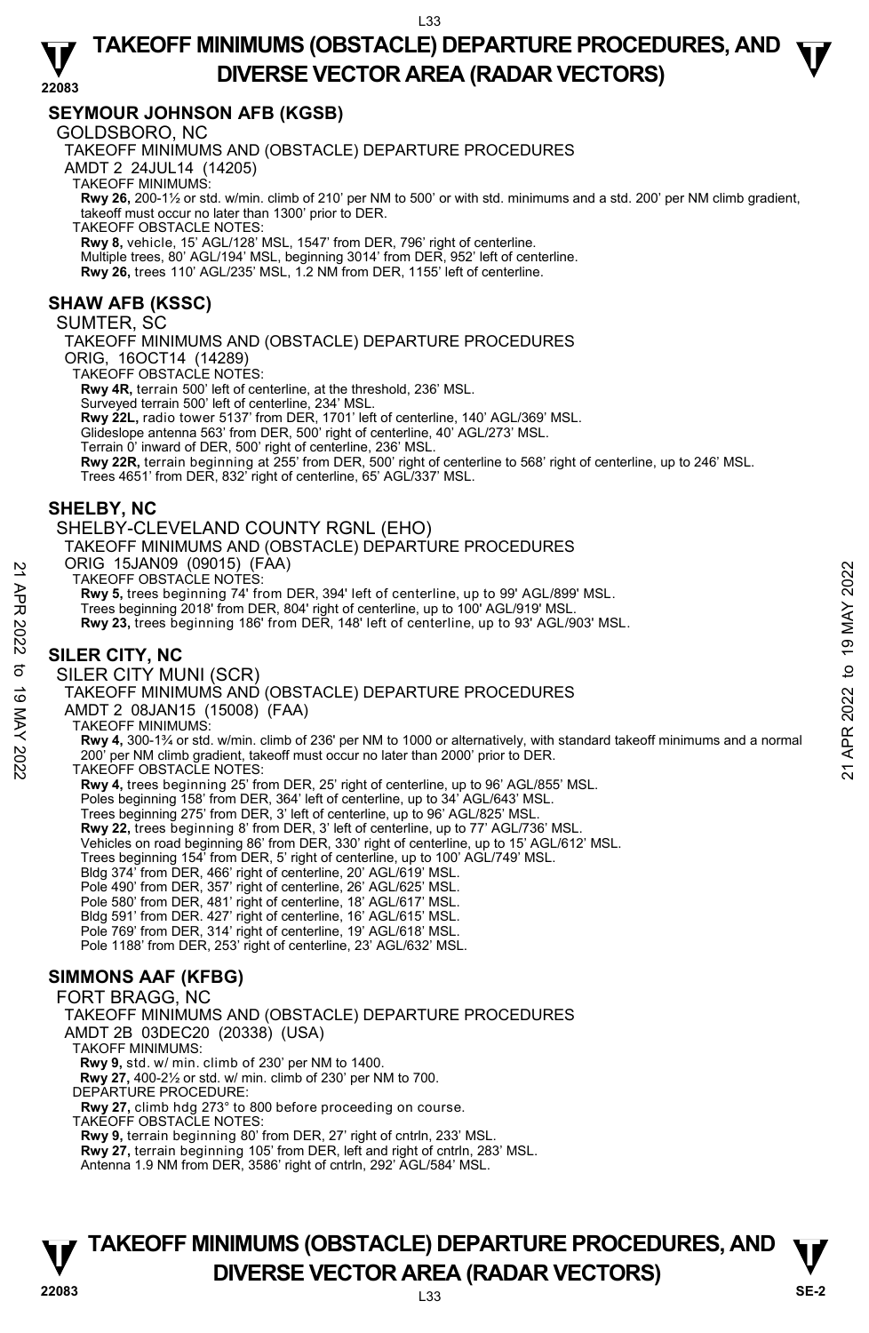## SEYMOUR JOHNSON AFB (KGSB)

GOLDSBORO, NC

TAKEOFF MINIMUMS AND (OBSTACLE) DEPARTURE PROCEDURES

AMDT 2 24JUL14 (14205)

TAKEOFF MINIMUMS:

**Rwy 26,** 200-1½ or std. w/min. climb of 210' per NM to 500' or with std. minimums and a std. 200' per NM climb gradient, takeoff must occur no later than 1300' prior to DER.

TAKEOFF OBSTACLE NOTES:

**Rwy 8,** vehicle, 15' AGL/128' MSL, 1547' from DER, 796' right of centerline.
Multiple trees, 80' AGL/194' MSL, beginning 3014' from DER, 952' left of centerline.
**Rwy 26,** trees 110' AGL/235' MSL, 1.2 NM from DER, 1155' left of centerline.

## SHAW AFB (KSSC)

SUMTER, SC

TAKEOFF MINIMUMS AND (OBSTACLE) DEPARTURE PROCEDURES

ORIG, 16OCT14 (14289)

TAKEOFF OBSTACLE NOTES:

**Rwy 4R,** terrain 500' left of centerline, at the threshold, 236' MSL.
Surveyed terrain 500' left of centerline, 234' MSL.
**Rwy 22L,** radio tower 5137' from DER, 1701' left of centerline, 140' AGL/369' MSL.
Glideslope antenna 563' from DER, 500' right of centerline, 40' AGL/273' MSL.
Terrain 0' inward of DER, 500' right of centerline, 236' MSL.
**Rwy 22R,** terrain beginning at 255' from DER, 500' right of centerline to 568' right of centerline, up to 246' MSL.
Trees 4651' from DER, 832' right of centerline, 65' AGL/337' MSL.

## SHELBY, NC

SHELBY-CLEVELAND COUNTY RGNL (EHO)

TAKEOFF MINIMUMS AND (OBSTACLE) DEPARTURE PROCEDURES

ORIG 15JAN09 (09015) (FAA)

TAKEOFF OBSTACLE NOTES:

**Rwy 5,** trees beginning 74' from DER, 394' left of centerline, up to 99' AGL/899' MSL.
Trees beginning 2018' from DER, 804' right of centerline, up to 100' AGL/919' MSL.
**Rwy 23,** trees beginning 186' from DER, 148' left of centerline, up to 93' AGL/903' MSL.

## SILER CITY, NC

SILER CITY MUNI (SCR)

TAKEOFF MINIMUMS AND (OBSTACLE) DEPARTURE PROCEDURES

AMDT 2 08JAN15 (15008) (FAA)

TAKEOFF MINIMUMS:

**Rwy 4,** 300-1¾ or std. w/min. climb of 236' per NM to 1000 or alternatively, with standard takeoff minimums and a normal 200' per NM climb gradient, takeoff must occur no later than 2000' prior to DER.

TAKEOFF OBSTACLE NOTES:

**Rwy 4,** trees beginning 25' from DER, 25' right of centerline, up to 96' AGL/855' MSL.
Poles beginning 158' from DER, 364' left of centerline, up to 34' AGL/643' MSL.
Trees beginning 275' from DER, 3' left of centerline, up to 96' AGL/825' MSL.
**Rwy 22,** trees beginning 8' from DER, 3' left of centerline, up to 77' AGL/736' MSL.
Vehicles on road beginning 86' from DER, 330' right of centerline, up to 15' AGL/612' MSL.
Trees beginning 154' from DER, 5' right of centerline, up to 100' AGL/749' MSL.
Bldg 374' from DER, 466' right of centerline, 20' AGL/619' MSL.
Pole 490' from DER, 357' right of centerline, 26' AGL/625' MSL.
Pole 580' from DER, 481' right of centerline, 18' AGL/617' MSL.
Bldg 591' from DER. 427' right of centerline, 16' AGL/615' MSL.
Pole 769' from DER, 314' right of centerline, 19' AGL/618' MSL.
Pole 1188' from DER, 253' right of centerline, 23' AGL/632' MSL.

## SIMMONS AAF (KFBG)

FORT BRAGG, NC

TAKEOFF MINIMUMS AND (OBSTACLE) DEPARTURE PROCEDURES

AMDT 2B 03DEC20 (20338) (USA)

TAKOFF MINIMUMS:

**Rwy 9,** std. w/ min. climb of 230' per NM to 1400.
**Rwy 27,** 400-2½ or std. w/ min. climb of 230' per NM to 700.

DEPARTURE PROCEDURE:

**Rwy 27,** climb hdg 273° to 800 before proceeding on course.

TAKEOFF OBSTACLE NOTES:

**Rwy 9,** terrain beginning 80' from DER, 27' right of cntrln, 233' MSL.
**Rwy 27,** terrain beginning 105' from DER, left and right of cntrln, 283' MSL.
Antenna 1.9 NM from DER, 3586' right of cntrln, 292' AGL/584' MSL.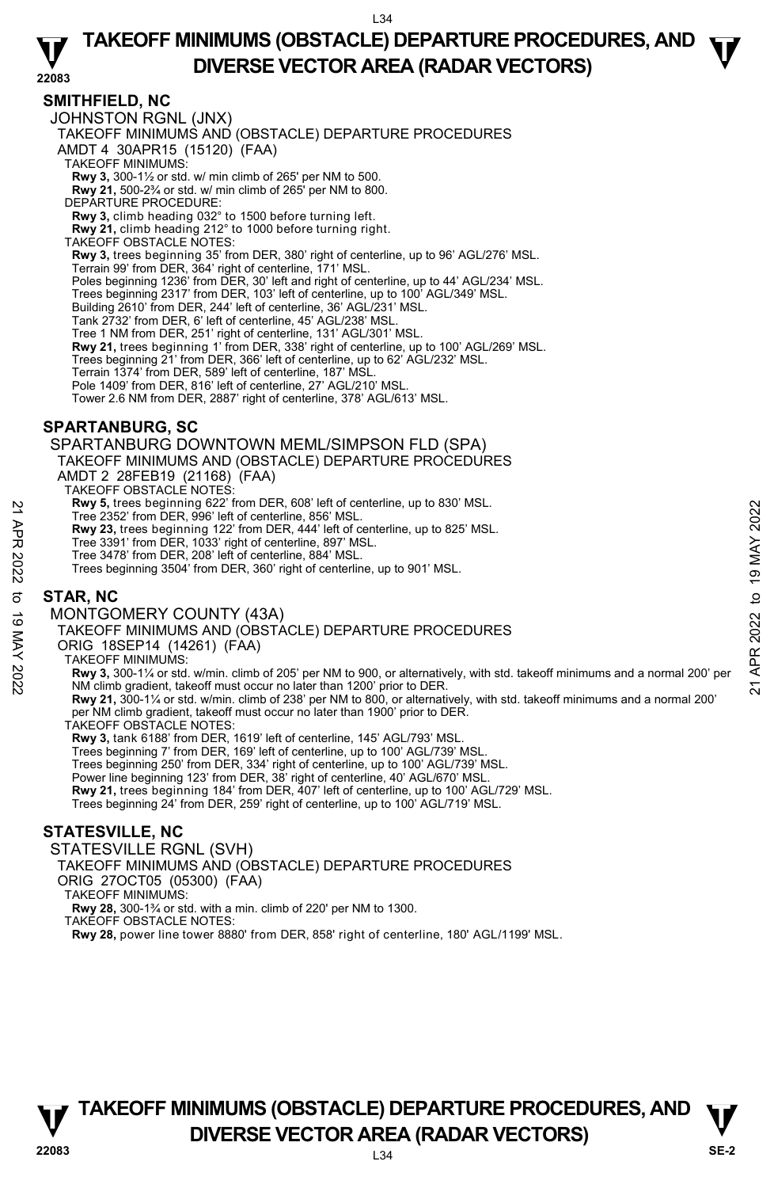## SMITHFIELD, NC

JOHNSTON RGNL (JNX)

TAKEOFF MINIMUMS AND (OBSTACLE) DEPARTURE PROCEDURES

AMDT 4 30APR15 (15120) (FAA)

TAKEOFF MINIMUMS:

**Rwy 3,** 300-1½ or std. w/ min climb of 265' per NM to 500.
**Rwy 21,** 500-2¾ or std. w/ min climb of 265' per NM to 800.

DEPARTURE PROCEDURE:

**Rwy 3,** climb heading 032° to 1500 before turning left.
**Rwy 21,** climb heading 212° to 1000 before turning right.

TAKEOFF OBSTACLE NOTES:

**Rwy 3,** trees beginning 35' from DER, 380' right of centerline, up to 96' AGL/276' MSL.
Terrain 99' from DER, 364' right of centerline, 171' MSL.
Poles beginning 1236' from DER, 30' left and right of centerline, up to 44' AGL/234' MSL.
Trees beginning 2317' from DER, 103' left of centerline, up to 100' AGL/349' MSL.
Building 2610' from DER, 244' left of centerline, 36' AGL/231' MSL.
Tank 2732' from DER, 6' left of centerline, 45' AGL/238' MSL.
Tree 1 NM from DER, 251' right of centerline, 131' AGL/301' MSL.
**Rwy 21,** trees beginning 1' from DER, 338' right of centerline, up to 100' AGL/269' MSL.
Trees beginning 21' from DER, 366' left of centerline, up to 62' AGL/232' MSL.
Terrain 1374' from DER, 589' left of centerline, 187' MSL.
Pole 1409' from DER, 816' left of centerline, 27' AGL/210' MSL.
Tower 2.6 NM from DER, 2887' right of centerline, 378' AGL/613' MSL.

## SPARTANBURG, SC

SPARTANBURG DOWNTOWN MEML/SIMPSON FLD (SPA)

TAKEOFF MINIMUMS AND (OBSTACLE) DEPARTURE PROCEDURES

AMDT 2 28FEB19 (21168) (FAA)

TAKEOFF OBSTACLE NOTES:

**Rwy 5,** trees beginning 622' from DER, 608' left of centerline, up to 830' MSL.
Tree 2352' from DER, 996' left of centerline, 856' MSL.
**Rwy 23,** trees beginning 122' from DER, 444' left of centerline, up to 825' MSL.
Tree 3391' from DER, 1033' right of centerline, 897' MSL.
Tree 3478' from DER, 208' left of centerline, 884' MSL.
Trees beginning 3504' from DER, 360' right of centerline, up to 901' MSL.

## STAR, NC

MONTGOMERY COUNTY (43A)

TAKEOFF MINIMUMS AND (OBSTACLE) DEPARTURE PROCEDURES

ORIG 18SEP14 (14261) (FAA)

TAKEOFF MINIMUMS:

**Rwy 3,** 300-1¼ or std. w/min. climb of 205' per NM to 900, or alternatively, with std. takeoff minimums and a normal 200' per NM climb gradient, takeoff must occur no later than 1200' prior to DER.
**Rwy 21,** 300-1¼ or std. w/min. climb of 238' per NM to 800, or alternatively, with std. takeoff minimums and a normal 200' per NM climb gradient, takeoff must occur no later than 1900' prior to DER.

TAKEOFF OBSTACLE NOTES:

**Rwy 3,** tank 6188' from DER, 1619' left of centerline, 145' AGL/793' MSL.
Trees beginning 7' from DER, 169' left of centerline, up to 100' AGL/739' MSL.
Trees beginning 250' from DER, 334' right of centerline, up to 100' AGL/739' MSL.
Power line beginning 123' from DER, 38' right of centerline, 40' AGL/670' MSL.
**Rwy 21,** trees beginning 184' from DER, 407' left of centerline, up to 100' AGL/729' MSL.
Trees beginning 24' from DER, 259' right of centerline, up to 100' AGL/719' MSL.

## STATESVILLE, NC

STATESVILLE RGNL (SVH)

TAKEOFF MINIMUMS AND (OBSTACLE) DEPARTURE PROCEDURES

ORIG 27OCT05 (05300) (FAA)

TAKEOFF MINIMUMS:

**Rwy 28,** 300-1¾ or std. with a min. climb of 220' per NM to 1300.

TAKEOFF OBSTACLE NOTES:

**Rwy 28,** power line tower 8880' from DER, 858' right of centerline, 180' AGL/1199' MSL.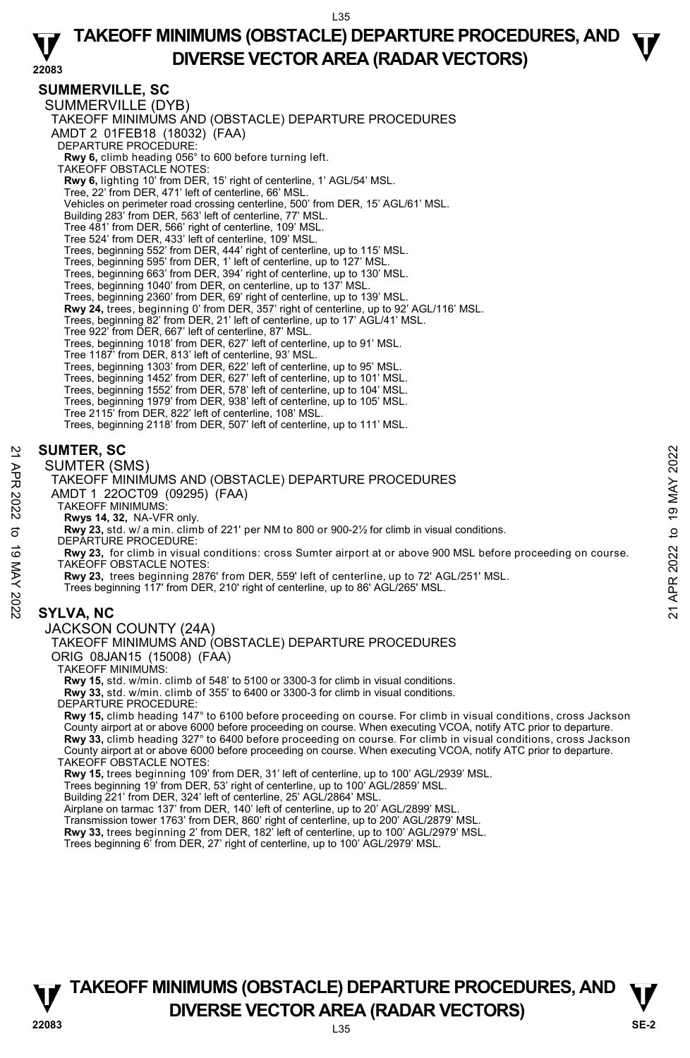## SUMMERVILLE, SC

SUMMERVILLE (DYB)

TAKEOFF MINIMUMS AND (OBSTACLE) DEPARTURE PROCEDURES

AMDT 2 01FEB18 (18032) (FAA)

DEPARTURE PROCEDURE:

**Rwy 6,** climb heading 056° to 600 before turning left.

TAKEOFF OBSTACLE NOTES:

**Rwy 6,** lighting 10' from DER, 15' right of centerline, 1' AGL/54' MSL.
Tree, 22' from DER, 471' left of centerline, 66' MSL.
Vehicles on perimeter road crossing centerline, 500' from DER, 15' AGL/61' MSL.
Building 283' from DER, 563' left of centerline, 77' MSL.
Tree 481' from DER, 566' right of centerline, 109' MSL.
Tree 524' from DER, 433' left of centerline, 109' MSL.
Trees, beginning 552' from DER, 444' right of centerline, up to 115' MSL.
Trees, beginning 595' from DER, 1' left of centerline, up to 127' MSL.
Trees, beginning 663' from DER, 394' right of centerline, up to 130' MSL.
Trees, beginning 1040' from DER, on centerline, up to 137' MSL.
Trees, beginning 2360' from DER, 69' right of centerline, up to 139' MSL.
**Rwy 24,** trees, beginning 0' from DER, 357' right of centerline, up to 92' AGL/116' MSL.
Trees, beginning 82' from DER, 21' left of centerline, up to 17' AGL/41' MSL.
Tree 922' from DER, 667' left of centerline, 87' MSL.
Trees, beginning 1018' from DER, 627' left of centerline, up to 91' MSL.
Tree 1187' from DER, 813' left of centerline, 93' MSL.
Trees, beginning 1303' from DER, 622' left of centerline, up to 95' MSL.
Trees, beginning 1452' from DER, 627' left of centerline, up to 101' MSL.
Trees, beginning 1552' from DER, 578' left of centerline, up to 104' MSL.
Trees, beginning 1979' from DER, 938' left of centerline, up to 105' MSL.
Tree 2115' from DER, 822' left of centerline, 108' MSL.
Trees, beginning 2118' from DER, 507' left of centerline, up to 111' MSL.

## SUMTER, SC

SUMTER (SMS)

TAKEOFF MINIMUMS AND (OBSTACLE) DEPARTURE PROCEDURES

AMDT 1 22OCT09 (09295) (FAA)

TAKEOFF MINIMUMS:

**Rwys 14, 32,** NA-VFR only.
**Rwy 23,** std. w/ a min. climb of 221' per NM to 800 or 900-2½ for climb in visual conditions.

DEPARTURE PROCEDURE:

**Rwy 23,** for climb in visual conditions: cross Sumter airport at or above 900 MSL before proceeding on course.

TAKEOFF OBSTACLE NOTES:

**Rwy 23,** trees beginning 2876' from DER, 559' left of centerline, up to 72' AGL/251' MSL.
Trees beginning 117' from DER, 210' right of centerline, up to 86' AGL/265' MSL.

## SYLVA, NC

JACKSON COUNTY (24A)

TAKEOFF MINIMUMS AND (OBSTACLE) DEPARTURE PROCEDURES

ORIG 08JAN15 (15008) (FAA)

TAKEOFF MINIMUMS:

**Rwy 15,** std. w/min. climb of 548' to 5100 or 3300-3 for climb in visual conditions.
**Rwy 33,** std. w/min. climb of 355' to 6400 or 3300-3 for climb in visual conditions.

DEPARTURE PROCEDURE:

**Rwy 15,** climb heading 147° to 6100 before proceeding on course. For climb in visual conditions, cross Jackson County airport at or above 6000 before proceeding on course. When executing VCOA, notify ATC prior to departure.
**Rwy 33,** climb heading 327° to 6400 before proceeding on course. For climb in visual conditions, cross Jackson County airport at or above 6000 before proceeding on course. When executing VCOA, notify ATC prior to departure.

TAKEOFF OBSTACLE NOTES:

**Rwy 15,** trees beginning 109' from DER, 31' left of centerline, up to 100' AGL/2939' MSL.
Trees beginning 19' from DER, 53' right of centerline, up to 100' AGL/2859' MSL.
Building 221' from DER, 324' left of centerline, 25' AGL/2864' MSL.
Airplane on tarmac 137' from DER, 140' left of centerline, up to 20' AGL/2899' MSL.
Transmission tower 1763' from DER, 860' right of centerline, up to 200' AGL/2879' MSL.
**Rwy 33,** trees beginning 2' from DER, 182' left of centerline, up to 100' AGL/2979' MSL.
Trees beginning 6' from DER, 27' right of centerline, up to 100' AGL/2979' MSL.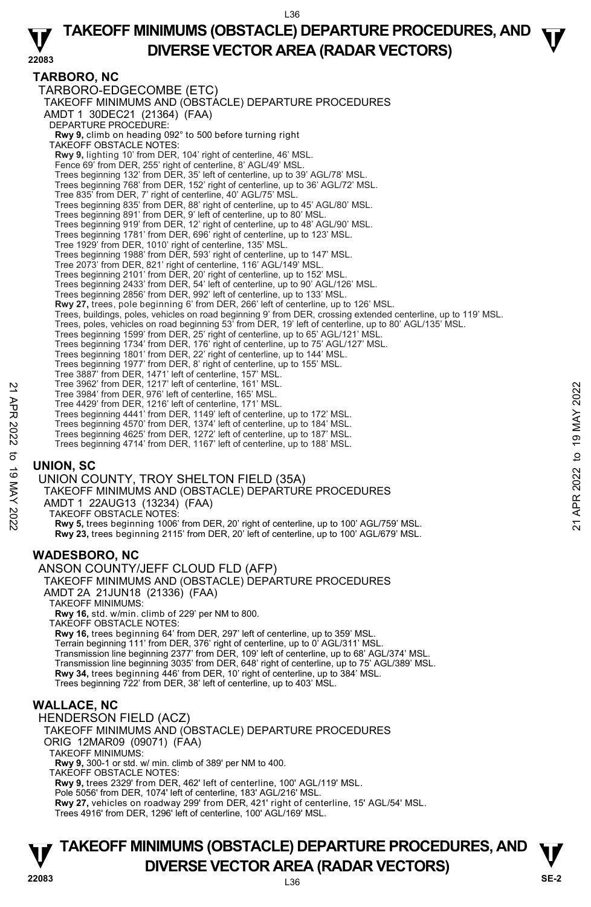## TARBORO, NC

TARBORO-EDGECOMBE (ETC)
TAKEOFF MINIMUMS AND (OBSTACLE) DEPARTURE PROCEDURES
AMDT 1 30DEC21 (21364) (FAA)

DEPARTURE PROCEDURE:
**Rwy 9,** climb on heading 092° to 500 before turning right

TAKEOFF OBSTACLE NOTES:
**Rwy 9,** lighting 10' from DER, 104' right of centerline, 46' MSL.
Fence 69' from DER, 255' right of centerline, 8' AGL/49' MSL.
Trees beginning 132' from DER, 35' left of centerline, up to 39' AGL/78' MSL.
Trees beginning 768' from DER, 152' right of centerline, up to 36' AGL/72' MSL.
Tree 835' from DER, 7' right of centerline, 40' AGL/75' MSL.
Trees beginning 835' from DER, 88' right of centerline, up to 45' AGL/80' MSL.
Trees beginning 891' from DER, 9' left of centerline, up to 80' MSL.
Trees beginning 919' from DER, 12' right of centerline, up to 48' AGL/90' MSL.
Trees beginning 1781' from DER, 696' right of centerline, up to 123' MSL.
Tree 1929' from DER, 1010' right of centerline, 135' MSL.
Trees beginning 1988' from DER, 593' right of centerline, up to 147' MSL.
Tree 2073' from DER, 821' right of centerline, 116' AGL/149' MSL.
Trees beginning 2101' from DER, 20' right of centerline, up to 152' MSL.
Trees beginning 2433' from DER, 54' left of centerline, up to 90' AGL/126' MSL.
Trees beginning 2856' from DER, 992' left of centerline, up to 133' MSL.
**Rwy 27,** trees, pole beginning 6' from DER, 266' left of centerline, up to 126' MSL.
Trees, buildings, poles, vehicles on road beginning 9' from DER, crossing extended centerline, up to 119' MSL.
Trees, poles, vehicles on road beginning 53' from DER, 19' left of centerline, up to 80' AGL/135' MSL.
Trees beginning 1599' from DER, 25' right of centerline, up to 65' AGL/121' MSL.
Trees beginning 1734' from DER, 176' right of centerline, up to 75' AGL/127' MSL.
Trees beginning 1801' from DER, 22' right of centerline, up to 144' MSL.
Trees beginning 1977' from DER, 8' right of centerline, up to 155' MSL.
Tree 3887' from DER, 1471' left of centerline, 157' MSL.
Tree 3962' from DER, 1217' left of centerline, 161' MSL.
Tree 3984' from DER, 976' left of centerline, 165' MSL.
Tree 4429' from DER, 1216' left of centerline, 171' MSL.
Trees beginning 4441' from DER, 1149' left of centerline, up to 172' MSL.
Trees beginning 4570' from DER, 1374' left of centerline, up to 184' MSL.
Trees beginning 4625' from DER, 1272' left of centerline, up to 187' MSL.
Trees beginning 4714' from DER, 1167' left of centerline, up to 188' MSL.

## UNION, SC

UNION COUNTY, TROY SHELTON FIELD (35A)
TAKEOFF MINIMUMS AND (OBSTACLE) DEPARTURE PROCEDURES
AMDT 1 22AUG13 (13234) (FAA)

TAKEOFF OBSTACLE NOTES:
**Rwy 5,** trees beginning 1006' from DER, 20' right of centerline, up to 100' AGL/759' MSL.
**Rwy 23,** trees beginning 2115' from DER, 20' left of centerline, up to 100' AGL/679' MSL.

## WADESBORO, NC

ANSON COUNTY/JEFF CLOUD FLD (AFP)
TAKEOFF MINIMUMS AND (OBSTACLE) DEPARTURE PROCEDURES
AMDT 2A 21JUN18 (21336) (FAA)

TAKEOFF MINIMUMS:
**Rwy 16,** std. w/min. climb of 229' per NM to 800.

TAKEOFF OBSTACLE NOTES:
**Rwy 16,** trees beginning 64' from DER, 297' left of centerline, up to 359' MSL.
Terrain beginning 111' from DER, 376' right of centerline, up to 0' AGL/311' MSL.
Transmission line beginning 2377' from DER, 109' left of centerline, up to 68' AGL/374' MSL.
Transmission line beginning 3035' from DER, 648' right of centerline, up to 75' AGL/389' MSL.
**Rwy 34,** trees beginning 446' from DER, 10' right of centerline, up to 384' MSL.
Trees beginning 722' from DER, 38' left of centerline, up to 403' MSL.

## WALLACE, NC

HENDERSON FIELD (ACZ)
TAKEOFF MINIMUMS AND (OBSTACLE) DEPARTURE PROCEDURES
ORIG 12MAR09 (09071) (FAA)

TAKEOFF MINIMUMS:
**Rwy 9,** 300-1 or std. w/ min. climb of 389' per NM to 400.

TAKEOFF OBSTACLE NOTES:
**Rwy 9,** trees 2329' from DER, 462' left of centerline, 100' AGL/119' MSL.
Pole 5056' from DER, 1074' left of centerline, 183' AGL/216' MSL.
**Rwy 27,** vehicles on roadway 299' from DER, 421' right of centerline, 15' AGL/54' MSL.
Trees 4916' from DER, 1296' left of centerline, 100' AGL/169' MSL.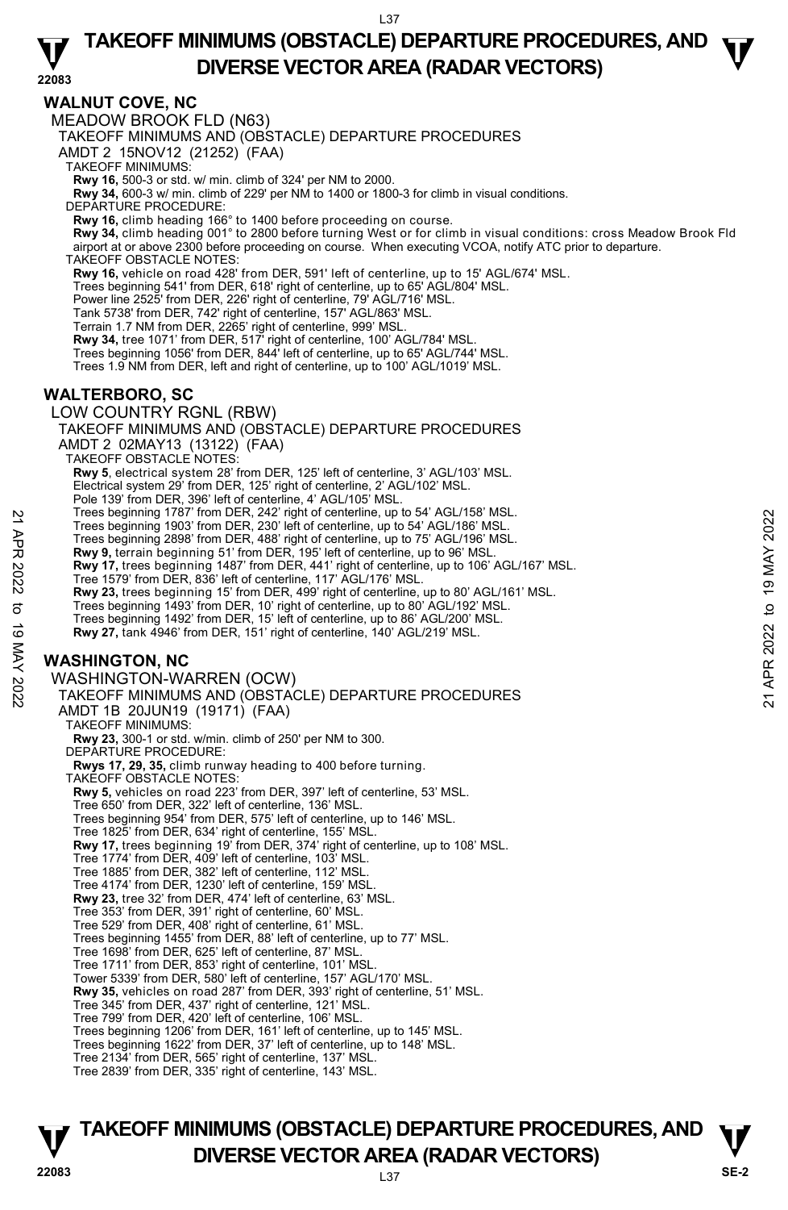## WALNUT COVE, NC

MEADOW BROOK FLD (N63)
TAKEOFF MINIMUMS AND (OBSTACLE) DEPARTURE PROCEDURES
AMDT 2 15NOV12 (21252) (FAA)
TAKEOFF MINIMUMS:
**Rwy 16,** 500-3 or std. w/ min. climb of 324' per NM to 2000.
**Rwy 34,** 600-3 w/ min. climb of 229' per NM to 1400 or 1800-3 for climb in visual conditions.
DEPARTURE PROCEDURE:
**Rwy 16,** climb heading 166° to 1400 before proceeding on course.
**Rwy 34,** climb heading 001° to 2800 before turning West or for climb in visual conditions: cross Meadow Brook Fld airport at or above 2300 before proceeding on course. When executing VCOA, notify ATC prior to departure.
TAKEOFF OBSTACLE NOTES:
**Rwy 16,** vehicle on road 428' from DER, 591' left of centerline, up to 15' AGL/674' MSL.
Trees beginning 541' from DER, 618' right of centerline, up to 65' AGL/804' MSL.
Power line 2525' from DER, 226' right of centerline, 79' AGL/716' MSL.
Tank 5738' from DER, 742' right of centerline, 157' AGL/863' MSL.
Terrain 1.7 NM from DER, 2265' right of centerline, 999' MSL.
**Rwy 34,** tree 1071' from DER, 517' right of centerline, 100' AGL/784' MSL.
Trees beginning 1056' from DER, 844' left of centerline, up to 65' AGL/744' MSL.
Trees 1.9 NM from DER, left and right of centerline, up to 100' AGL/1019' MSL.

## WALTERBORO, SC

LOW COUNTRY RGNL (RBW)
TAKEOFF MINIMUMS AND (OBSTACLE) DEPARTURE PROCEDURES
AMDT 2 02MAY13 (13122) (FAA)
TAKEOFF OBSTACLE NOTES:
**Rwy 5**, electrical system 28' from DER, 125' left of centerline, 3' AGL/103' MSL.
Electrical system 29' from DER, 125' right of centerline, 2' AGL/102' MSL.
Pole 139' from DER, 396' left of centerline, 4' AGL/105' MSL.
Trees beginning 1787' from DER, 242' right of centerline, up to 54' AGL/158' MSL.
Trees beginning 1903' from DER, 230' left of centerline, up to 54' AGL/186' MSL.
Trees beginning 2898' from DER, 488' right of centerline, up to 75' AGL/196' MSL.
**Rwy 9,** terrain beginning 51' from DER, 195' left of centerline, up to 96' MSL.
**Rwy 17,** trees beginning 1487' from DER, 441' right of centerline, up to 106' AGL/167' MSL.
Tree 1579' from DER, 836' left of centerline, 117' AGL/176' MSL.
**Rwy 23,** trees beginning 15' from DER, 499' right of centerline, up to 80' AGL/161' MSL.
Trees beginning 1493' from DER, 10' right of centerline, up to 80' AGL/192' MSL.
Trees beginning 1492' from DER, 15' left of centerline, up to 86' AGL/200' MSL.
**Rwy 27,** tank 4946' from DER, 151' right of centerline, 140' AGL/219' MSL.

## WASHINGTON, NC

WASHINGTON-WARREN (OCW)
TAKEOFF MINIMUMS AND (OBSTACLE) DEPARTURE PROCEDURES
AMDT 1B 20JUN19 (19171) (FAA)
TAKEOFF MINIMUMS:
**Rwy 23,** 300-1 or std. w/min. climb of 250' per NM to 300.
DEPARTURE PROCEDURE:
**Rwys 17, 29, 35,** climb runway heading to 400 before turning.
TAKEOFF OBSTACLE NOTES:
**Rwy 5,** vehicles on road 223' from DER, 397' left of centerline, 53' MSL.
Tree 650' from DER, 322' left of centerline, 136' MSL.
Trees beginning 954' from DER, 575' left of centerline, up to 146' MSL.
Tree 1825' from DER, 634' right of centerline, 155' MSL.
**Rwy 17,** trees beginning 19' from DER, 374' right of centerline, up to 108' MSL.
Tree 1774' from DER, 409' left of centerline, 103' MSL.
Tree 1885' from DER, 382' left of centerline, 112' MSL.
Tree 4174' from DER, 1230' left of centerline, 159' MSL.
**Rwy 23,** tree 32' from DER, 474' left of centerline, 63' MSL.
Tree 353' from DER, 391' right of centerline, 60' MSL.
Tree 529' from DER, 408' right of centerline, 61' MSL.
Trees beginning 1455' from DER, 88' left of centerline, up to 77' MSL.
Tree 1698' from DER, 625' left of centerline, 87' MSL.
Tree 1711' from DER, 853' right of centerline, 101' MSL.
Tower 5339' from DER, 580' left of centerline, 157' AGL/170' MSL.
**Rwy 35,** vehicles on road 287' from DER, 393' right of centerline, 51' MSL.
Tree 345' from DER, 437' right of centerline, 121' MSL.
Tree 799' from DER, 420' left of centerline, 106' MSL.
Trees beginning 1206' from DER, 161' left of centerline, up to 145' MSL.
Trees beginning 1622' from DER, 37' left of centerline, up to 148' MSL.
Tree 2134' from DER, 565' right of centerline, 137' MSL.
Tree 2839' from DER, 335' right of centerline, 143' MSL.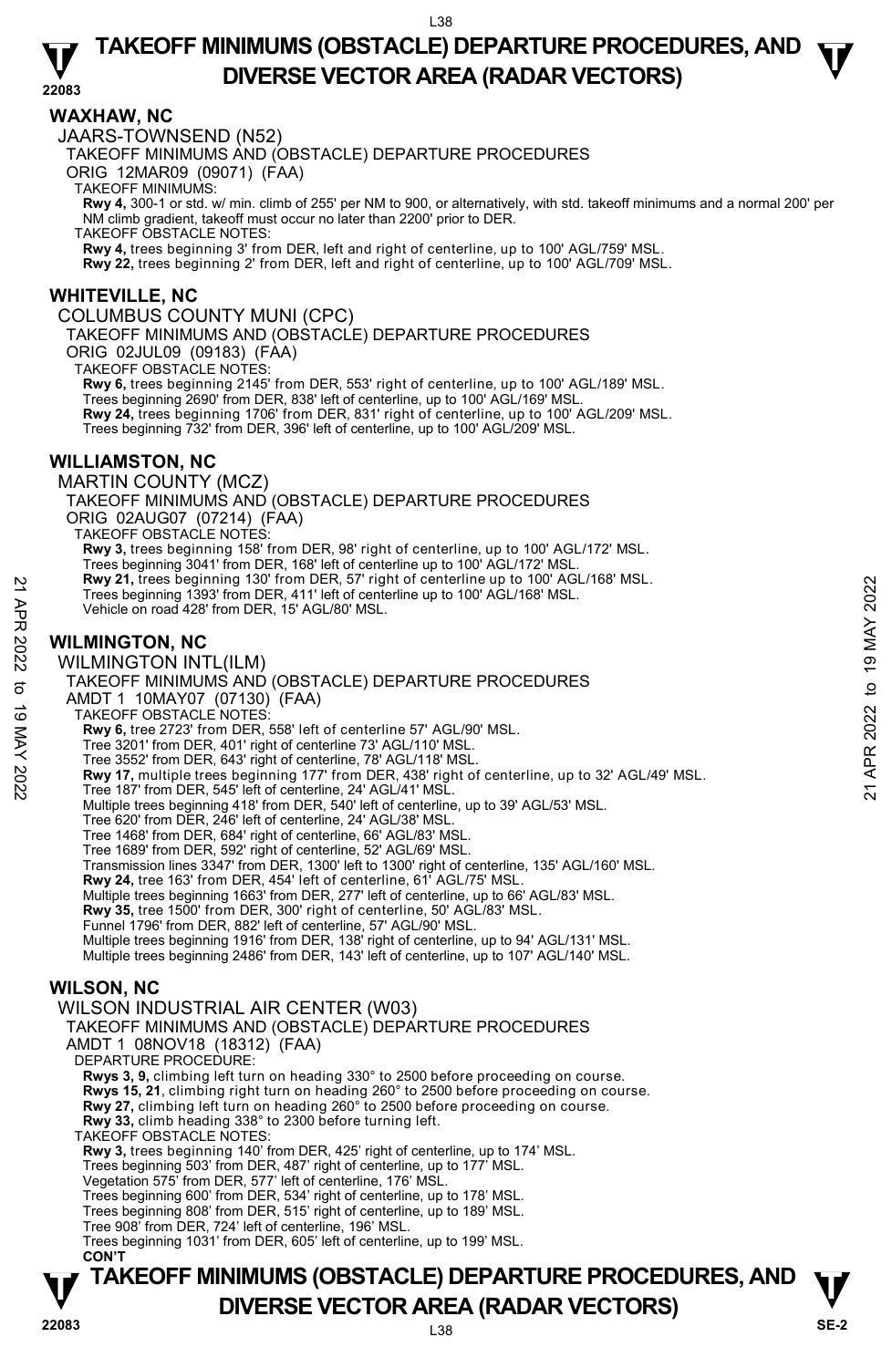## WAXHAW, NC

JAARS-TOWNSEND (N52)

TAKEOFF MINIMUMS AND (OBSTACLE) DEPARTURE PROCEDURES

ORIG 12MAR09 (09071) (FAA)

TAKEOFF MINIMUMS:

**Rwy 4,** 300-1 or std. w/ min. climb of 255' per NM to 900, or alternatively, with std. takeoff minimums and a normal 200' per NM climb gradient, takeoff must occur no later than 2200' prior to DER.

TAKEOFF OBSTACLE NOTES:

**Rwy 4,** trees beginning 3' from DER, left and right of centerline, up to 100' AGL/759' MSL.

**Rwy 22,** trees beginning 2' from DER, left and right of centerline, up to 100' AGL/709' MSL.

## WHITEVILLE, NC

COLUMBUS COUNTY MUNI (CPC)

TAKEOFF MINIMUMS AND (OBSTACLE) DEPARTURE PROCEDURES

ORIG 02JUL09 (09183) (FAA)

TAKEOFF OBSTACLE NOTES:

**Rwy 6,** trees beginning 2145' from DER, 553' right of centerline, up to 100' AGL/189' MSL.
Trees beginning 2690' from DER, 838' left of centerline, up to 100' AGL/169' MSL.

**Rwy 24,** trees beginning 1706' from DER, 831' right of centerline, up to 100' AGL/209' MSL.
Trees beginning 732' from DER, 396' left of centerline, up to 100' AGL/209' MSL.

## WILLIAMSTON, NC

MARTIN COUNTY (MCZ)

TAKEOFF MINIMUMS AND (OBSTACLE) DEPARTURE PROCEDURES

ORIG 02AUG07 (07214) (FAA)

TAKEOFF OBSTACLE NOTES:

**Rwy 3,** trees beginning 158' from DER, 98' right of centerline, up to 100' AGL/172' MSL.
Trees beginning 3041' from DER, 168' left of centerline up to 100' AGL/172' MSL.

**Rwy 21,** trees beginning 130' from DER, 57' right of centerline up to 100' AGL/168' MSL.
Trees beginning 1393' from DER, 411' left of centerline up to 100' AGL/168' MSL.
Vehicle on road 428' from DER, 15' AGL/80' MSL.

## WILMINGTON, NC

WILMINGTON INTL(ILM)

TAKEOFF MINIMUMS AND (OBSTACLE) DEPARTURE PROCEDURES

AMDT 1 10MAY07 (07130) (FAA)

TAKEOFF OBSTACLE NOTES:

**Rwy 6,** tree 2723' from DER, 558' left of centerline 57' AGL/90' MSL.
Tree 3201' from DER, 401' right of centerline 73' AGL/110' MSL.
Tree 3552' from DER, 643' right of centerline, 78' AGL/118' MSL.

**Rwy 17,** multiple trees beginning 177' from DER, 438' right of centerline, up to 32' AGL/49' MSL.
Tree 187' from DER, 545' left of centerline, 24' AGL/41' MSL.
Multiple trees beginning 418' from DER, 540' left of centerline, up to 39' AGL/53' MSL.
Tree 620' from DER, 246' left of centerline, 24' AGL/38' MSL.
Tree 1468' from DER, 684' right of centerline, 66' AGL/83' MSL.
Tree 1689' from DER, 592' right of centerline, 52' AGL/69' MSL.
Transmission lines 3347' from DER, 1300' left to 1300' right of centerline, 135' AGL/160' MSL.

**Rwy 24,** tree 163' from DER, 454' left of centerline, 61' AGL/75' MSL.
Multiple trees beginning 1663' from DER, 277' left of centerline, up to 66' AGL/83' MSL.

**Rwy 35,** tree 1500' from DER, 300' right of centerline, 50' AGL/83' MSL.
Funnel 1796' from DER, 882' left of centerline, 57' AGL/90' MSL.
Multiple trees beginning 1916' from DER, 138' right of centerline, up to 94' AGL/131' MSL.
Multiple trees beginning 2486' from DER, 143' left of centerline, up to 107' AGL/140' MSL.

## WILSON, NC

WILSON INDUSTRIAL AIR CENTER (W03)

TAKEOFF MINIMUMS AND (OBSTACLE) DEPARTURE PROCEDURES

AMDT 1 08NOV18 (18312) (FAA)

DEPARTURE PROCEDURE:

**Rwys 3, 9,** climbing left turn on heading 330° to 2500 before proceeding on course.

**Rwys 15, 21**, climbing right turn on heading 260° to 2500 before proceeding on course.

**Rwy 27,** climbing left turn on heading 260° to 2500 before proceeding on course.

**Rwy 33,** climb heading 338° to 2300 before turning left.

TAKEOFF OBSTACLE NOTES:

**Rwy 3,** trees beginning 140' from DER, 425' right of centerline, up to 174' MSL.
Trees beginning 503' from DER, 487' right of centerline, up to 177' MSL.
Vegetation 575' from DER, 577' left of centerline, 176' MSL.
Trees beginning 600' from DER, 534' right of centerline, up to 178' MSL.
Trees beginning 808' from DER, 515' right of centerline, up to 189' MSL.
Tree 908' from DER, 724' left of centerline, 196' MSL.
Trees beginning 1031' from DER, 605' left of centerline, up to 199' MSL.

**CON'T**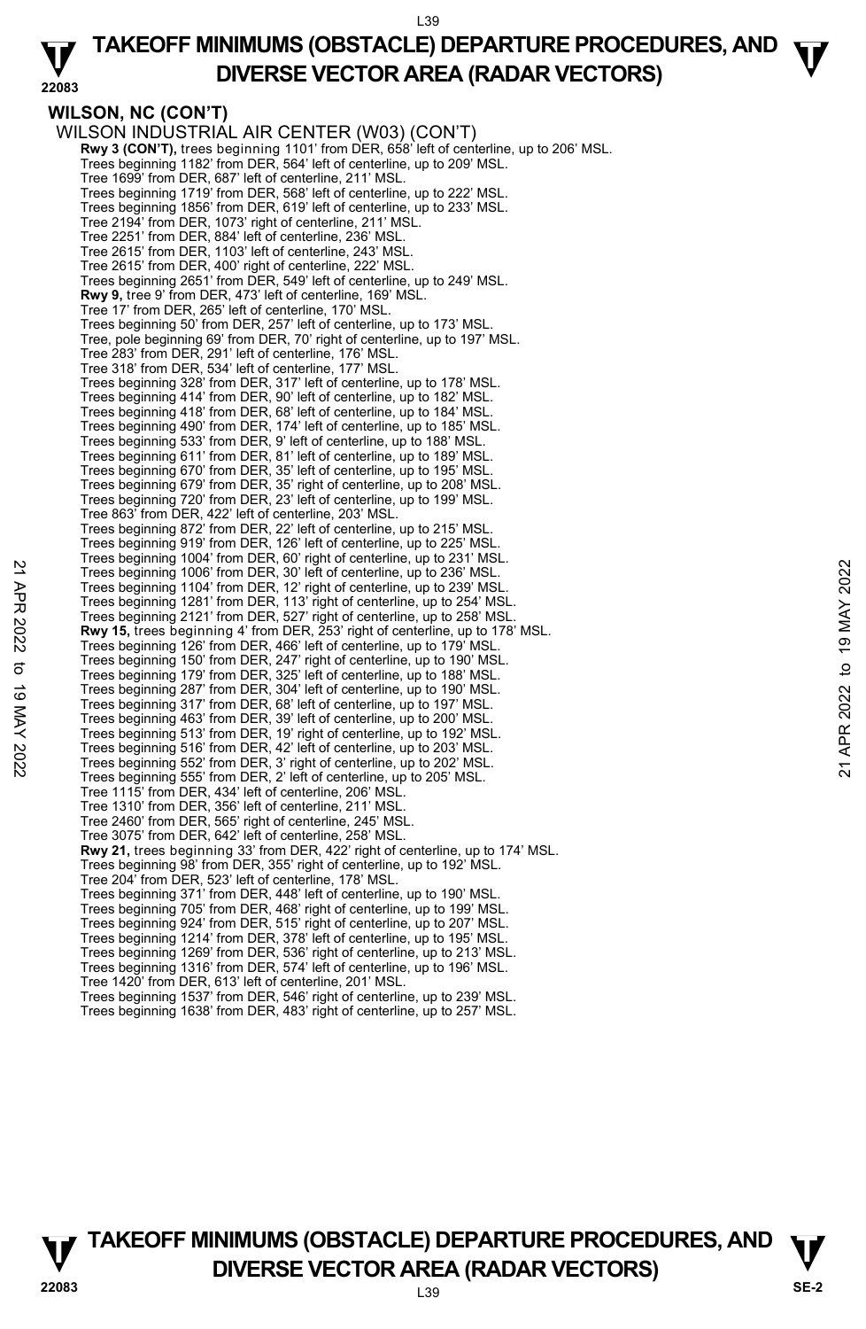## WILSON, NC (CON'T)

WILSON INDUSTRIAL AIR CENTER (W03) (CON'T)

**Rwy 3 (CON'T),** trees beginning 1101' from DER, 658' left of centerline, up to 206' MSL.
Trees beginning 1182' from DER, 564' left of centerline, up to 209' MSL.
Tree 1699' from DER, 687' left of centerline, 211' MSL.
Trees beginning 1719' from DER, 568' left of centerline, up to 222' MSL.
Trees beginning 1856' from DER, 619' left of centerline, up to 233' MSL.
Tree 2194' from DER, 1073' right of centerline, 211' MSL.
Tree 2251' from DER, 884' left of centerline, 236' MSL.
Tree 2615' from DER, 1103' left of centerline, 243' MSL.
Tree 2615' from DER, 400' right of centerline, 222' MSL.
Trees beginning 2651' from DER, 549' left of centerline, up to 249' MSL.

**Rwy 9,** tree 9' from DER, 473' left of centerline, 169' MSL.
Tree 17' from DER, 265' left of centerline, 170' MSL.
Trees beginning 50' from DER, 257' left of centerline, up to 173' MSL.
Tree, pole beginning 69' from DER, 70' right of centerline, up to 197' MSL.
Tree 283' from DER, 291' left of centerline, 176' MSL.
Tree 318' from DER, 534' left of centerline, 177' MSL.
Trees beginning 328' from DER, 317' left of centerline, up to 178' MSL.
Trees beginning 414' from DER, 90' left of centerline, up to 182' MSL.
Trees beginning 418' from DER, 68' left of centerline, up to 184' MSL.
Trees beginning 490' from DER, 174' left of centerline, up to 185' MSL.
Trees beginning 533' from DER, 9' left of centerline, up to 188' MSL.
Trees beginning 611' from DER, 81' left of centerline, up to 189' MSL.
Trees beginning 670' from DER, 35' left of centerline, up to 195' MSL.
Trees beginning 679' from DER, 35' right of centerline, up to 208' MSL.
Trees beginning 720' from DER, 23' left of centerline, up to 199' MSL.
Tree 863' from DER, 422' left of centerline, 203' MSL.
Trees beginning 872' from DER, 22' left of centerline, up to 215' MSL.
Trees beginning 919' from DER, 126' left of centerline, up to 225' MSL.
Trees beginning 1004' from DER, 60' right of centerline, up to 231' MSL.
Trees beginning 1006' from DER, 30' left of centerline, up to 236' MSL.
Trees beginning 1104' from DER, 12' right of centerline, up to 239' MSL.
Trees beginning 1281' from DER, 113' right of centerline, up to 254' MSL.
Trees beginning 2121' from DER, 527' right of centerline, up to 258' MSL.

**Rwy 15,** trees beginning 4' from DER, 253' right of centerline, up to 178' MSL.
Trees beginning 126' from DER, 466' left of centerline, up to 179' MSL.
Trees beginning 150' from DER, 247' right of centerline, up to 190' MSL.
Trees beginning 179' from DER, 325' left of centerline, up to 188' MSL.
Trees beginning 287' from DER, 304' left of centerline, up to 190' MSL.
Trees beginning 317' from DER, 68' left of centerline, up to 197' MSL.
Trees beginning 463' from DER, 39' left of centerline, up to 200' MSL.
Trees beginning 513' from DER, 19' right of centerline, up to 192' MSL.
Trees beginning 516' from DER, 42' left of centerline, up to 203' MSL.
Trees beginning 552' from DER, 3' right of centerline, up to 202' MSL.
Trees beginning 555' from DER, 2' left of centerline, up to 205' MSL.
Tree 1115' from DER, 434' left of centerline, 206' MSL.
Tree 1310' from DER, 356' left of centerline, 211' MSL.
Tree 2460' from DER, 565' right of centerline, 245' MSL.
Tree 3075' from DER, 642' left of centerline, 258' MSL.

**Rwy 21,** trees beginning 33' from DER, 422' right of centerline, up to 174' MSL.
Trees beginning 98' from DER, 355' right of centerline, up to 192' MSL.
Tree 204' from DER, 523' left of centerline, 178' MSL.
Trees beginning 371' from DER, 448' left of centerline, up to 190' MSL.
Trees beginning 705' from DER, 468' right of centerline, up to 199' MSL.
Trees beginning 924' from DER, 515' right of centerline, up to 207' MSL.
Trees beginning 1214' from DER, 378' left of centerline, up to 195' MSL.
Trees beginning 1269' from DER, 536' right of centerline, up to 213' MSL.
Trees beginning 1316' from DER, 574' left of centerline, up to 196' MSL.
Tree 1420' from DER, 613' left of centerline, 201' MSL.
Trees beginning 1537' from DER, 546' right of centerline, up to 239' MSL.
Trees beginning 1638' from DER, 483' right of centerline, up to 257' MSL.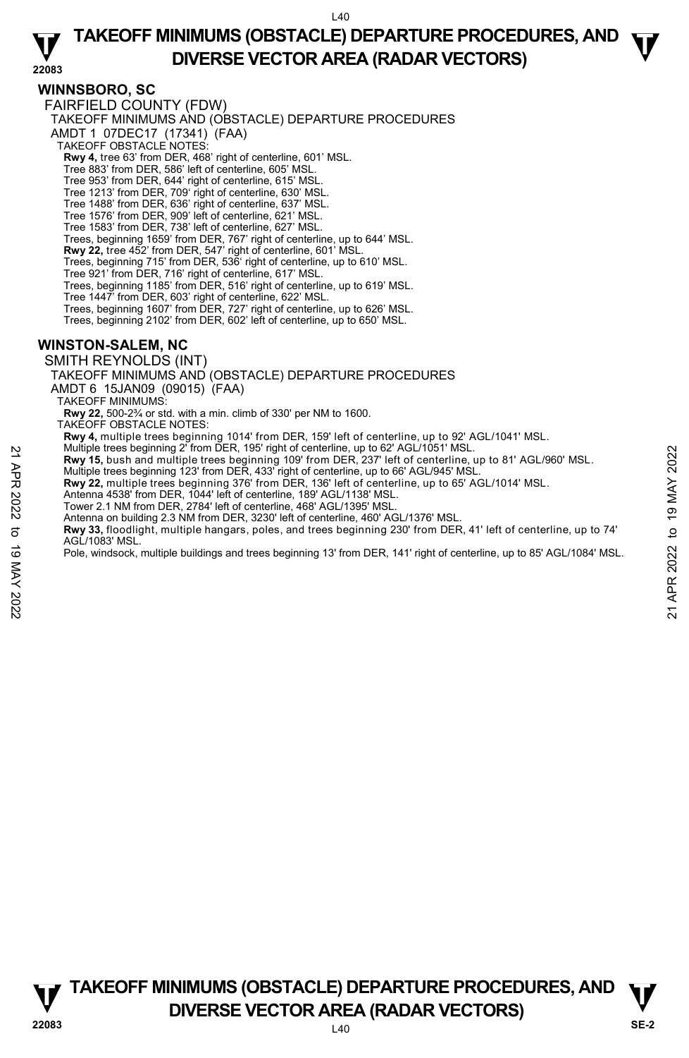## WINNSBORO, SC

FAIRFIELD COUNTY (FDW)

TAKEOFF MINIMUMS AND (OBSTACLE) DEPARTURE PROCEDURES

AMDT 1 07DEC17 (17341) (FAA)

TAKEOFF OBSTACLE NOTES:

**Rwy 4,** tree 63' from DER, 468' right of centerline, 601' MSL.
Tree 883' from DER, 586' left of centerline, 605' MSL.
Tree 953' from DER, 644' right of centerline, 615' MSL.
Tree 1213' from DER, 709' right of centerline, 630' MSL.
Tree 1488' from DER, 636' right of centerline, 637' MSL.
Tree 1576' from DER, 909' left of centerline, 621' MSL.
Tree 1583' from DER, 738' left of centerline, 627' MSL.
Trees, beginning 1659' from DER, 767' right of centerline, up to 644' MSL.
**Rwy 22,** tree 452' from DER, 547' right of centerline, 601' MSL.
Trees, beginning 715' from DER, 536' right of centerline, up to 610' MSL.
Tree 921' from DER, 716' right of centerline, 617' MSL.
Trees, beginning 1185' from DER, 516' right of centerline, up to 619' MSL.
Tree 1447' from DER, 603' right of centerline, 622' MSL.
Trees, beginning 1607' from DER, 727' right of centerline, up to 626' MSL.
Trees, beginning 2102' from DER, 602' left of centerline, up to 650' MSL.

## WINSTON-SALEM, NC

SMITH REYNOLDS (INT)

TAKEOFF MINIMUMS AND (OBSTACLE) DEPARTURE PROCEDURES

AMDT 6 15JAN09 (09015) (FAA)

TAKEOFF MINIMUMS:

**Rwy 22,** 500-2¾ or std. with a min. climb of 330' per NM to 1600.

TAKEOFF OBSTACLE NOTES:

**Rwy 4,** multiple trees beginning 1014' from DER, 159' left of centerline, up to 92' AGL/1041' MSL.
Multiple trees beginning 2' from DER, 195' right of centerline, up to 62' AGL/1051' MSL.
**Rwy 15,** bush and multiple trees beginning 109' from DER, 237' left of centerline, up to 81' AGL/960' MSL.
Multiple trees beginning 123' from DER, 433' right of centerline, up to 66' AGL/945' MSL.
**Rwy 22,** multiple trees beginning 376' from DER, 136' left of centerline, up to 65' AGL/1014' MSL.
Antenna 4538' from DER, 1044' left of centerline, 189' AGL/1138' MSL.
Tower 2.1 NM from DER, 2784' left of centerline, 468' AGL/1395' MSL.
Antenna on building 2.3 NM from DER, 3230' left of centerline, 460' AGL/1376' MSL.
**Rwy 33,** floodlight, multiple hangars, poles, and trees beginning 230' from DER, 41' left of centerline, up to 74' AGL/1083' MSL.
Pole, windsock, multiple buildings and trees beginning 13' from DER, 141' right of centerline, up to 85' AGL/1084' MSL.